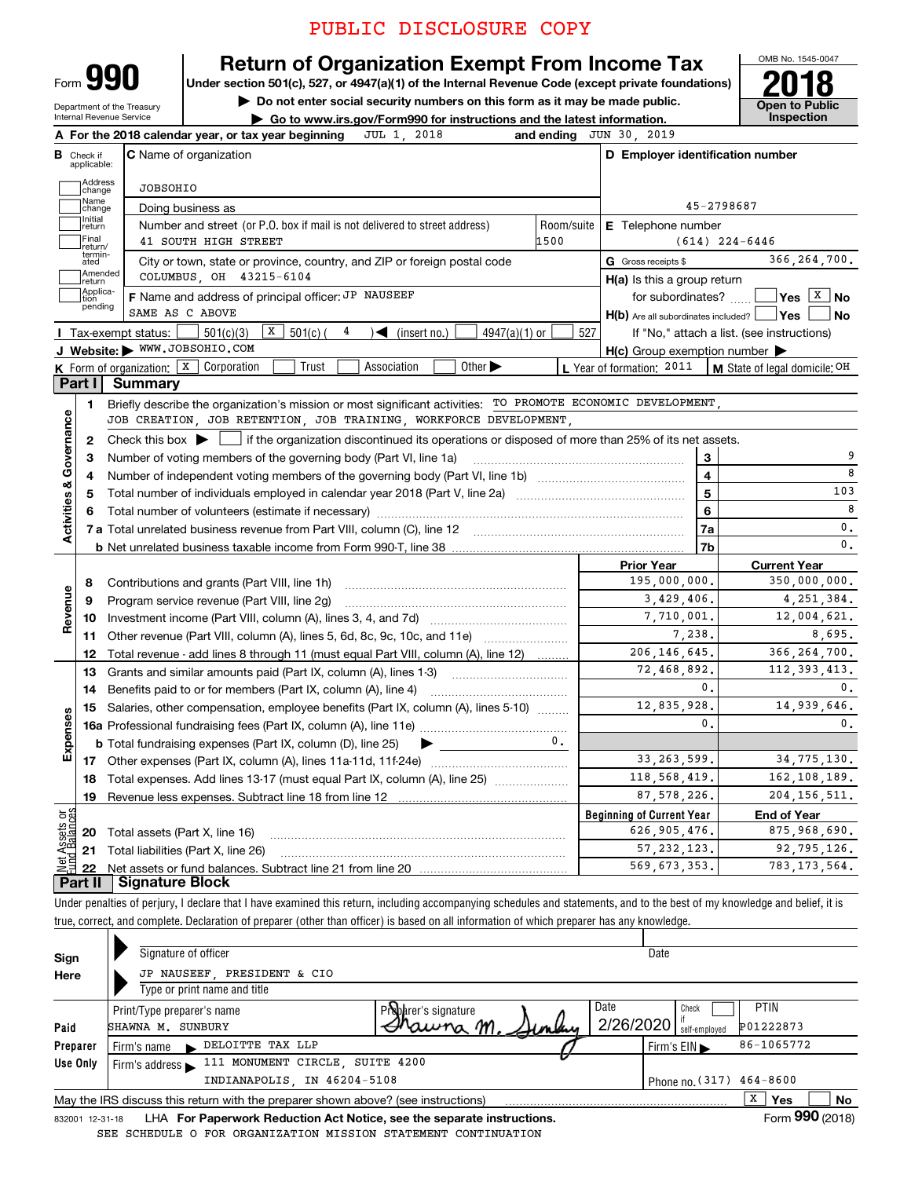PUBLIC DISCLOSURE COPY

# Form 990 — Return of Organization Exempt From Income Tax — 2018

Under section 501(c), 527, or 4947(a)(1) of the Internal Revenue Code (except private foundations)

▶ Do not enter social security numbers on this form as it may be made public.

▶ Go to www.irs.gov/Form990 for instructions and the latest information.

Department of the Treasury, Internal Revenue Service

OMB No. 1545-0047 — Open to Public Inspection

**A** For the 2018 calendar year, or tax year beginning JUL 1, 2018 and ending JUN 30, 2019

**B** Check if applicable: [ ] Address change [ ] Name change [ ] Initial return [ ] Final return/terminated [ ] Amended return [ ] Application pending

**C** Name of organization: JOBSOHIO

Doing business as

Number and street (or P.O. box if mail is not delivered to street address): 41 SOUTH HIGH STREET — Room/suite: 1500

City or town, state or province, country, and ZIP or foreign postal code: COLUMBUS, OH 43215-6104

**D** Employer identification number: 45-2798687

**E** Telephone number: (614) 224-6446

**G** Gross receipts $ 366,264,700.

**F** Name and address of principal officer: JP NAUSEEF, SAME AS C ABOVE

**H(a)** Is this a group return for subordinates? [ ] Yes [X] No

**H(b)** Are all subordinates included? [ ] Yes [ ] No — If "No," attach a list. (see instructions)

**H(c)** Group exemption number ▶

**I** Tax-exempt status: [ ] 501(c)(3) [X] 501(c) ( 4 ) ◀ (insert no.) [ ] 4947(a)(1) or [ ] 527

**J** Website: ▶ WWW.JOBSOHIO.COM

**K** Form of organization: [X] Corporation [ ] Trust [ ] Association [ ] Other ▶

**L** Year of formation: 2011

**M** State of legal domicile: OH

## Part I Summary

**Activities & Governance**

1. Briefly describe the organization's mission or most significant activities: TO PROMOTE ECONOMIC DEVELOPMENT, JOB CREATION, JOB RETENTION, JOB TRAINING, WORKFORCE DEVELOPMENT,
2. Check this box ▶ [ ] if the organization discontinued its operations or disposed of more than 25% of its net assets.

| | | Line | Value |
|---|---|---|---|
| 3 | Number of voting members of the governing body (Part VI, line 1a) | 3 | 9 |
| 4 | Number of independent voting members of the governing body (Part VI, line 1b) | 4 | 8 |
| 5 | Total number of individuals employed in calendar year 2018 (Part V, line 2a) | 5 | 103 |
| 6 | Total number of volunteers (estimate if necessary) | 6 | 8 |
| 7a | Total unrelated business revenue from Part VIII, column (C), line 12 | 7a | 0. |
| b | Net unrelated business taxable income from Form 990-T, line 38 | 7b | 0. |

**Revenue / Expenses**

| | | Prior Year | Current Year |
|---|---|---|---|
| 8 | Contributions and grants (Part VIII, line 1h) | 195,000,000. | 350,000,000. |
| 9 | Program service revenue (Part VIII, line 2g) | 3,429,406. | 4,251,384. |
| 10 | Investment income (Part VIII, column (A), lines 3, 4, and 7d) | 7,710,001. | 12,004,621. |
| 11 | Other revenue (Part VIII, column (A), lines 5, 6d, 8c, 9c, 10c, and 11e) | 7,238. | 8,695. |
| 12 | Total revenue - add lines 8 through 11 (must equal Part VIII, column (A), line 12) | 206,146,645. | 366,264,700. |
| 13 | Grants and similar amounts paid (Part IX, column (A), lines 1-3) | 72,468,892. | 112,393,413. |
| 14 | Benefits paid to or for members (Part IX, column (A), line 4) | 0. | 0. |
| 15 | Salaries, other compensation, employee benefits (Part IX, column (A), lines 5-10) | 12,835,928. | 14,939,646. |
| 16a | Professional fundraising fees (Part IX, column (A), line 11e) | 0. | 0. |
| b | Total fundraising expenses (Part IX, column (D), line 25) ▶ 0. | | |
| 17 | Other expenses (Part IX, column (A), lines 11a-11d, 11f-24e) | 33,263,599. | 34,775,130. |
| 18 | Total expenses. Add lines 13-17 (must equal Part IX, column (A), line 25) | 118,568,419. | 162,108,189. |
| 19 | Revenue less expenses. Subtract line 18 from line 12 | 87,578,226. | 204,156,511. |

**Net Assets or Fund Balances**

| | | Beginning of Current Year | End of Year |
|---|---|---|---|
| 20 | Total assets (Part X, line 16) | 626,905,476. | 875,968,690. |
| 21 | Total liabilities (Part X, line 26) | 57,232,123. | 92,795,126. |
| 22 | Net assets or fund balances. Subtract line 21 from line 20 | 569,673,353. | 783,173,564. |

## Part II Signature Block

Under penalties of perjury, I declare that I have examined this return, including accompanying schedules and statements, and to the best of my knowledge and belief, it is true, correct, and complete. Declaration of preparer (other than officer) is based on all information of which preparer has any knowledge.

**Sign Here**

Signature of officer — Date

JP NAUSEEF, PRESIDENT & CIO

Type or print name and title

**Paid Preparer Use Only**

| Print/Type preparer's name | Preparer's signature | Date | Check if self-employed | PTIN |
|---|---|---|---|---|
| SHAWNA M. SUNBURY | Shawna M. Sunbury | 2/26/2020 | [ ] | P01222873 |

Firm's name ▶ DELOITTE TAX LLP — Firm's EIN ▶ 86-1065772

Firm's address ▶ 111 MONUMENT CIRCLE, SUITE 4200, INDIANAPOLIS, IN 46204-5108 — Phone no. (317) 464-8600

May the IRS discuss this return with the preparer shown above? (see instructions) [X] Yes [ ] No

832001 12-31-18 LHA For Paperwork Reduction Act Notice, see the separate instructions. Form 990 (2018)

SEE SCHEDULE O FOR ORGANIZATION MISSION STATEMENT CONTINUATION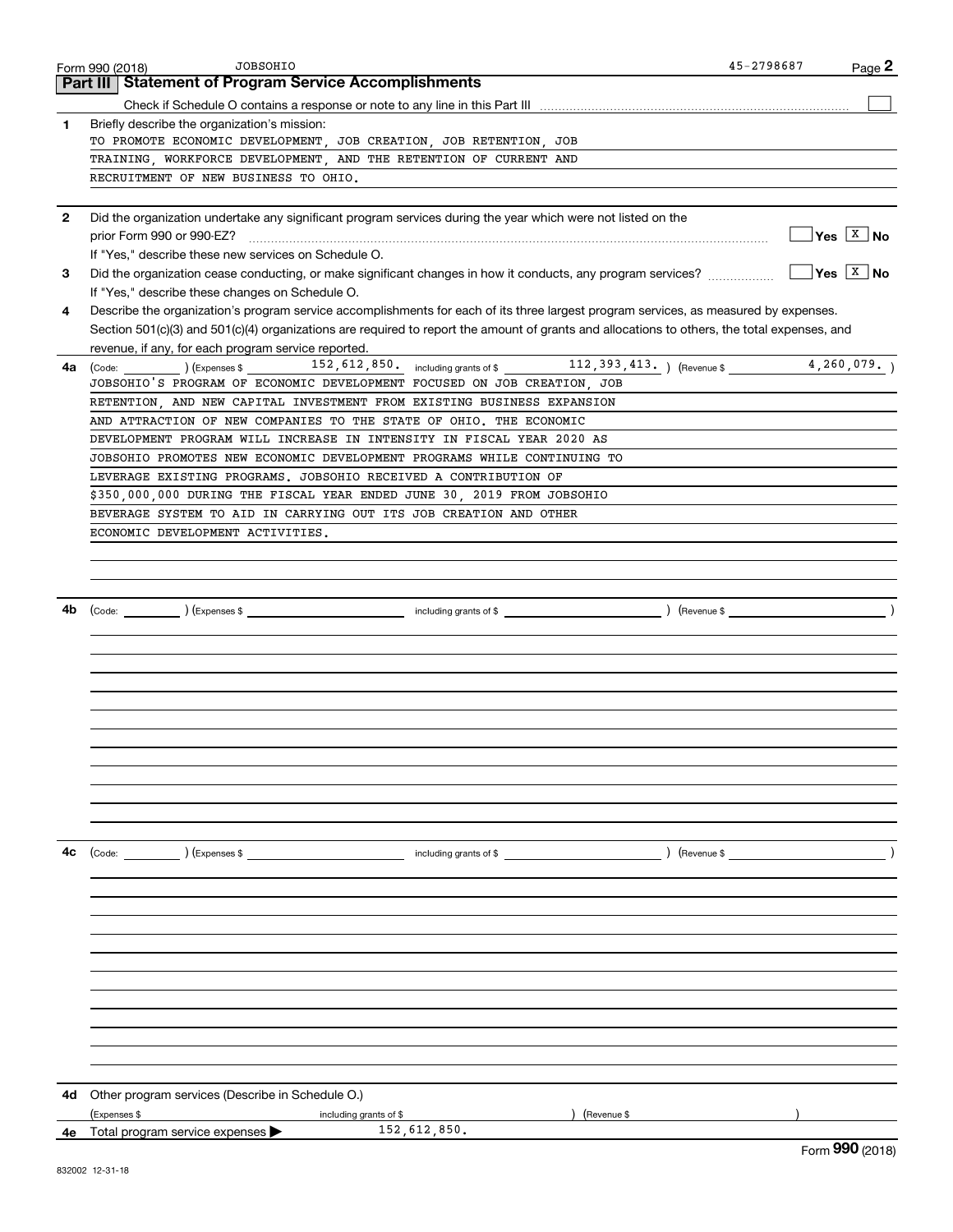Form 990 (2018) JOBSOHIO 45-2798687

## Part III Statement of Program Service Accomplishments

Check if Schedule O contains a response or note to any line in this Part III ☐

**1** Briefly describe the organization's mission:

TO PROMOTE ECONOMIC DEVELOPMENT, JOB CREATION, JOB RETENTION, JOB TRAINING, WORKFORCE DEVELOPMENT, AND THE RETENTION OF CURRENT AND RECRUITMENT OF NEW BUSINESS TO OHIO.

**2** Did the organization undertake any significant program services during the year which were not listed on the prior Form 990 or 990-EZ? ☐ Yes ☒ No

If "Yes," describe these new services on Schedule O.

**3** Did the organization cease conducting, or make significant changes in how it conducts, any program services? ☐ Yes ☒ No

If "Yes," describe these changes on Schedule O.

**4** Describe the organization's program service accomplishments for each of its three largest program services, as measured by expenses. Section 501(c)(3) and 501(c)(4) organizations are required to report the amount of grants and allocations to others, the total expenses, and revenue, if any, for each program service reported.

**4a** (Code: ) (Expenses $ 152,612,850. including grants of $ 112,393,413. ) (Revenue $ 4,260,079. )

JOBSOHIO'S PROGRAM OF ECONOMIC DEVELOPMENT FOCUSED ON JOB CREATION, JOB RETENTION, AND NEW CAPITAL INVESTMENT FROM EXISTING BUSINESS EXPANSION AND ATTRACTION OF NEW COMPANIES TO THE STATE OF OHIO. THE ECONOMIC DEVELOPMENT PROGRAM WILL INCREASE IN INTENSITY IN FISCAL YEAR 2020 AS JOBSOHIO PROMOTES NEW ECONOMIC DEVELOPMENT PROGRAMS WHILE CONTINUING TO LEVERAGE EXISTING PROGRAMS. JOBSOHIO RECEIVED A CONTRIBUTION OF $350,000,000 DURING THE FISCAL YEAR ENDED JUNE 30, 2019 FROM JOBSOHIO BEVERAGE SYSTEM TO AID IN CARRYING OUT ITS JOB CREATION AND OTHER ECONOMIC DEVELOPMENT ACTIVITIES.

**4b** (Code: ) (Expenses $ including grants of $ ) (Revenue $ )

**4c** (Code: ) (Expenses $ including grants of $ ) (Revenue $ )

**4d** Other program services (Describe in Schedule O.)

(Expenses $ including grants of $ ) (Revenue $ )

**4e** Total program service expenses ▶ 152,612,850.

Form 990 (2018)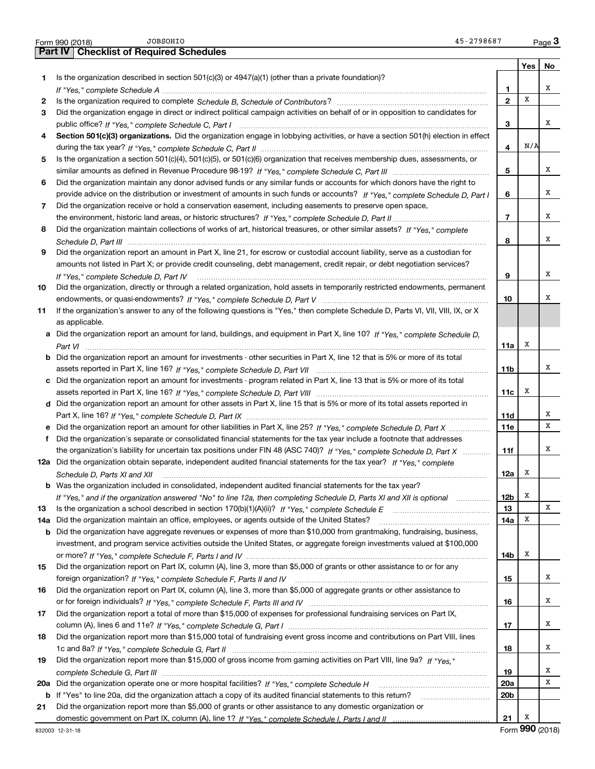Form 990 (2018) JOBSOHIO 45-2798687

## Part IV Checklist of Required Schedules

| | | | Yes | No |
|---|---|---|---|---|
| 1 | Is the organization described in section 501(c)(3) or 4947(a)(1) (other than a private foundation)? *If "Yes," complete Schedule A* | 1 | | X |
| 2 | Is the organization required to complete *Schedule B, Schedule of Contributors*? | 2 | X | |
| 3 | Did the organization engage in direct or indirect political campaign activities on behalf of or in opposition to candidates for public office? *If "Yes," complete Schedule C, Part I* | 3 | | X |
| 4 | **Section 501(c)(3) organizations.** Did the organization engage in lobbying activities, or have a section 501(h) election in effect during the tax year? *If "Yes," complete Schedule C, Part II* | 4 | N/A | |
| 5 | Is the organization a section 501(c)(4), 501(c)(5), or 501(c)(6) organization that receives membership dues, assessments, or similar amounts as defined in Revenue Procedure 98-19? *If "Yes," complete Schedule C, Part III* | 5 | | X |
| 6 | Did the organization maintain any donor advised funds or any similar funds or accounts for which donors have the right to provide advice on the distribution or investment of amounts in such funds or accounts? *If "Yes," complete Schedule D, Part I* | 6 | | X |
| 7 | Did the organization receive or hold a conservation easement, including easements to preserve open space, the environment, historic land areas, or historic structures? *If "Yes," complete Schedule D, Part II* | 7 | | X |
| 8 | Did the organization maintain collections of works of art, historical treasures, or other similar assets? *If "Yes," complete Schedule D, Part III* | 8 | | X |
| 9 | Did the organization report an amount in Part X, line 21, for escrow or custodial account liability, serve as a custodian for amounts not listed in Part X; or provide credit counseling, debt management, credit repair, or debt negotiation services? *If "Yes," complete Schedule D, Part IV* | 9 | | X |
| 10 | Did the organization, directly or through a related organization, hold assets in temporarily restricted endowments, permanent endowments, or quasi-endowments? *If "Yes," complete Schedule D, Part V* | 10 | | X |
| 11 | If the organization's answer to any of the following questions is "Yes," then complete Schedule D, Parts VI, VII, VIII, IX, or X as applicable. | | | |
| a | Did the organization report an amount for land, buildings, and equipment in Part X, line 10? *If "Yes," complete Schedule D, Part VI* | 11a | X | |
| b | Did the organization report an amount for investments - other securities in Part X, line 12 that is 5% or more of its total assets reported in Part X, line 16? *If "Yes," complete Schedule D, Part VII* | 11b | | X |
| c | Did the organization report an amount for investments - program related in Part X, line 13 that is 5% or more of its total assets reported in Part X, line 16? *If "Yes," complete Schedule D, Part VIII* | 11c | X | |
| d | Did the organization report an amount for other assets in Part X, line 15 that is 5% or more of its total assets reported in Part X, line 16? *If "Yes," complete Schedule D, Part IX* | 11d | | X |
| e | Did the organization report an amount for other liabilities in Part X, line 25? *If "Yes," complete Schedule D, Part X* | 11e | | X |
| f | Did the organization's separate or consolidated financial statements for the tax year include a footnote that addresses the organization's liability for uncertain tax positions under FIN 48 (ASC 740)? *If "Yes," complete Schedule D, Part X* | 11f | | X |
| 12a | Did the organization obtain separate, independent audited financial statements for the tax year? *If "Yes," complete Schedule D, Parts XI and XII* | 12a | X | |
| b | Was the organization included in consolidated, independent audited financial statements for the tax year? *If "Yes," and if the organization answered "No" to line 12a, then completing Schedule D, Parts XI and XII is optional* | 12b | X | |
| 13 | Is the organization a school described in section 170(b)(1)(A)(ii)? *If "Yes," complete Schedule E* | 13 | | X |
| 14a | Did the organization maintain an office, employees, or agents outside of the United States? | 14a | X | |
| b | Did the organization have aggregate revenues or expenses of more than $10,000 from grantmaking, fundraising, business, investment, and program service activities outside the United States, or aggregate foreign investments valued at $100,000 or more? *If "Yes," complete Schedule F, Parts I and IV* | 14b | X | |
| 15 | Did the organization report on Part IX, column (A), line 3, more than $5,000 of grants or other assistance to or for any foreign organization? *If "Yes," complete Schedule F, Parts II and IV* | 15 | | X |
| 16 | Did the organization report on Part IX, column (A), line 3, more than $5,000 of aggregate grants or other assistance to or for foreign individuals? *If "Yes," complete Schedule F, Parts III and IV* | 16 | | X |
| 17 | Did the organization report a total of more than $15,000 of expenses for professional fundraising services on Part IX, column (A), lines 6 and 11e? *If "Yes," complete Schedule G, Part I* | 17 | | X |
| 18 | Did the organization report more than $15,000 total of fundraising event gross income and contributions on Part VIII, lines 1c and 8a? *If "Yes," complete Schedule G, Part II* | 18 | | X |
| 19 | Did the organization report more than $15,000 of gross income from gaming activities on Part VIII, line 9a? *If "Yes," complete Schedule G, Part III* | 19 | | X |
| 20a | Did the organization operate one or more hospital facilities? *If "Yes," complete Schedule H* | 20a | | X |
| b | If "Yes" to line 20a, did the organization attach a copy of its audited financial statements to this return? | 20b | | |
| 21 | Did the organization report more than $5,000 of grants or other assistance to any domestic organization or domestic government on Part IX, column (A), line 1? *If "Yes," complete Schedule I, Parts I and II* | 21 | X | |

832003 12-31-18 Form **990** (2018)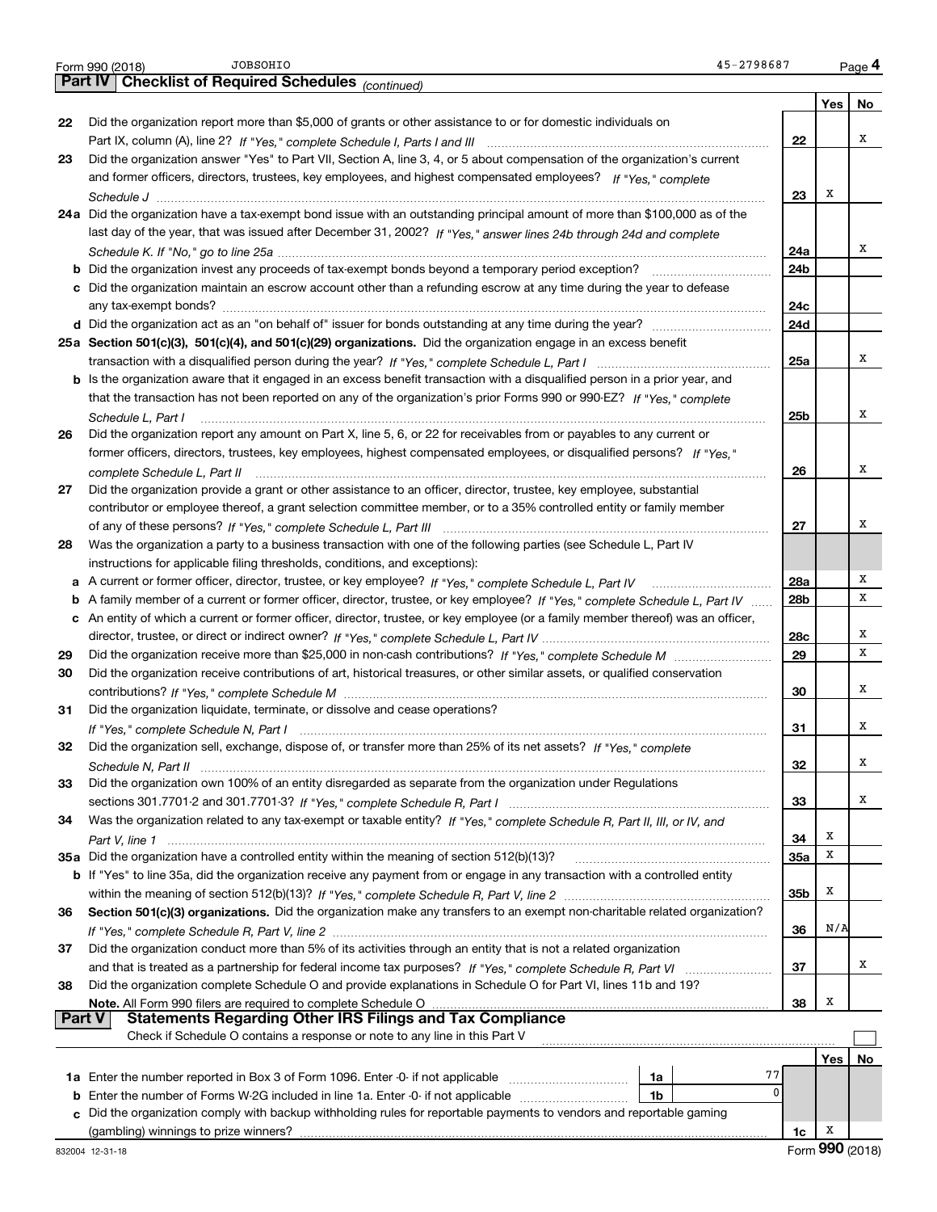Form 990 (2018) JOBSOHIO 45-2798687 Page 4

## Part IV | Checklist of Required Schedules *(continued)*

| | | | Yes | No |
|---|---|---|---|---|
| 22 | Did the organization report more than $5,000 of grants or other assistance to or for domestic individuals on Part IX, column (A), line 2? *If "Yes," complete Schedule I, Parts I and III* | 22 | | X |
| 23 | Did the organization answer "Yes" to Part VII, Section A, line 3, 4, or 5 about compensation of the organization's current and former officers, directors, trustees, key employees, and highest compensated employees? *If "Yes," complete Schedule J* | 23 | X | |
| 24a | Did the organization have a tax-exempt bond issue with an outstanding principal amount of more than $100,000 as of the last day of the year, that was issued after December 31, 2002? *If "Yes," answer lines 24b through 24d and complete Schedule K. If "No," go to line 25a* | 24a | | X |
| b | Did the organization invest any proceeds of tax-exempt bonds beyond a temporary period exception? | 24b | | |
| c | Did the organization maintain an escrow account other than a refunding escrow at any time during the year to defease any tax-exempt bonds? | 24c | | |
| d | Did the organization act as an "on behalf of" issuer for bonds outstanding at any time during the year? | 24d | | |
| 25a | **Section 501(c)(3), 501(c)(4), and 501(c)(29) organizations.** Did the organization engage in an excess benefit transaction with a disqualified person during the year? *If "Yes," complete Schedule L, Part I* | 25a | | X |
| b | Is the organization aware that it engaged in an excess benefit transaction with a disqualified person in a prior year, and that the transaction has not been reported on any of the organization's prior Forms 990 or 990-EZ? *If "Yes," complete Schedule L, Part I* | 25b | | X |
| 26 | Did the organization report any amount on Part X, line 5, 6, or 22 for receivables from or payables to any current or former officers, directors, trustees, key employees, highest compensated employees, or disqualified persons? *If "Yes," complete Schedule L, Part II* | 26 | | X |
| 27 | Did the organization provide a grant or other assistance to an officer, director, trustee, key employee, substantial contributor or employee thereof, a grant selection committee member, or to a 35% controlled entity or family member of any of these persons? *If "Yes," complete Schedule L, Part III* | 27 | | X |
| 28 | Was the organization a party to a business transaction with one of the following parties (see Schedule L, Part IV instructions for applicable filing thresholds, conditions, and exceptions): | | | |
| a | A current or former officer, director, trustee, or key employee? *If "Yes," complete Schedule L, Part IV* | 28a | | X |
| b | A family member of a current or former officer, director, trustee, or key employee? *If "Yes," complete Schedule L, Part IV* | 28b | | X |
| c | An entity of which a current or former officer, director, trustee, or key employee (or a family member thereof) was an officer, director, trustee, or direct or indirect owner? *If "Yes," complete Schedule L, Part IV* | 28c | | X |
| 29 | Did the organization receive more than $25,000 in non-cash contributions? *If "Yes," complete Schedule M* | 29 | | X |
| 30 | Did the organization receive contributions of art, historical treasures, or other similar assets, or qualified conservation contributions? *If "Yes," complete Schedule M* | 30 | | X |
| 31 | Did the organization liquidate, terminate, or dissolve and cease operations? *If "Yes," complete Schedule N, Part I* | 31 | | X |
| 32 | Did the organization sell, exchange, dispose of, or transfer more than 25% of its net assets? *If "Yes," complete Schedule N, Part II* | 32 | | X |
| 33 | Did the organization own 100% of an entity disregarded as separate from the organization under Regulations sections 301.7701-2 and 301.7701-3? *If "Yes," complete Schedule R, Part I* | 33 | | X |
| 34 | Was the organization related to any tax-exempt or taxable entity? *If "Yes," complete Schedule R, Part II, III, or IV, and Part V, line 1* | 34 | X | |
| 35a | Did the organization have a controlled entity within the meaning of section 512(b)(13)? | 35a | X | |
| b | If "Yes" to line 35a, did the organization receive any payment from or engage in any transaction with a controlled entity within the meaning of section 512(b)(13)? *If "Yes," complete Schedule R, Part V, line 2* | 35b | X | |
| 36 | **Section 501(c)(3) organizations.** Did the organization make any transfers to an exempt non-charitable related organization? *If "Yes," complete Schedule R, Part V, line 2* | 36 | N/A | |
| 37 | Did the organization conduct more than 5% of its activities through an entity that is not a related organization and that is treated as a partnership for federal income tax purposes? *If "Yes," complete Schedule R, Part VI* | 37 | | X |
| 38 | Did the organization complete Schedule O and provide explanations in Schedule O for Part VI, lines 11b and 19? **Note.** All Form 990 filers are required to complete Schedule O | 38 | X | |

## Part V | Statements Regarding Other IRS Filings and Tax Compliance

Check if Schedule O contains a response or note to any line in this Part V ☐

| | | | | | Yes | No |
|---|---|---|---|---|---|---|
| 1a | Enter the number reported in Box 3 of Form 1096. Enter -0- if not applicable | 1a | 77 | | | |
| b | Enter the number of Forms W-2G included in line 1a. Enter -0- if not applicable | 1b | 0 | | | |
| c | Did the organization comply with backup withholding rules for reportable payments to vendors and reportable gaming (gambling) winnings to prize winners? | | | 1c | X | |

832004 12-31-18 Form **990** (2018)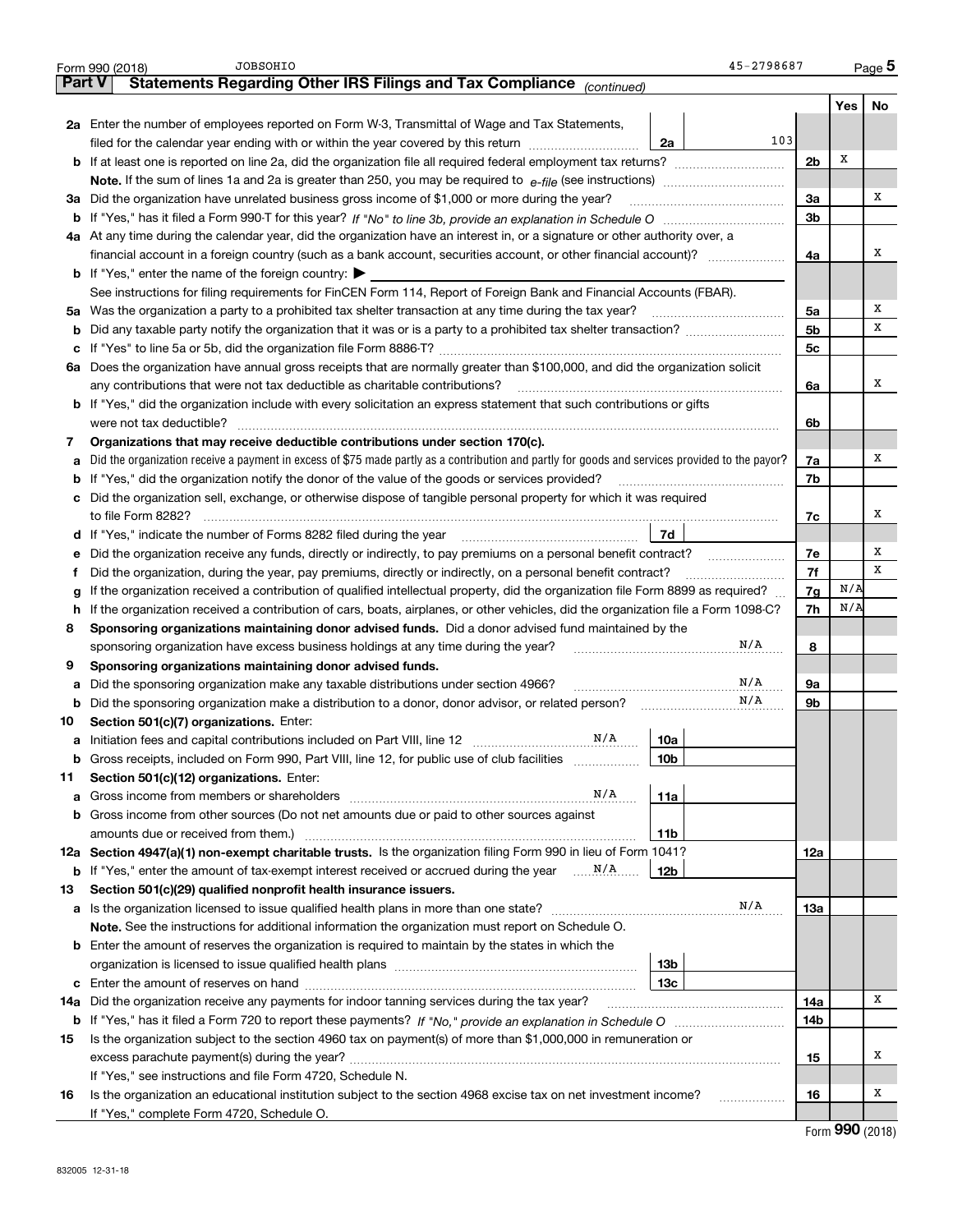Form 990 (2018) JOBSOHIO 45-2798687 Page 5

## Part V Statements Regarding Other IRS Filings and Tax Compliance *(continued)*

| | | | | | Yes | No |
|---|---|---|---|---|---|---|
| **2a** | Enter the number of employees reported on Form W-3, Transmittal of Wage and Tax Statements, filed for the calendar year ending with or within the year covered by this return | 2a | 103 | | | |
| **b** | If at least one is reported on line 2a, did the organization file all required federal employment tax returns? | | | 2b | X | |
| | **Note.** If the sum of lines 1a and 2a is greater than 250, you may be required to *e-file* (see instructions) | | | | | |
| **3a** | Did the organization have unrelated business gross income of $1,000 or more during the year? | | | 3a | | X |
| **b** | If "Yes," has it filed a Form 990-T for this year? *If "No" to line 3b, provide an explanation in Schedule O* | | | 3b | | |
| **4a** | At any time during the calendar year, did the organization have an interest in, or a signature or other authority over, a financial account in a foreign country (such as a bank account, securities account, or other financial account)? | | | 4a | | X |
| **b** | If "Yes," enter the name of the foreign country: ▶ | | | | | |
| | See instructions for filing requirements for FinCEN Form 114, Report of Foreign Bank and Financial Accounts (FBAR). | | | | | |
| **5a** | Was the organization a party to a prohibited tax shelter transaction at any time during the tax year? | | | 5a | | X |
| **b** | Did any taxable party notify the organization that it was or is a party to a prohibited tax shelter transaction? | | | 5b | | X |
| **c** | If "Yes" to line 5a or 5b, did the organization file Form 8886-T? | | | 5c | | |
| **6a** | Does the organization have annual gross receipts that are normally greater than $100,000, and did the organization solicit any contributions that were not tax deductible as charitable contributions? | | | 6a | | X |
| **b** | If "Yes," did the organization include with every solicitation an express statement that such contributions or gifts were not tax deductible? | | | 6b | | |
| **7** | **Organizations that may receive deductible contributions under section 170(c).** | | | | | |
| **a** | Did the organization receive a payment in excess of $75 made partly as a contribution and partly for goods and services provided to the payor? | | | 7a | | X |
| **b** | If "Yes," did the organization notify the donor of the value of the goods or services provided? | | | 7b | | |
| **c** | Did the organization sell, exchange, or otherwise dispose of tangible personal property for which it was required to file Form 8282? | | | 7c | | X |
| **d** | If "Yes," indicate the number of Forms 8282 filed during the year | 7d | | | | |
| **e** | Did the organization receive any funds, directly or indirectly, to pay premiums on a personal benefit contract? | | | 7e | | X |
| **f** | Did the organization, during the year, pay premiums, directly or indirectly, on a personal benefit contract? | | | 7f | | X |
| **g** | If the organization received a contribution of qualified intellectual property, did the organization file Form 8899 as required? | | | 7g | N/A | |
| **h** | If the organization received a contribution of cars, boats, airplanes, or other vehicles, did the organization file a Form 1098-C? | | | 7h | N/A | |
| **8** | **Sponsoring organizations maintaining donor advised funds.** Did a donor advised fund maintained by the sponsoring organization have excess business holdings at any time during the year? N/A | | | 8 | | |
| **9** | **Sponsoring organizations maintaining donor advised funds.** | | | | | |
| **a** | Did the sponsoring organization make any taxable distributions under section 4966? N/A | | | 9a | | |
| **b** | Did the sponsoring organization make a distribution to a donor, donor advisor, or related person? N/A | | | 9b | | |
| **10** | **Section 501(c)(7) organizations.** Enter: | | | | | |
| **a** | Initiation fees and capital contributions included on Part VIII, line 12 N/A | 10a | | | | |
| **b** | Gross receipts, included on Form 990, Part VIII, line 12, for public use of club facilities | 10b | | | | |
| **11** | **Section 501(c)(12) organizations.** Enter: | | | | | |
| **a** | Gross income from members or shareholders N/A | 11a | | | | |
| **b** | Gross income from other sources (Do not net amounts due or paid to other sources against amounts due or received from them.) | 11b | | | | |
| **12a** | **Section 4947(a)(1) non-exempt charitable trusts.** Is the organization filing Form 990 in lieu of Form 1041? | | | 12a | | |
| **b** | If "Yes," enter the amount of tax-exempt interest received or accrued during the year N/A | 12b | | | | |
| **13** | **Section 501(c)(29) qualified nonprofit health insurance issuers.** | | | | | |
| **a** | Is the organization licensed to issue qualified health plans in more than one state? N/A | | | 13a | | |
| | **Note.** See the instructions for additional information the organization must report on Schedule O. | | | | | |
| **b** | Enter the amount of reserves the organization is required to maintain by the states in which the organization is licensed to issue qualified health plans | 13b | | | | |
| **c** | Enter the amount of reserves on hand | 13c | | | | |
| **14a** | Did the organization receive any payments for indoor tanning services during the tax year? | | | 14a | | X |
| **b** | If "Yes," has it filed a Form 720 to report these payments? *If "No," provide an explanation in Schedule O* | | | 14b | | |
| **15** | Is the organization subject to the section 4960 tax on payment(s) of more than $1,000,000 in remuneration or excess parachute payment(s) during the year? | | | 15 | | X |
| | If "Yes," see instructions and file Form 4720, Schedule N. | | | | | |
| **16** | Is the organization an educational institution subject to the section 4968 excise tax on net investment income? | | | 16 | | X |
| | If "Yes," complete Form 4720, Schedule O. | | | | | |

Form **990** (2018)

832005 12-31-18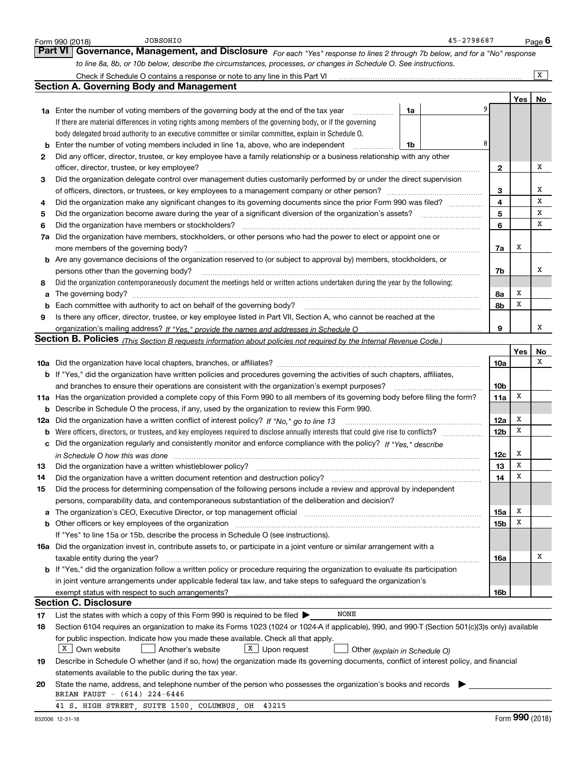Form 990 (2018) JOBSOHIO 45-2798687 Page **6**

## Part VI Governance, Management, and Disclosure

*For each "Yes" response to lines 2 through 7b below, and for a "No" response to line 8a, 8b, or 10b below, describe the circumstances, processes, or changes in Schedule O. See instructions.*

Check if Schedule O contains a response or note to any line in this Part VI .......... [X]

### Section A. Governing Body and Management

| | | | | Yes | No |
|---|---|---|---|---|---|
| **1a** | Enter the number of voting members of the governing body at the end of the tax year ... If there are material differences in voting rights among members of the governing body, or if the governing body delegated broad authority to an executive committee or similar committee, explain in Schedule O. | 1a | 9 | | |
| **b** | Enter the number of voting members included in line 1a, above, who are independent ... | 1b | 8 | | |
| **2** | Did any officer, director, trustee, or key employee have a family relationship or a business relationship with any other officer, director, trustee, or key employee? | | 2 | | X |
| **3** | Did the organization delegate control over management duties customarily performed by or under the direct supervision of officers, directors, or trustees, or key employees to a management company or other person? | | 3 | | X |
| **4** | Did the organization make any significant changes to its governing documents since the prior Form 990 was filed? | | 4 | | X |
| **5** | Did the organization become aware during the year of a significant diversion of the organization's assets? | | 5 | | X |
| **6** | Did the organization have members or stockholders? | | 6 | | X |
| **7a** | Did the organization have members, stockholders, or other persons who had the power to elect or appoint one or more members of the governing body? | | 7a | X | |
| **b** | Are any governance decisions of the organization reserved to (or subject to approval by) members, stockholders, or persons other than the governing body? | | 7b | | X |
| **8** | Did the organization contemporaneously document the meetings held or written actions undertaken during the year by the following: | | | | |
| **a** | The governing body? | | 8a | X | |
| **b** | Each committee with authority to act on behalf of the governing body? | | 8b | X | |
| **9** | Is there any officer, director, trustee, or key employee listed in Part VII, Section A, who cannot be reached at the organization's mailing address? *If "Yes," provide the names and addresses in Schedule O* | | 9 | | X |

### Section B. Policies *(This Section B requests information about policies not required by the Internal Revenue Code.)*

| | | | Yes | No |
|---|---|---|---|---|
| **10a** | Did the organization have local chapters, branches, or affiliates? | 10a | | X |
| **b** | If "Yes," did the organization have written policies and procedures governing the activities of such chapters, affiliates, and branches to ensure their operations are consistent with the organization's exempt purposes? | 10b | | |
| **11a** | Has the organization provided a complete copy of this Form 990 to all members of its governing body before filing the form? | 11a | X | |
| **b** | Describe in Schedule O the process, if any, used by the organization to review this Form 990. | | | |
| **12a** | Did the organization have a written conflict of interest policy? *If "No," go to line 13* | 12a | X | |
| **b** | Were officers, directors, or trustees, and key employees required to disclose annually interests that could give rise to conflicts? | 12b | X | |
| **c** | Did the organization regularly and consistently monitor and enforce compliance with the policy? *If "Yes," describe in Schedule O how this was done* | 12c | X | |
| **13** | Did the organization have a written whistleblower policy? | 13 | X | |
| **14** | Did the organization have a written document retention and destruction policy? | 14 | X | |
| **15** | Did the process for determining compensation of the following persons include a review and approval by independent persons, comparability data, and contemporaneous substantiation of the deliberation and decision? | | | |
| **a** | The organization's CEO, Executive Director, or top management official | 15a | X | |
| **b** | Other officers or key employees of the organization | 15b | X | |
| | If "Yes" to line 15a or 15b, describe the process in Schedule O (see instructions). | | | |
| **16a** | Did the organization invest in, contribute assets to, or participate in a joint venture or similar arrangement with a taxable entity during the year? | 16a | | X |
| **b** | If "Yes," did the organization follow a written policy or procedure requiring the organization to evaluate its participation in joint venture arrangements under applicable federal tax law, and take steps to safeguard the organization's exempt status with respect to such arrangements? | 16b | | |

### Section C. Disclosure

**17** List the states with which a copy of this Form 990 is required to be filed ▶ NONE

**18** Section 6104 requires an organization to make its Forms 1023 (1024 or 1024-A if applicable), 990, and 990-T (Section 501(c)(3)s only) available for public inspection. Indicate how you made these available. Check all that apply.

[X] Own website  [ ] Another's website  [X] Upon request  [ ] Other *(explain in Schedule O)*

**19** Describe in Schedule O whether (and if so, how) the organization made its governing documents, conflict of interest policy, and financial statements available to the public during the tax year.

**20** State the name, address, and telephone number of the person who possesses the organization's books and records ▶

BRIAN FAUST - (614) 224-6446
41 S. HIGH STREET, SUITE 1500, COLUMBUS, OH 43215

832006 12-31-18 Form **990** (2018)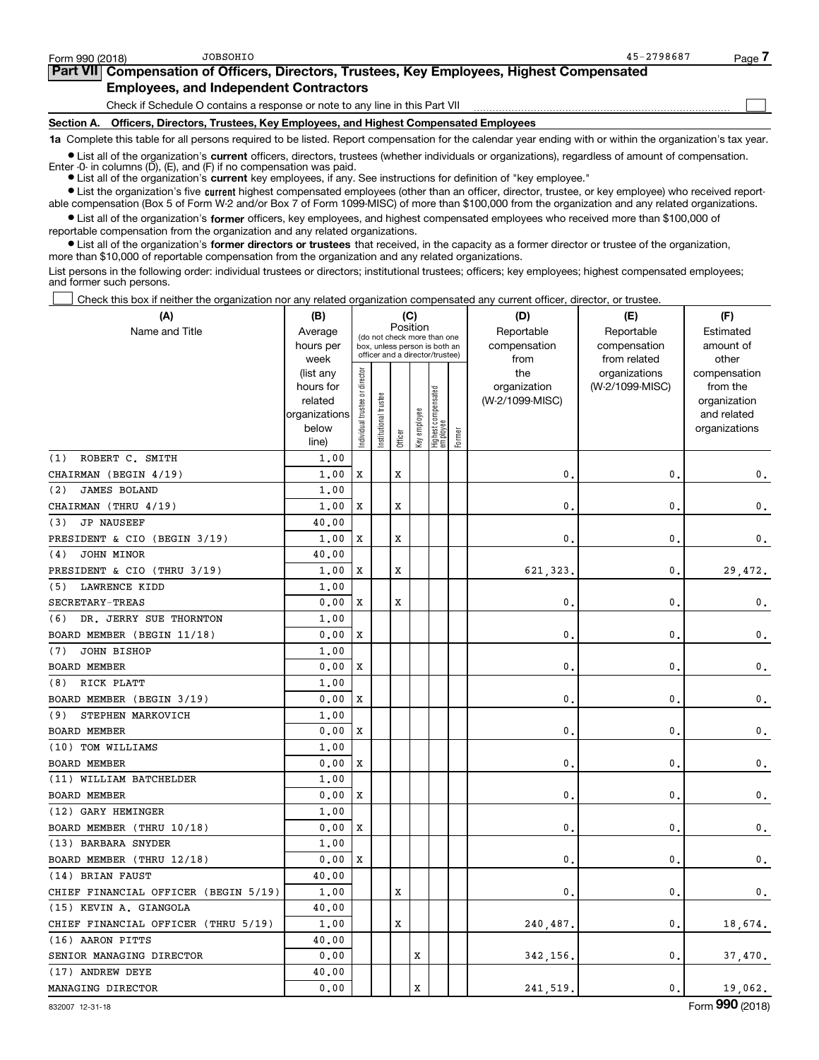Form 990 (2018) JOBSOHIO 45-2798687 Page 7

## Part VII Compensation of Officers, Directors, Trustees, Key Employees, Highest Compensated Employees, and Independent Contractors

Check if Schedule O contains a response or note to any line in this Part VII ☐

### Section A. Officers, Directors, Trustees, Key Employees, and Highest Compensated Employees

**1a** Complete this table for all persons required to be listed. Report compensation for the calendar year ending with or within the organization's tax year.

- List all of the organization's **current** officers, directors, trustees (whether individuals or organizations), regardless of amount of compensation. Enter -0- in columns (D), (E), and (F) if no compensation was paid.
- List all of the organization's **current** key employees, if any. See instructions for definition of "key employee."
- List the organization's five **current** highest compensated employees (other than an officer, director, trustee, or key employee) who received reportable compensation (Box 5 of Form W-2 and/or Box 7 of Form 1099-MISC) of more than $100,000 from the organization and any related organizations.
- List all of the organization's **former** officers, key employees, and highest compensated employees who received more than $100,000 of reportable compensation from the organization and any related organizations.
- List all of the organization's **former directors or trustees** that received, in the capacity as a former director or trustee of the organization, more than $10,000 of reportable compensation from the organization and any related organizations.

List persons in the following order: individual trustees or directors; institutional trustees; officers; key employees; highest compensated employees; and former such persons.

☐ Check this box if neither the organization nor any related organization compensated any current officer, director, or trustee.

| (A) Name and Title | (B) Average hours per week (list any hours for related organizations below line) | (C) Position: Individual trustee or director | Institutional trustee | Officer | Key employee | Highest compensated employee | Former | (D) Reportable compensation from the organization (W-2/1099-MISC) | (E) Reportable compensation from related organizations (W-2/1099-MISC) | (F) Estimated amount of other compensation from the organization and related organizations |
|---|---|---|---|---|---|---|---|---|---|---|
| (1) ROBERT C. SMITH | 1.00 | | | | | | | | | |
| CHAIRMAN (BEGIN 4/19) | 1.00 | X | | X | | | | 0. | 0. | 0. |
| (2) JAMES BOLAND | 1.00 | | | | | | | | | |
| CHAIRMAN (THRU 4/19) | 1.00 | X | | X | | | | 0. | 0. | 0. |
| (3) JP NAUSEEF | 40.00 | | | | | | | | | |
| PRESIDENT & CIO (BEGIN 3/19) | 1.00 | X | | X | | | | 0. | 0. | 0. |
| (4) JOHN MINOR | 40.00 | | | | | | | | | |
| PRESIDENT & CIO (THRU 3/19) | 1.00 | X | | X | | | | 621,323. | 0. | 29,472. |
| (5) LAWRENCE KIDD | 1.00 | | | | | | | | | |
| SECRETARY-TREAS | 0.00 | X | | X | | | | 0. | 0. | 0. |
| (6) DR. JERRY SUE THORNTON | 1.00 | | | | | | | | | |
| BOARD MEMBER (BEGIN 11/18) | 0.00 | X | | | | | | 0. | 0. | 0. |
| (7) JOHN BISHOP | 1.00 | | | | | | | | | |
| BOARD MEMBER | 0.00 | X | | | | | | 0. | 0. | 0. |
| (8) RICK PLATT | 1.00 | | | | | | | | | |
| BOARD MEMBER (BEGIN 3/19) | 0.00 | X | | | | | | 0. | 0. | 0. |
| (9) STEPHEN MARKOVICH | 1.00 | | | | | | | | | |
| BOARD MEMBER | 0.00 | X | | | | | | 0. | 0. | 0. |
| (10) TOM WILLIAMS | 1.00 | | | | | | | | | |
| BOARD MEMBER | 0.00 | X | | | | | | 0. | 0. | 0. |
| (11) WILLIAM BATCHELDER | 1.00 | | | | | | | | | |
| BOARD MEMBER | 0.00 | X | | | | | | 0. | 0. | 0. |
| (12) GARY HEMINGER | 1.00 | | | | | | | | | |
| BOARD MEMBER (THRU 10/18) | 0.00 | X | | | | | | 0. | 0. | 0. |
| (13) BARBARA SNYDER | 1.00 | | | | | | | | | |
| BOARD MEMBER (THRU 12/18) | 0.00 | X | | | | | | 0. | 0. | 0. |
| (14) BRIAN FAUST | 40.00 | | | | | | | | | |
| CHIEF FINANCIAL OFFICER (BEGIN 5/19) | 1.00 | | | X | | | | 0. | 0. | 0. |
| (15) KEVIN A. GIANGOLA | 40.00 | | | | | | | | | |
| CHIEF FINANCIAL OFFICER (THRU 5/19) | 1.00 | | | X | | | | 240,487. | 0. | 18,674. |
| (16) AARON PITTS | 40.00 | | | | | | | | | |
| SENIOR MANAGING DIRECTOR | 0.00 | | | | X | | | 342,156. | 0. | 37,470. |
| (17) ANDREW DEYE | 40.00 | | | | | | | | | |
| MANAGING DIRECTOR | 0.00 | | | | X | | | 241,519. | 0. | 19,062. |

832007 12-31-18 Form **990** (2018)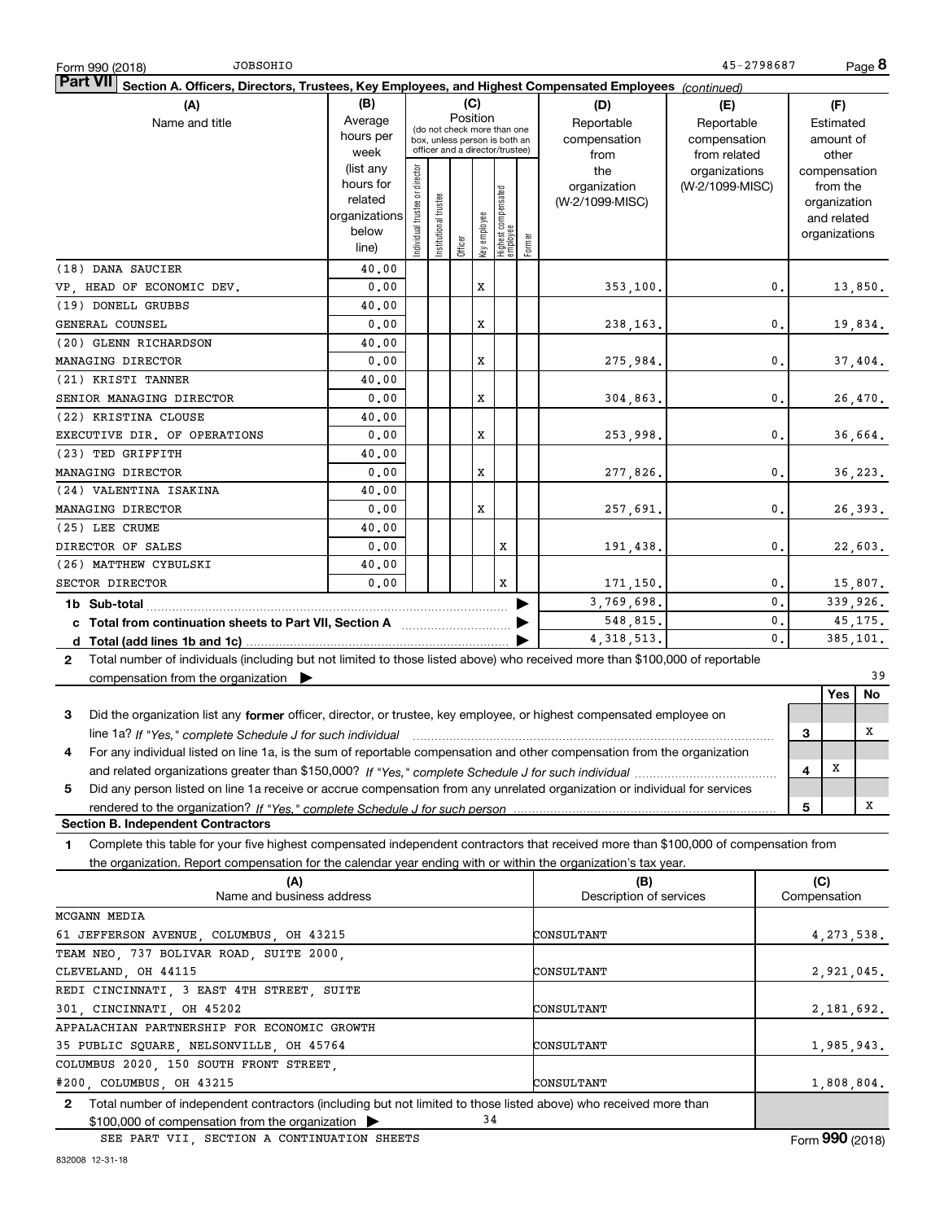Form 990 (2018) JOBSOHIO 45-2798687 Page 8

**Part VII Section A. Officers, Directors, Trustees, Key Employees, and Highest Compensated Employees** *(continued)*

| (A) Name and title | (B) Average hours per week (list any hours for related organizations below line) | (C) Position: Individual trustee or director | Institutional trustee | Officer | Key employee | Highest compensated employee | Former | (D) Reportable compensation from the organization (W-2/1099-MISC) | (E) Reportable compensation from related organizations (W-2/1099-MISC) | (F) Estimated amount of other compensation from the organization and related organizations |
|---|---|---|---|---|---|---|---|---|---|---|
| (18) DANA SAUCIER | 40.00 | | | | | | | | | |
| VP, HEAD OF ECONOMIC DEV. | 0.00 | | | | X | | | 353,100. | 0. | 13,850. |
| (19) DONELL GRUBBS | 40.00 | | | | | | | | | |
| GENERAL COUNSEL | 0.00 | | | | X | | | 238,163. | 0. | 19,834. |
| (20) GLENN RICHARDSON | 40.00 | | | | | | | | | |
| MANAGING DIRECTOR | 0.00 | | | | X | | | 275,984. | 0. | 37,404. |
| (21) KRISTI TANNER | 40.00 | | | | | | | | | |
| SENIOR MANAGING DIRECTOR | 0.00 | | | | X | | | 304,863. | 0. | 26,470. |
| (22) KRISTINA CLOUSE | 40.00 | | | | | | | | | |
| EXECUTIVE DIR. OF OPERATIONS | 0.00 | | | | X | | | 253,998. | 0. | 36,664. |
| (23) TED GRIFFITH | 40.00 | | | | | | | | | |
| MANAGING DIRECTOR | 0.00 | | | | X | | | 277,826. | 0. | 36,223. |
| (24) VALENTINA ISAKINA | 40.00 | | | | | | | | | |
| MANAGING DIRECTOR | 0.00 | | | | X | | | 257,691. | 0. | 26,393. |
| (25) LEE CRUME | 40.00 | | | | | | | | | |
| DIRECTOR OF SALES | 0.00 | | | | | X | | 191,438. | 0. | 22,603. |
| (26) MATTHEW CYBULSKI | 40.00 | | | | | | | | | |
| SECTOR DIRECTOR | 0.00 | | | | | X | | 171,150. | 0. | 15,807. |
| **1b Sub-total** | | | | | | | | 3,769,698. | 0. | 339,926. |
| **c Total from continuation sheets to Part VII, Section A** | | | | | | | | 548,815. | 0. | 45,175. |
| **d Total (add lines 1b and 1c)** | | | | | | | | 4,318,513. | 0. | 385,101. |

**2** Total number of individuals (including but not limited to those listed above) who received more than $100,000 of reportable compensation from the organization ▶ 39

| | | Yes | No |
|---|---|---|---|
| **3** Did the organization list any **former** officer, director, or trustee, key employee, or highest compensated employee on line 1a? *If "Yes," complete Schedule J for such individual* | 3 | | X |
| **4** For any individual listed on line 1a, is the sum of reportable compensation and other compensation from the organization and related organizations greater than $150,000? *If "Yes," complete Schedule J for such individual* | 4 | X | |
| **5** Did any person listed on line 1a receive or accrue compensation from any unrelated organization or individual for services rendered to the organization? *If "Yes," complete Schedule J for such person* | 5 | | X |

**Section B. Independent Contractors**

**1** Complete this table for your five highest compensated independent contractors that received more than $100,000 of compensation from the organization. Report compensation for the calendar year ending with or within the organization's tax year.

| (A) Name and business address | (B) Description of services | (C) Compensation |
|---|---|---|
| MCGANN MEDIA, 61 JEFFERSON AVENUE, COLUMBUS, OH 43215 | CONSULTANT | 4,273,538. |
| TEAM NEO, 737 BOLIVAR ROAD, SUITE 2000, CLEVELAND, OH 44115 | CONSULTANT | 2,921,045. |
| REDI CINCINNATI, 3 EAST 4TH STREET, SUITE 301, CINCINNATI, OH 45202 | CONSULTANT | 2,181,692. |
| APPALACHIAN PARTNERSHIP FOR ECONOMIC GROWTH, 35 PUBLIC SQUARE, NELSONVILLE, OH 45764 | CONSULTANT | 1,985,943. |
| COLUMBUS 2020, 150 SOUTH FRONT STREET, #200, COLUMBUS, OH 43215 | CONSULTANT | 1,808,804. |

**2** Total number of independent contractors (including but not limited to those listed above) who received more than $100,000 of compensation from the organization ▶ 34

SEE PART VII, SECTION A CONTINUATION SHEETS

Form **990** (2018)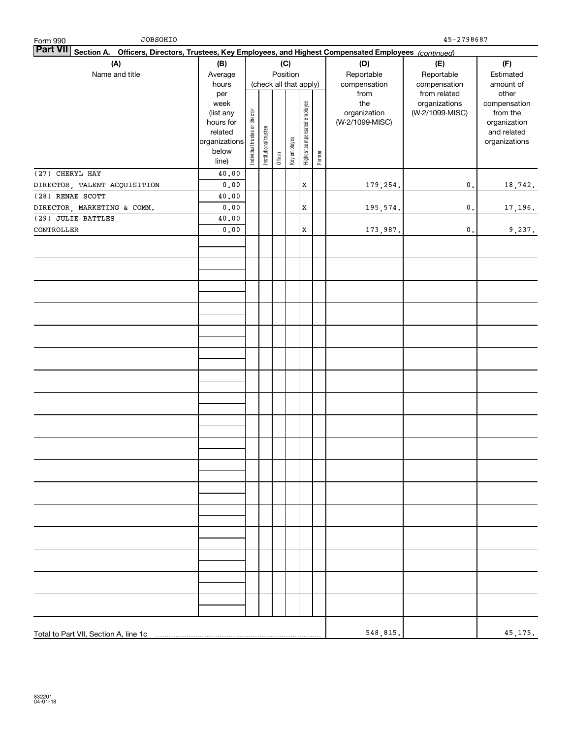Form 990 JOBSOHIO 45-2798687

**Part VII** **Section A. Officers, Directors, Trustees, Key Employees, and Highest Compensated Employees** *(continued)*

| (A) Name and title | (B) Average hours per week (list any hours for related organizations below line) | (C) Position (check all that apply): Individual trustee or director | Institutional trustee | Officer | Key employee | Highest compensated employee | Former | (D) Reportable compensation from the organization (W-2/1099-MISC) | (E) Reportable compensation from related organizations (W-2/1099-MISC) | (F) Estimated amount of other compensation from the organization and related organizations |
|---|---|---|---|---|---|---|---|---|---|---|
| (27) CHERYL HAY | 40.00 | | | | | | | | | |
| DIRECTOR, TALENT ACQUISITION | 0.00 | | | | | X | | 179,254. | 0. | 18,742. |
| (28) RENAE SCOTT | 40.00 | | | | | | | | | |
| DIRECTOR, MARKETING & COMM. | 0.00 | | | | | X | | 195,574. | 0. | 17,196. |
| (29) JULIE BATTLES | 40.00 | | | | | | | | | |
| CONTROLLER | 0.00 | | | | | X | | 173,987. | 0. | 9,237. |
| Total to Part VII, Section A, line 1c | | | | | | | | 548,815. | | 45,175. |

832201 04-01-18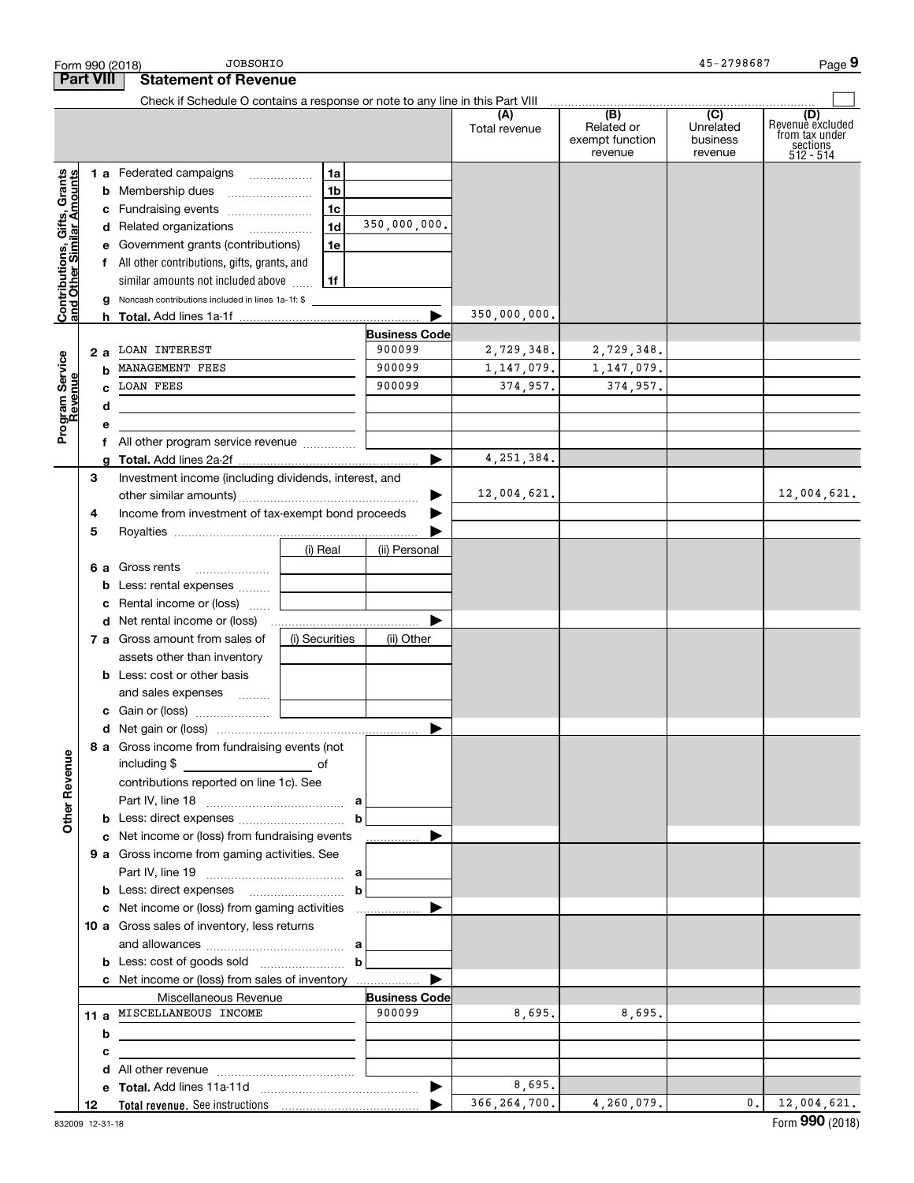Form 990 (2018) JOBSOHIO 45-2798687 Page 9

## Part VIII Statement of Revenue

Check if Schedule O contains a response or note to any line in this Part VIII

| | | | | (A) Total revenue | (B) Related or exempt function revenue | (C) Unrelated business revenue | (D) Revenue excluded from tax under sections 512 - 514 |
|---|---|---|---|---|---|---|---|
| **Contributions, Gifts, Grants and Other Similar Amounts** | 1 a | Federated campaigns | 1a | | | | | 
| | b | Membership dues | 1b | | | | |
| | c | Fundraising events | 1c | | | | |
| | d | Related organizations | 1d 350,000,000. | | | | |
| | e | Government grants (contributions) | 1e | | | | |
| | f | All other contributions, gifts, grants, and similar amounts not included above | 1f | | | | |
| | g | Noncash contributions included in lines 1a-1f: $ | | | | | |
| | h | **Total.** Add lines 1a-1f | | 350,000,000. | | | |
| **Program Service Revenue** | | | **Business Code** | | | | |
| | 2 a | LOAN INTEREST | 900099 | 2,729,348. | 2,729,348. | | |
| | b | MANAGEMENT FEES | 900099 | 1,147,079. | 1,147,079. | | |
| | c | LOAN FEES | 900099 | 374,957. | 374,957. | | |
| | d | | | | | | |
| | e | | | | | | |
| | f | All other program service revenue | | | | | |
| | g | **Total.** Add lines 2a-2f | | 4,251,384. | | | |
| **Other Revenue** | 3 | Investment income (including dividends, interest, and other similar amounts) | | 12,004,621. | | | 12,004,621. |
| | 4 | Income from investment of tax-exempt bond proceeds | | | | | |
| | 5 | Royalties | | | | | |
| | 6 a | Gross rents | (i) Real / (ii) Personal | | | | |
| | b | Less: rental expenses | | | | | |
| | c | Rental income or (loss) | | | | | |
| | d | Net rental income or (loss) | | | | | |
| | 7 a | Gross amount from sales of assets other than inventory | (i) Securities / (ii) Other | | | | |
| | b | Less: cost or other basis and sales expenses | | | | | |
| | c | Gain or (loss) | | | | | |
| | d | Net gain or (loss) | | | | | |
| | 8 a | Gross income from fundraising events (not including $ of contributions reported on line 1c). See Part IV, line 18 | a | | | | |
| | b | Less: direct expenses | b | | | | |
| | c | Net income or (loss) from fundraising events | | | | | |
| | 9 a | Gross income from gaming activities. See Part IV, line 19 | a | | | | |
| | b | Less: direct expenses | b | | | | |
| | c | Net income or (loss) from gaming activities | | | | | |
| | 10 a | Gross sales of inventory, less returns and allowances | a | | | | |
| | b | Less: cost of goods sold | b | | | | |
| | c | Net income or (loss) from sales of inventory | | | | | |
| | | Miscellaneous Revenue | **Business Code** | | | | |
| | 11 a | MISCELLANEOUS INCOME | 900099 | 8,695. | 8,695. | | |
| | b | | | | | | |
| | c | | | | | | |
| | d | All other revenue | | | | | |
| | e | **Total.** Add lines 11a-11d | | 8,695. | | | |
| | 12 | **Total revenue.** See instructions | | 366,264,700. | 4,260,079. | 0. | 12,004,621. |

832009 12-31-18 Form **990** (2018)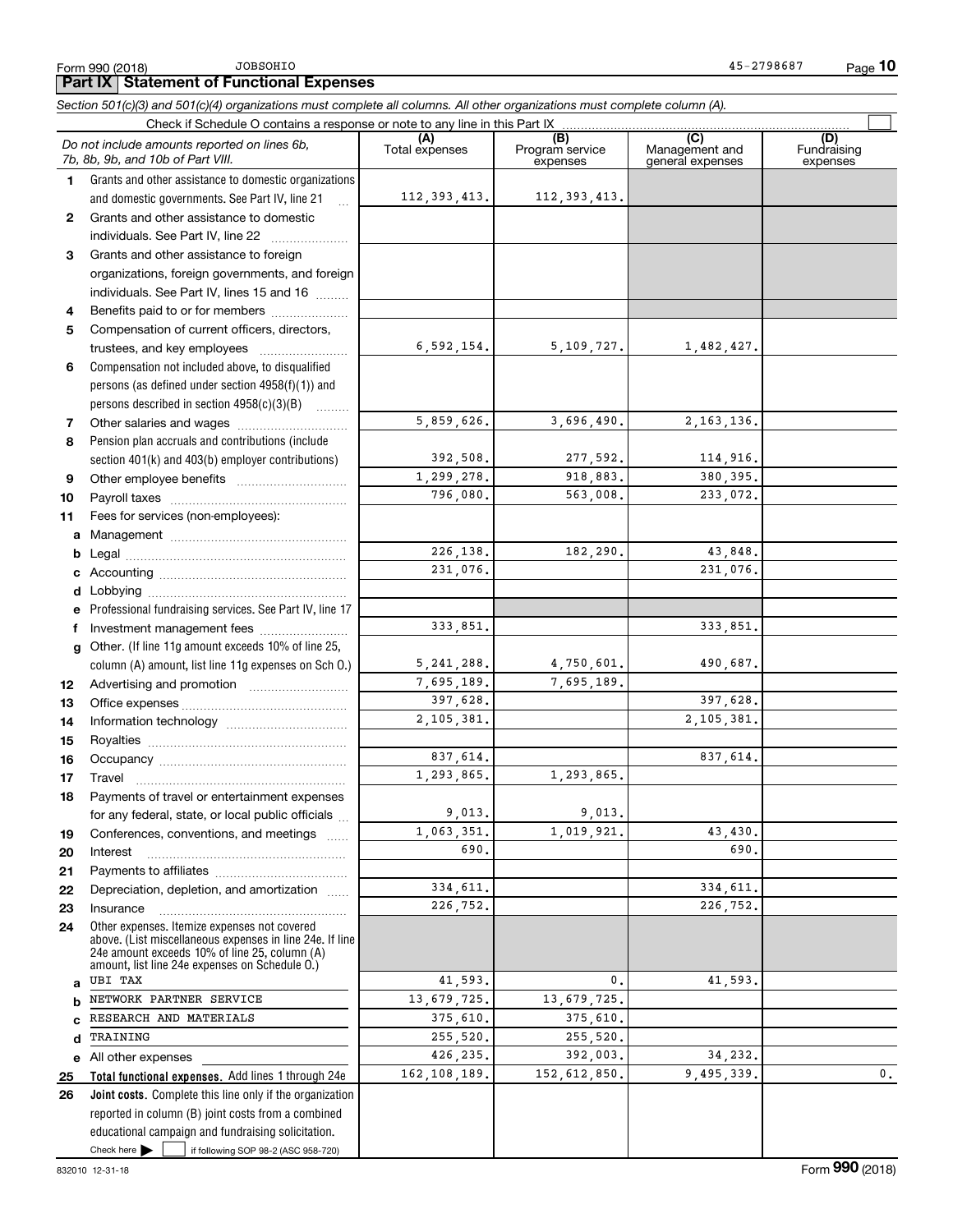Form 990 (2018) JOBSOHIO 45-2798687

## Part IX Statement of Functional Expenses

*Section 501(c)(3) and 501(c)(4) organizations must complete all columns. All other organizations must complete column (A).*

Check if Schedule O contains a response or note to any line in this Part IX

| | *Do not include amounts reported on lines 6b, 7b, 8b, 9b, and 10b of Part VIII.* | (A) Total expenses | (B) Program service expenses | (C) Management and general expenses | (D) Fundraising expenses |
|---|---|---|---|---|---|
| 1 | Grants and other assistance to domestic organizations and domestic governments. See Part IV, line 21 | 112,393,413. | 112,393,413. | | |
| 2 | Grants and other assistance to domestic individuals. See Part IV, line 22 | | | | |
| 3 | Grants and other assistance to foreign organizations, foreign governments, and foreign individuals. See Part IV, lines 15 and 16 | | | | |
| 4 | Benefits paid to or for members | | | | |
| 5 | Compensation of current officers, directors, trustees, and key employees | 6,592,154. | 5,109,727. | 1,482,427. | |
| 6 | Compensation not included above, to disqualified persons (as defined under section 4958(f)(1)) and persons described in section 4958(c)(3)(B) | | | | |
| 7 | Other salaries and wages | 5,859,626. | 3,696,490. | 2,163,136. | |
| 8 | Pension plan accruals and contributions (include section 401(k) and 403(b) employer contributions) | 392,508. | 277,592. | 114,916. | |
| 9 | Other employee benefits | 1,299,278. | 918,883. | 380,395. | |
| 10 | Payroll taxes | 796,080. | 563,008. | 233,072. | |
| 11 | Fees for services (non-employees): | | | | |
| a | Management | | | | |
| b | Legal | 226,138. | 182,290. | 43,848. | |
| c | Accounting | 231,076. | | 231,076. | |
| d | Lobbying | | | | |
| e | Professional fundraising services. See Part IV, line 17 | | | | |
| f | Investment management fees | 333,851. | | 333,851. | |
| g | Other. (If line 11g amount exceeds 10% of line 25, column (A) amount, list line 11g expenses on Sch O.) | 5,241,288. | 4,750,601. | 490,687. | |
| 12 | Advertising and promotion | 7,695,189. | 7,695,189. | | |
| 13 | Office expenses | 397,628. | | 397,628. | |
| 14 | Information technology | 2,105,381. | | 2,105,381. | |
| 15 | Royalties | | | | |
| 16 | Occupancy | 837,614. | | 837,614. | |
| 17 | Travel | 1,293,865. | 1,293,865. | | |
| 18 | Payments of travel or entertainment expenses for any federal, state, or local public officials | 9,013. | 9,013. | | |
| 19 | Conferences, conventions, and meetings | 1,063,351. | 1,019,921. | 43,430. | |
| 20 | Interest | 690. | | 690. | |
| 21 | Payments to affiliates | | | | |
| 22 | Depreciation, depletion, and amortization | 334,611. | | 334,611. | |
| 23 | Insurance | 226,752. | | 226,752. | |
| 24 | Other expenses. Itemize expenses not covered above. (List miscellaneous expenses in line 24e. If line 24e amount exceeds 10% of line 25, column (A) amount, list line 24e expenses on Schedule O.) | | | | |
| a | UBI TAX | 41,593. | 0. | 41,593. | |
| b | NETWORK PARTNER SERVICE | 13,679,725. | 13,679,725. | | |
| c | RESEARCH AND MATERIALS | 375,610. | 375,610. | | |
| d | TRAINING | 255,520. | 255,520. | | |
| e | All other expenses | 426,235. | 392,003. | 34,232. | |
| 25 | **Total functional expenses.** Add lines 1 through 24e | 162,108,189. | 152,612,850. | 9,495,339. | 0. |
| 26 | **Joint costs.** Complete this line only if the organization reported in column (B) joint costs from a combined educational campaign and fundraising solicitation. Check here ☐ if following SOP 98-2 (ASC 958-720) | | | | |

832010 12-31-18 Form **990** (2018)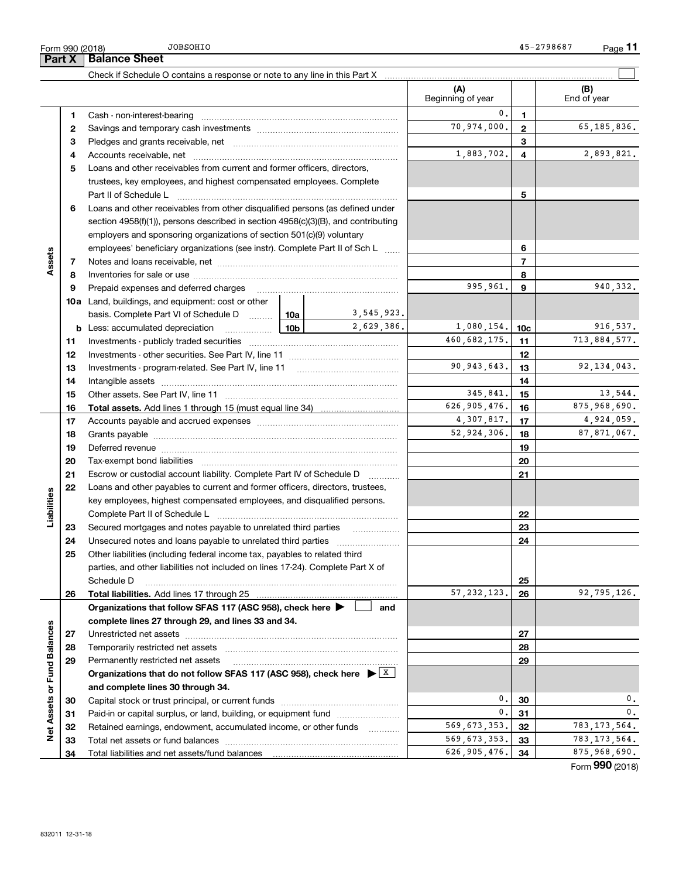Form 990 (2018) JOBSOHIO 45-2798687

## Part X Balance Sheet

Check if Schedule O contains a response or note to any line in this Part X ☐

| Section | Line | Description | | | (A) Beginning of year | Line | (B) End of year |
|---|---|---|---|---|---|---|---|
| Assets | 1 | Cash - non-interest-bearing | | | 0. | 1 | |
| | 2 | Savings and temporary cash investments | | | 70,974,000. | 2 | 65,185,836. |
| | 3 | Pledges and grants receivable, net | | | | 3 | |
| | 4 | Accounts receivable, net | | | 1,883,702. | 4 | 2,893,821. |
| | 5 | Loans and other receivables from current and former officers, directors, trustees, key employees, and highest compensated employees. Complete Part II of Schedule L | | | | 5 | |
| | 6 | Loans and other receivables from other disqualified persons (as defined under section 4958(f)(1)), persons described in section 4958(c)(3)(B), and contributing employers and sponsoring organizations of section 501(c)(9) voluntary employees' beneficiary organizations (see instr). Complete Part II of Sch L | | | | 6 | |
| | 7 | Notes and loans receivable, net | | | | 7 | |
| | 8 | Inventories for sale or use | | | | 8 | |
| | 9 | Prepaid expenses and deferred charges | | | 995,961. | 9 | 940,332. |
| | 10a | Land, buildings, and equipment: cost or other basis. Complete Part VI of Schedule D | 10a | 3,545,923. | | | |
| | b | Less: accumulated depreciation | 10b | 2,629,386. | 1,080,154. | 10c | 916,537. |
| | 11 | Investments - publicly traded securities | | | 460,682,175. | 11 | 713,884,577. |
| | 12 | Investments - other securities. See Part IV, line 11 | | | | 12 | |
| | 13 | Investments - program-related. See Part IV, line 11 | | | 90,943,643. | 13 | 92,134,043. |
| | 14 | Intangible assets | | | | 14 | |
| | 15 | Other assets. See Part IV, line 11 | | | 345,841. | 15 | 13,544. |
| | 16 | **Total assets.** Add lines 1 through 15 (must equal line 34) | | | 626,905,476. | 16 | 875,968,690. |
| Liabilities | 17 | Accounts payable and accrued expenses | | | 4,307,817. | 17 | 4,924,059. |
| | 18 | Grants payable | | | 52,924,306. | 18 | 87,871,067. |
| | 19 | Deferred revenue | | | | 19 | |
| | 20 | Tax-exempt bond liabilities | | | | 20 | |
| | 21 | Escrow or custodial account liability. Complete Part IV of Schedule D | | | | 21 | |
| | 22 | Loans and other payables to current and former officers, directors, trustees, key employees, highest compensated employees, and disqualified persons. Complete Part II of Schedule L | | | | 22 | |
| | 23 | Secured mortgages and notes payable to unrelated third parties | | | | 23 | |
| | 24 | Unsecured notes and loans payable to unrelated third parties | | | | 24 | |
| | 25 | Other liabilities (including federal income tax, payables to related third parties, and other liabilities not included on lines 17-24). Complete Part X of Schedule D | | | | 25 | |
| | 26 | **Total liabilities.** Add lines 17 through 25 | | | 57,232,123. | 26 | 92,795,126. |
| Net Assets or Fund Balances | | **Organizations that follow SFAS 117 (ASC 958), check here ▶ ☐ and complete lines 27 through 29, and lines 33 and 34.** | | | | | |
| | 27 | Unrestricted net assets | | | | 27 | |
| | 28 | Temporarily restricted net assets | | | | 28 | |
| | 29 | Permanently restricted net assets | | | | 29 | |
| | | **Organizations that do not follow SFAS 117 (ASC 958), check here ▶ ☒ and complete lines 30 through 34.** | | | | | |
| | 30 | Capital stock or trust principal, or current funds | | | 0. | 30 | 0. |
| | 31 | Paid-in or capital surplus, or land, building, or equipment fund | | | 0. | 31 | 0. |
| | 32 | Retained earnings, endowment, accumulated income, or other funds | | | 569,673,353. | 32 | 783,173,564. |
| | 33 | Total net assets or fund balances | | | 569,673,353. | 33 | 783,173,564. |
| | 34 | Total liabilities and net assets/fund balances | | | 626,905,476. | 34 | 875,968,690. |

Form **990** (2018)

832011 12-31-18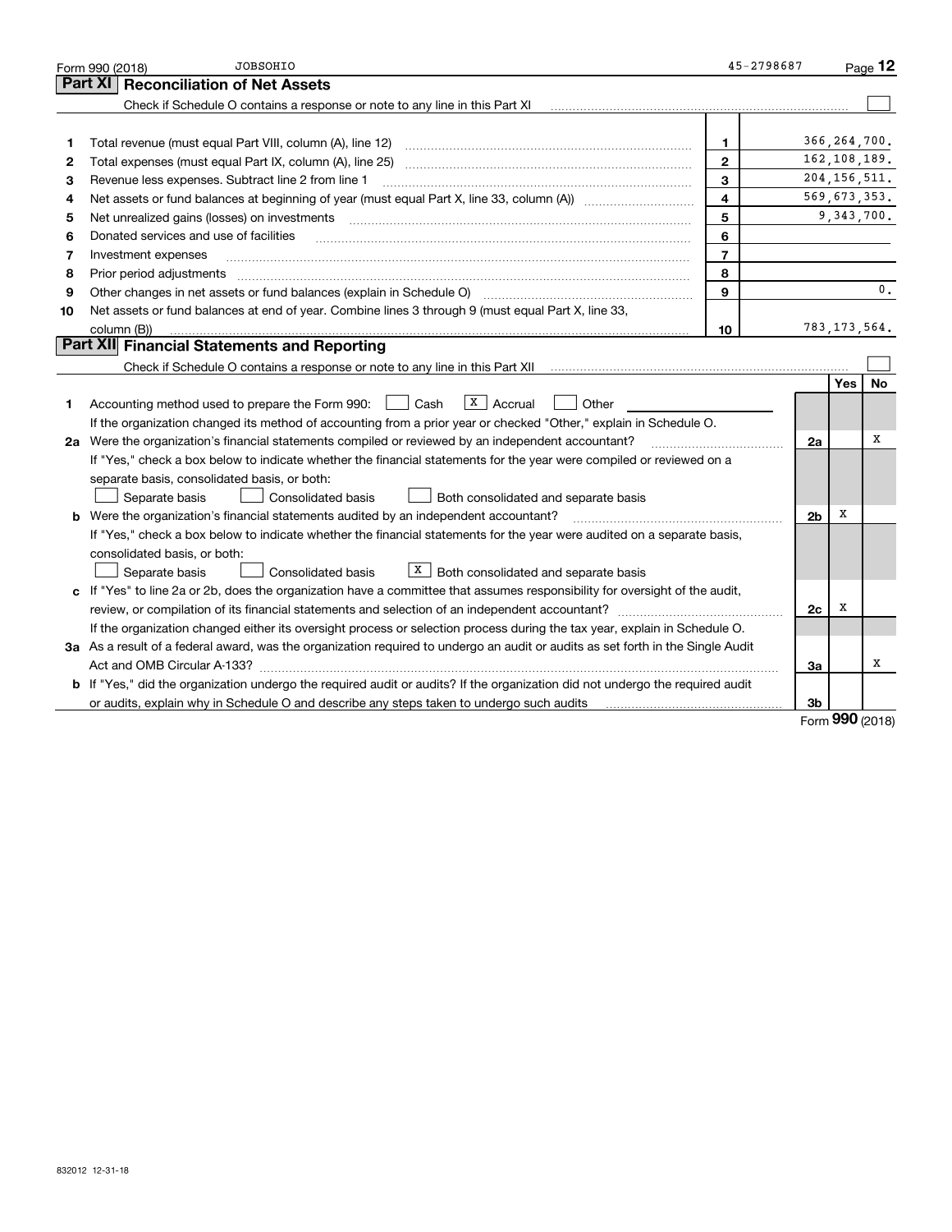Form 990 (2018) JOBSOHIO 45-2798687

## Part XI Reconciliation of Net Assets

Check if Schedule O contains a response or note to any line in this Part XI ☐

| | | | |
|---|---|---|---|
| 1 | Total revenue (must equal Part VIII, column (A), line 12) | 1 | 366,264,700. |
| 2 | Total expenses (must equal Part IX, column (A), line 25) | 2 | 162,108,189. |
| 3 | Revenue less expenses. Subtract line 2 from line 1 | 3 | 204,156,511. |
| 4 | Net assets or fund balances at beginning of year (must equal Part X, line 33, column (A)) | 4 | 569,673,353. |
| 5 | Net unrealized gains (losses) on investments | 5 | 9,343,700. |
| 6 | Donated services and use of facilities | 6 | |
| 7 | Investment expenses | 7 | |
| 8 | Prior period adjustments | 8 | |
| 9 | Other changes in net assets or fund balances (explain in Schedule O) | 9 | 0. |
| 10 | Net assets or fund balances at end of year. Combine lines 3 through 9 (must equal Part X, line 33, column (B)) | 10 | 783,173,564. |

## Part XII Financial Statements and Reporting

Check if Schedule O contains a response or note to any line in this Part XII ☐

| | | | Yes | No |
|---|---|---|---|---|
| 1 | Accounting method used to prepare the Form 990: ☐ Cash ☒ Accrual ☐ Other | | | |
| | If the organization changed its method of accounting from a prior year or checked "Other," explain in Schedule O. | | | |
| 2a | Were the organization's financial statements compiled or reviewed by an independent accountant? | 2a | | X |
| | If "Yes," check a box below to indicate whether the financial statements for the year were compiled or reviewed on a separate basis, consolidated basis, or both:<br>☐ Separate basis ☐ Consolidated basis ☐ Both consolidated and separate basis | | | |
| b | Were the organization's financial statements audited by an independent accountant? | 2b | X | |
| | If "Yes," check a box below to indicate whether the financial statements for the year were audited on a separate basis, consolidated basis, or both:<br>☐ Separate basis ☐ Consolidated basis ☒ Both consolidated and separate basis | | | |
| c | If "Yes" to line 2a or 2b, does the organization have a committee that assumes responsibility for oversight of the audit, review, or compilation of its financial statements and selection of an independent accountant? | 2c | X | |
| | If the organization changed either its oversight process or selection process during the tax year, explain in Schedule O. | | | |
| 3a | As a result of a federal award, was the organization required to undergo an audit or audits as set forth in the Single Audit Act and OMB Circular A-133? | 3a | | X |
| b | If "Yes," did the organization undergo the required audit or audits? If the organization did not undergo the required audit or audits, explain why in Schedule O and describe any steps taken to undergo such audits | 3b | | |

Form **990** (2018)

832012 12-31-18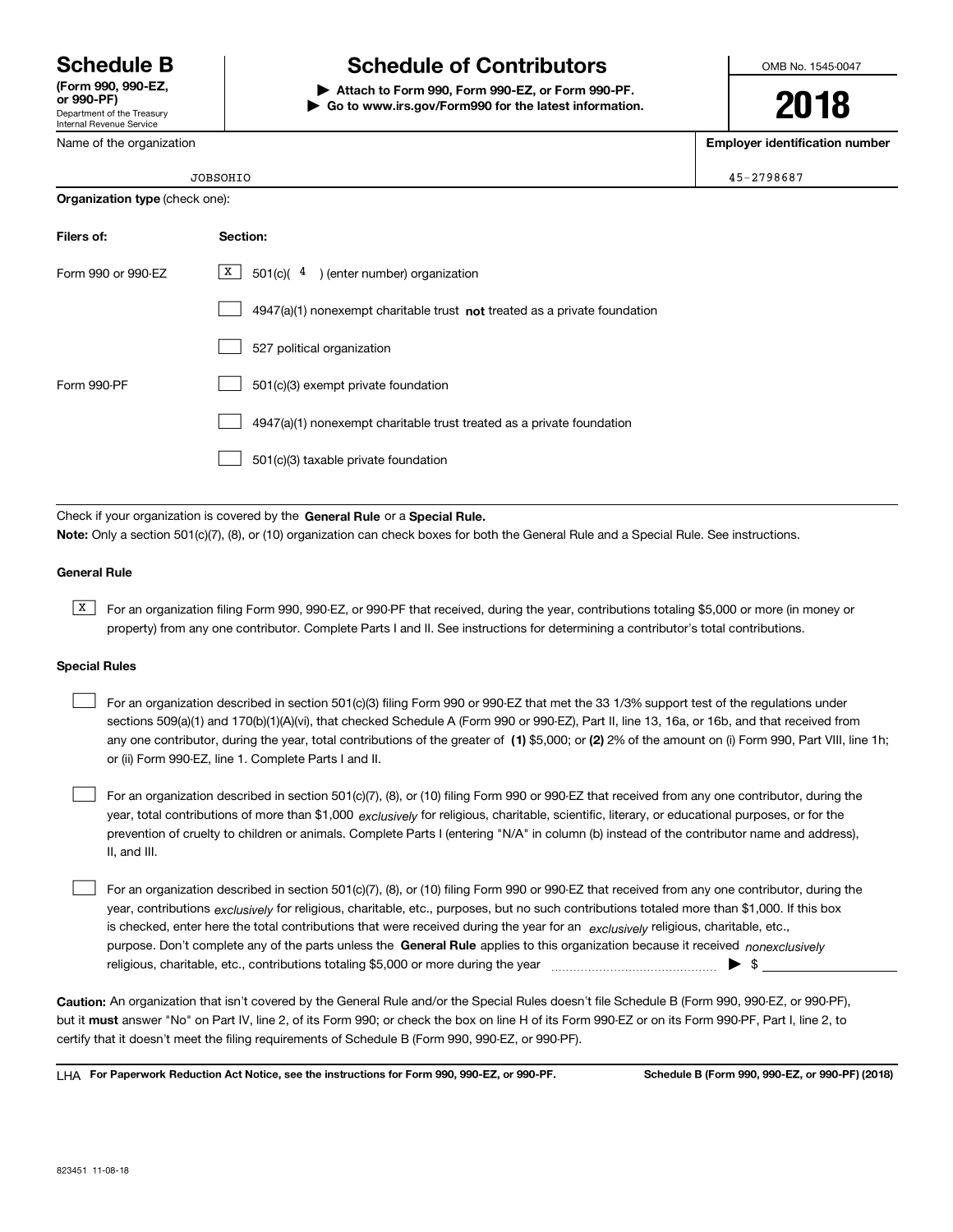# Schedule B (Form 990, 990-EZ, or 990-PF)

Department of the Treasury
Internal Revenue Service

## Schedule of Contributors

▶ **Attach to Form 990, Form 990-EZ, or Form 990-PF.**
▶ **Go to www.irs.gov/Form990 for the latest information.**

OMB No. 1545-0047

**2018**

| Name of the organization | Employer identification number |
|---|---|
| JOBSOHIO | 45-2798687 |

**Organization type** (check one):

| Filers of: | Section: |
|---|---|
| Form 990 or 990-EZ | [X] 501(c)( 4 ) (enter number) organization |
| | [ ] 4947(a)(1) nonexempt charitable trust **not** treated as a private foundation |
| | [ ] 527 political organization |
| Form 990-PF | [ ] 501(c)(3) exempt private foundation |
| | [ ] 4947(a)(1) nonexempt charitable trust treated as a private foundation |
| | [ ] 501(c)(3) taxable private foundation |

Check if your organization is covered by the **General Rule** or a **Special Rule.**

**Note:** Only a section 501(c)(7), (8), or (10) organization can check boxes for both the General Rule and a Special Rule. See instructions.

### General Rule

[X] For an organization filing Form 990, 990-EZ, or 990-PF that received, during the year, contributions totaling $5,000 or more (in money or property) from any one contributor. Complete Parts I and II. See instructions for determining a contributor's total contributions.

### Special Rules

[ ] For an organization described in section 501(c)(3) filing Form 990 or 990-EZ that met the 33 1/3% support test of the regulations under sections 509(a)(1) and 170(b)(1)(A)(vi), that checked Schedule A (Form 990 or 990-EZ), Part II, line 13, 16a, or 16b, and that received from any one contributor, during the year, total contributions of the greater of **(1)** $5,000; or **(2)** 2% of the amount on (i) Form 990, Part VIII, line 1h; or (ii) Form 990-EZ, line 1. Complete Parts I and II.

[ ] For an organization described in section 501(c)(7), (8), or (10) filing Form 990 or 990-EZ that received from any one contributor, during the year, total contributions of more than $1,000 *exclusively* for religious, charitable, scientific, literary, or educational purposes, or for the prevention of cruelty to children or animals. Complete Parts I (entering "N/A" in column (b) instead of the contributor name and address), II, and III.

[ ] For an organization described in section 501(c)(7), (8), or (10) filing Form 990 or 990-EZ that received from any one contributor, during the year, contributions *exclusively* for religious, charitable, etc., purposes, but no such contributions totaled more than $1,000. If this box is checked, enter here the total contributions that were received during the year for an *exclusively* religious, charitable, etc., purpose. Don't complete any of the parts unless the **General Rule** applies to this organization because it received *nonexclusively* religious, charitable, etc., contributions totaling $5,000 or more during the year ▶ $ ____________

**Caution:** An organization that isn't covered by the General Rule and/or the Special Rules doesn't file Schedule B (Form 990, 990-EZ, or 990-PF), but it **must** answer "No" on Part IV, line 2, of its Form 990; or check the box on line H of its Form 990-EZ or on its Form 990-PF, Part I, line 2, to certify that it doesn't meet the filing requirements of Schedule B (Form 990, 990-EZ, or 990-PF).

LHA **For Paperwork Reduction Act Notice, see the instructions for Form 990, 990-EZ, or 990-PF.** **Schedule B (Form 990, 990-EZ, or 990-PF) (2018)**

823451 11-08-18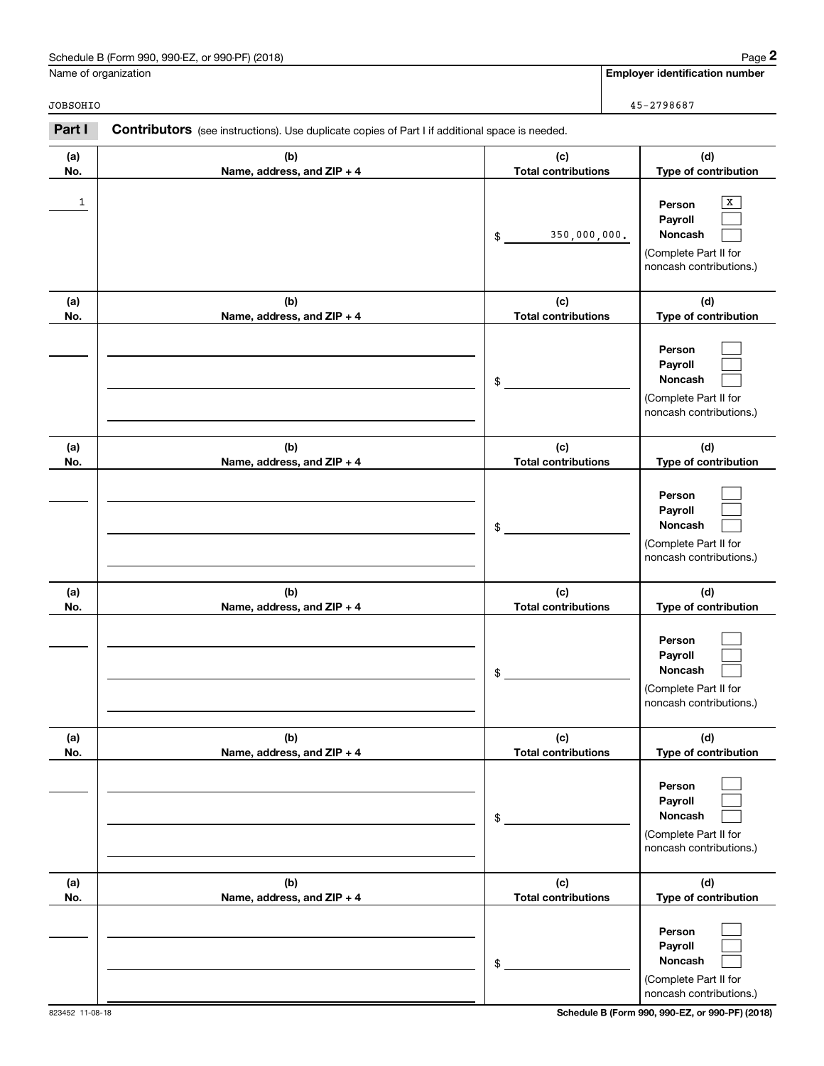Schedule B (Form 990, 990-EZ, or 990-PF) (2018)

| Name of organization | Employer identification number |
| --- | --- |
| JOBSOHIO | 45-2798687 |

**Part I** **Contributors** (see instructions). Use duplicate copies of Part I if additional space is needed.

| (a) No. | (b) Name, address, and ZIP + 4 | (c) Total contributions | (d) Type of contribution |
| --- | --- | --- | --- |
| 1 | | $ 350,000,000. | Person [X] Payroll [ ] Noncash [ ] (Complete Part II for noncash contributions.) |
| | | $ | Person [ ] Payroll [ ] Noncash [ ] (Complete Part II for noncash contributions.) |
| | | $ | Person [ ] Payroll [ ] Noncash [ ] (Complete Part II for noncash contributions.) |
| | | $ | Person [ ] Payroll [ ] Noncash [ ] (Complete Part II for noncash contributions.) |
| | | $ | Person [ ] Payroll [ ] Noncash [ ] (Complete Part II for noncash contributions.) |
| | | $ | Person [ ] Payroll [ ] Noncash [ ] (Complete Part II for noncash contributions.) |

823452 11-08-18 **Schedule B (Form 990, 990-EZ, or 990-PF) (2018)**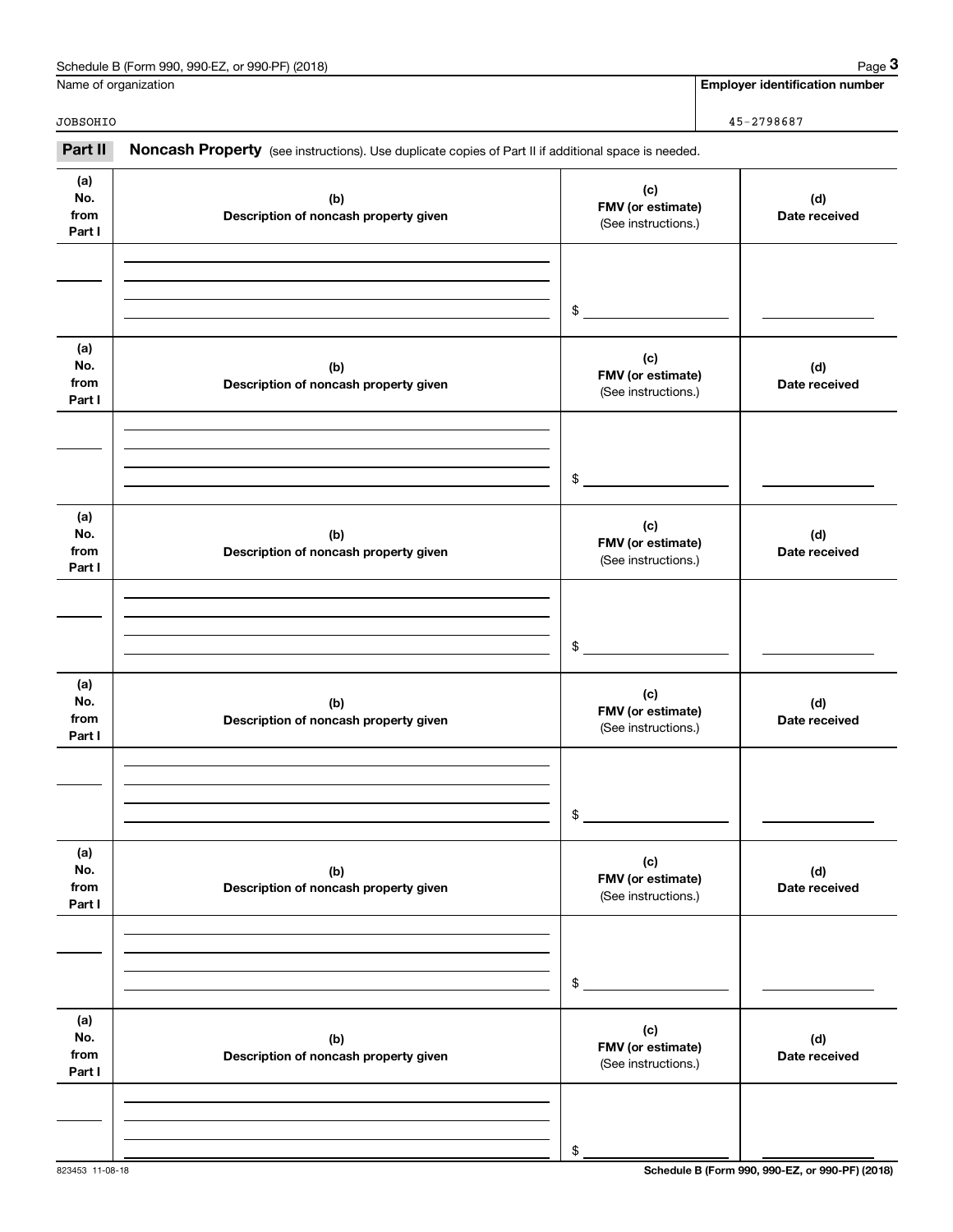Name of organization

JOBSOHIO

**Employer identification number**

45-2798687

**Part II** **Noncash Property** (see instructions). Use duplicate copies of Part II if additional space is needed.

| (a) No. from Part I | (b) Description of noncash property given | (c) FMV (or estimate) (See instructions.) | (d) Date received |
|---|---|---|---|
| | | $ | |

| (a) No. from Part I | (b) Description of noncash property given | (c) FMV (or estimate) (See instructions.) | (d) Date received |
|---|---|---|---|
| | | $ | |

| (a) No. from Part I | (b) Description of noncash property given | (c) FMV (or estimate) (See instructions.) | (d) Date received |
|---|---|---|---|
| | | $ | |

| (a) No. from Part I | (b) Description of noncash property given | (c) FMV (or estimate) (See instructions.) | (d) Date received |
|---|---|---|---|
| | | $ | |

| (a) No. from Part I | (b) Description of noncash property given | (c) FMV (or estimate) (See instructions.) | (d) Date received |
|---|---|---|---|
| | | $ | |

| (a) No. from Part I | (b) Description of noncash property given | (c) FMV (or estimate) (See instructions.) | (d) Date received |
|---|---|---|---|
| | | $ | |

823453 11-08-18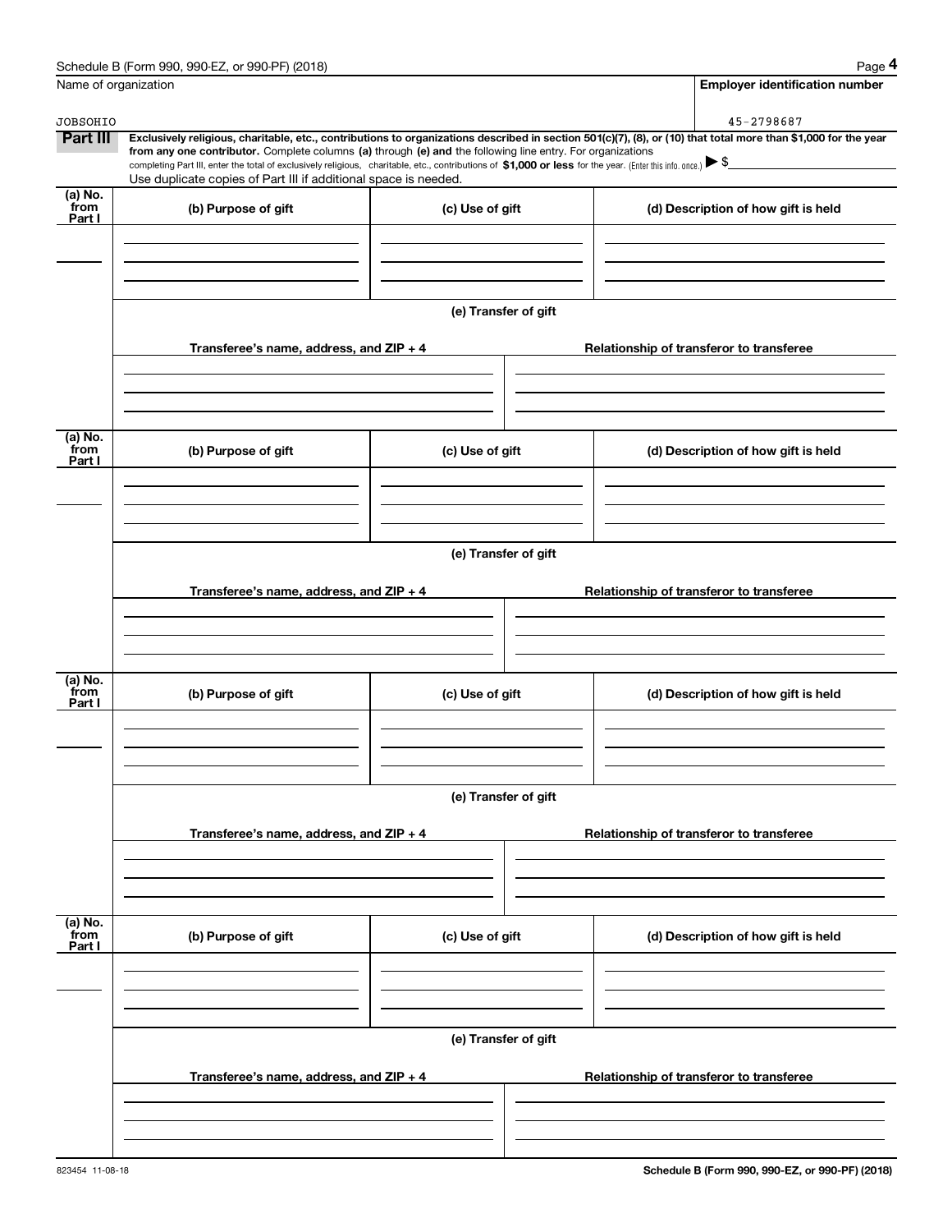Name of organization

JOBSOHIO

**Employer identification number**

45-2798687

**Part III** **Exclusively religious, charitable, etc., contributions to organizations described in section 501(c)(7), (8), or (10) that total more than $1,000 for the year from any one contributor.** Complete columns **(a)** through **(e) and** the following line entry. For organizations completing Part III, enter the total of exclusively religious, charitable, etc., contributions of **$1,000 or less** for the year. (Enter this info. once.) ▶ $

Use duplicate copies of Part III if additional space is needed.

| (a) No. from Part I | (b) Purpose of gift | (c) Use of gift | (d) Description of how gift is held |
|---|---|---|---|
| | | | |

**(e) Transfer of gift**

| Transferee's name, address, and ZIP + 4 | Relationship of transferor to transferee |
|---|---|
| | |

| (a) No. from Part I | (b) Purpose of gift | (c) Use of gift | (d) Description of how gift is held |
|---|---|---|---|
| | | | |

**(e) Transfer of gift**

| Transferee's name, address, and ZIP + 4 | Relationship of transferor to transferee |
|---|---|
| | |

| (a) No. from Part I | (b) Purpose of gift | (c) Use of gift | (d) Description of how gift is held |
|---|---|---|---|
| | | | |

**(e) Transfer of gift**

| Transferee's name, address, and ZIP + 4 | Relationship of transferor to transferee |
|---|---|
| | |

| (a) No. from Part I | (b) Purpose of gift | (c) Use of gift | (d) Description of how gift is held |
|---|---|---|---|
| | | | |

**(e) Transfer of gift**

| Transferee's name, address, and ZIP + 4 | Relationship of transferor to transferee |
|---|---|
| | |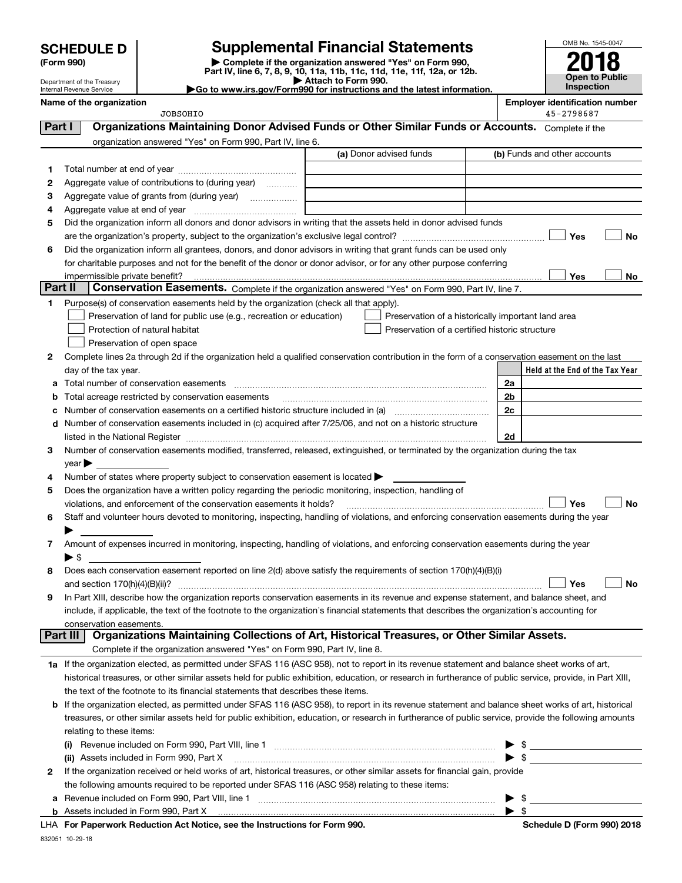# SCHEDULE D (Form 990)

Department of the Treasury
Internal Revenue Service

## Supplemental Financial Statements

▶ Complete if the organization answered "Yes" on Form 990, Part IV, line 6, 7, 8, 9, 10, 11a, 11b, 11c, 11d, 11e, 11f, 12a, or 12b.
▶ Attach to Form 990.
▶Go to www.irs.gov/Form990 for instructions and the latest information.

OMB No. 1545-0047

**2018**

**Open to Public Inspection**

**Name of the organization**
JOBSOHIO

**Employer identification number**
45-2798687

## Part I Organizations Maintaining Donor Advised Funds or Other Similar Funds or Accounts.

Complete if the organization answered "Yes" on Form 990, Part IV, line 6.

| | | (a) Donor advised funds | (b) Funds and other accounts |
|---|---|---|---|
| 1 | Total number at end of year | | |
| 2 | Aggregate value of contributions to (during year) | | |
| 3 | Aggregate value of grants from (during year) | | |
| 4 | Aggregate value at end of year | | |

5 Did the organization inform all donors and donor advisors in writing that the assets held in donor advised funds are the organization's property, subject to the organization's exclusive legal control? ☐ Yes ☐ No

6 Did the organization inform all grantees, donors, and donor advisors in writing that grant funds can be used only for charitable purposes and not for the benefit of the donor or donor advisor, or for any other purpose conferring impermissible private benefit? ☐ Yes ☐ No

## Part II Conservation Easements.

Complete if the organization answered "Yes" on Form 990, Part IV, line 7.

1 Purpose(s) of conservation easements held by the organization (check all that apply).

- ☐ Preservation of land for public use (e.g., recreation or education)
- ☐ Protection of natural habitat
- ☐ Preservation of open space
- ☐ Preservation of a historically important land area
- ☐ Preservation of a certified historic structure

2 Complete lines 2a through 2d if the organization held a qualified conservation contribution in the form of a conservation easement on the last day of the tax year.

| | | | Held at the End of the Tax Year |
|---|---|---|---|
| a | Total number of conservation easements | 2a | |
| b | Total acreage restricted by conservation easements | 2b | |
| c | Number of conservation easements on a certified historic structure included in (a) | 2c | |
| d | Number of conservation easements included in (c) acquired after 7/25/06, and not on a historic structure listed in the National Register | 2d | |

3 Number of conservation easements modified, transferred, released, extinguished, or terminated by the organization during the tax year ▶

4 Number of states where property subject to conservation easement is located ▶

5 Does the organization have a written policy regarding the periodic monitoring, inspection, handling of violations, and enforcement of the conservation easements it holds? ☐ Yes ☐ No

6 Staff and volunteer hours devoted to monitoring, inspecting, handling of violations, and enforcing conservation easements during the year ▶

7 Amount of expenses incurred in monitoring, inspecting, handling of violations, and enforcing conservation easements during the year ▶ $

8 Does each conservation easement reported on line 2(d) above satisfy the requirements of section 170(h)(4)(B)(i) and section 170(h)(4)(B)(ii)? ☐ Yes ☐ No

9 In Part XIII, describe how the organization reports conservation easements in its revenue and expense statement, and balance sheet, and include, if applicable, the text of the footnote to the organization's financial statements that describes the organization's accounting for conservation easements.

## Part III Organizations Maintaining Collections of Art, Historical Treasures, or Other Similar Assets.

Complete if the organization answered "Yes" on Form 990, Part IV, line 8.

1a If the organization elected, as permitted under SFAS 116 (ASC 958), not to report in its revenue statement and balance sheet works of art, historical treasures, or other similar assets held for public exhibition, education, or research in furtherance of public service, provide, in Part XIII, the text of the footnote to its financial statements that describes these items.

b If the organization elected, as permitted under SFAS 116 (ASC 958), to report in its revenue statement and balance sheet works of art, historical treasures, or other similar assets held for public exhibition, education, or research in furtherance of public service, provide the following amounts relating to these items:

(i) Revenue included on Form 990, Part VIII, line 1 ▶ $

(ii) Assets included in Form 990, Part X ▶ $

2 If the organization received or held works of art, historical treasures, or other similar assets for financial gain, provide the following amounts required to be reported under SFAS 116 (ASC 958) relating to these items:

a Revenue included on Form 990, Part VIII, line 1 ▶ $

b Assets included in Form 990, Part X ▶ $

LHA **For Paperwork Reduction Act Notice, see the Instructions for Form 990.** **Schedule D (Form 990) 2018**

832051 10-29-18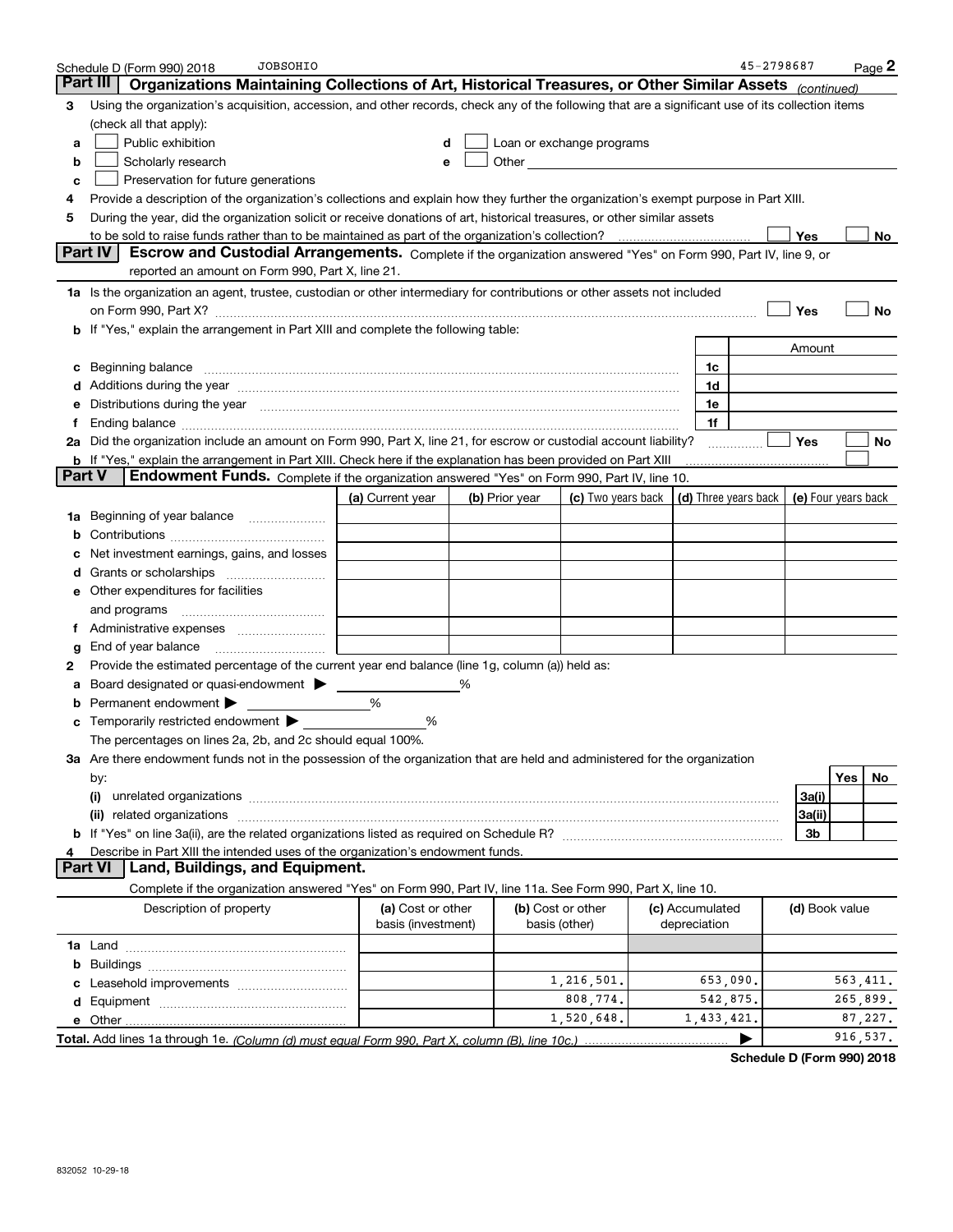Schedule D (Form 990) 2018 JOBSOHIO 45-2798687

## Part III Organizations Maintaining Collections of Art, Historical Treasures, or Other Similar Assets *(continued)*

3 Using the organization's acquisition, accession, and other records, check any of the following that are a significant use of its collection items (check all that apply):

- a ☐ Public exhibition
- b ☐ Scholarly research
- c ☐ Preservation for future generations
- d ☐ Loan or exchange programs
- e ☐ Other

4 Provide a description of the organization's collections and explain how they further the organization's exempt purpose in Part XIII.

5 During the year, did the organization solicit or receive donations of art, historical treasures, or other similar assets to be sold to raise funds rather than to be maintained as part of the organization's collection? ☐ Yes ☐ No

## Part IV Escrow and Custodial Arrangements.

Complete if the organization answered "Yes" on Form 990, Part IV, line 9, or reported an amount on Form 990, Part X, line 21.

1a Is the organization an agent, trustee, custodian or other intermediary for contributions or other assets not included on Form 990, Part X? ☐ Yes ☐ No

b If "Yes," explain the arrangement in Part XIII and complete the following table:

| | | Amount |
|---|---|---|
| c Beginning balance | 1c | |
| d Additions during the year | 1d | |
| e Distributions during the year | 1e | |
| f Ending balance | 1f | |

2a Did the organization include an amount on Form 990, Part X, line 21, for escrow or custodial account liability? ☐ Yes ☐ No

b If "Yes," explain the arrangement in Part XIII. Check here if the explanation has been provided on Part XIII ☐

## Part V Endowment Funds.

Complete if the organization answered "Yes" on Form 990, Part IV, line 10.

| | (a) Current year | (b) Prior year | (c) Two years back | (d) Three years back | (e) Four years back |
|---|---|---|---|---|---|
| 1a Beginning of year balance | | | | | |
| b Contributions | | | | | |
| c Net investment earnings, gains, and losses | | | | | |
| d Grants or scholarships | | | | | |
| e Other expenditures for facilities and programs | | | | | |
| f Administrative expenses | | | | | |
| g End of year balance | | | | | |

2 Provide the estimated percentage of the current year end balance (line 1g, column (a)) held as:

- a Board designated or quasi-endowment ▶ ______ %
- b Permanent endowment ▶ ______ %
- c Temporarily restricted endowment ▶ ______ %

The percentages on lines 2a, 2b, and 2c should equal 100%.

3a Are there endowment funds not in the possession of the organization that are held and administered for the organization by:

| | | Yes | No |
|---|---|---|---|
| (i) unrelated organizations | 3a(i) | | |
| (ii) related organizations | 3a(ii) | | |
| b If "Yes" on line 3a(ii), are the related organizations listed as required on Schedule R? | 3b | | |

4 Describe in Part XIII the intended uses of the organization's endowment funds.

## Part VI Land, Buildings, and Equipment.

Complete if the organization answered "Yes" on Form 990, Part IV, line 11a. See Form 990, Part X, line 10.

| Description of property | (a) Cost or other basis (investment) | (b) Cost or other basis (other) | (c) Accumulated depreciation | (d) Book value |
|---|---|---|---|---|
| 1a Land | | | | |
| b Buildings | | | | |
| c Leasehold improvements | | 1,216,501. | 653,090. | 563,411. |
| d Equipment | | 808,774. | 542,875. | 265,899. |
| e Other | | 1,520,648. | 1,433,421. | 87,227. |
| **Total.** Add lines 1a through 1e. *(Column (d) must equal Form 990, Part X, column (B), line 10c.)* ▶ | | | | 916,537. |

**Schedule D (Form 990) 2018**

832052 10-29-18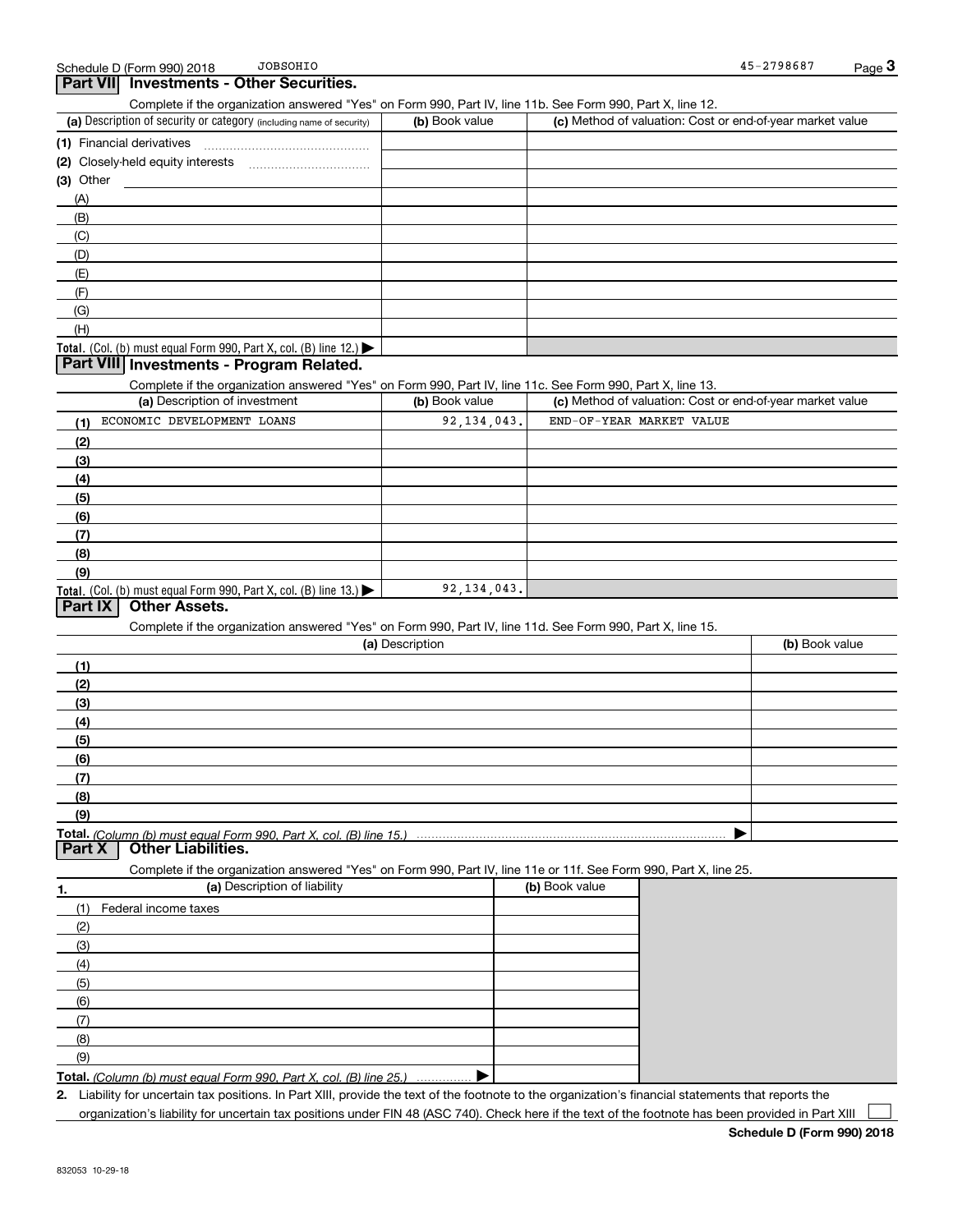Schedule D (Form 990) 2018 JOBSOHIO 45-2798687

## Part VII Investments - Other Securities.

Complete if the organization answered "Yes" on Form 990, Part IV, line 11b. See Form 990, Part X, line 12.

| (a) Description of security or category (including name of security) | (b) Book value | (c) Method of valuation: Cost or end-of-year market value |
|---|---|---|
| (1) Financial derivatives | | |
| (2) Closely-held equity interests | | |
| (3) Other | | |
| (A) | | |
| (B) | | |
| (C) | | |
| (D) | | |
| (E) | | |
| (F) | | |
| (G) | | |
| (H) | | |
| **Total.** (Col. (b) must equal Form 990, Part X, col. (B) line 12.) ▶ | | |

## Part VIII Investments - Program Related.

Complete if the organization answered "Yes" on Form 990, Part IV, line 11c. See Form 990, Part X, line 13.

| (a) Description of investment | (b) Book value | (c) Method of valuation: Cost or end-of-year market value |
|---|---|---|
| (1) ECONOMIC DEVELOPMENT LOANS | 92,134,043. | END-OF-YEAR MARKET VALUE |
| (2) | | |
| (3) | | |
| (4) | | |
| (5) | | |
| (6) | | |
| (7) | | |
| (8) | | |
| (9) | | |
| **Total.** (Col. (b) must equal Form 990, Part X, col. (B) line 13.) ▶ | 92,134,043. | |

## Part IX Other Assets.

Complete if the organization answered "Yes" on Form 990, Part IV, line 11d. See Form 990, Part X, line 15.

| (a) Description | (b) Book value |
|---|---|
| (1) | |
| (2) | |
| (3) | |
| (4) | |
| (5) | |
| (6) | |
| (7) | |
| (8) | |
| (9) | |
| **Total.** *(Column (b) must equal Form 990, Part X, col. (B) line 15.)* ▶ | |

## Part X Other Liabilities.

Complete if the organization answered "Yes" on Form 990, Part IV, line 11e or 11f. See Form 990, Part X, line 25.

| 1. (a) Description of liability | (b) Book value |
|---|---|
| (1) Federal income taxes | |
| (2) | |
| (3) | |
| (4) | |
| (5) | |
| (6) | |
| (7) | |
| (8) | |
| (9) | |
| **Total.** *(Column (b) must equal Form 990, Part X, col. (B) line 25.)* ▶ | |

2. Liability for uncertain tax positions. In Part XIII, provide the text of the footnote to the organization's financial statements that reports the organization's liability for uncertain tax positions under FIN 48 (ASC 740). Check here if the text of the footnote has been provided in Part XIII ☐

**Schedule D (Form 990) 2018**

832053 10-29-18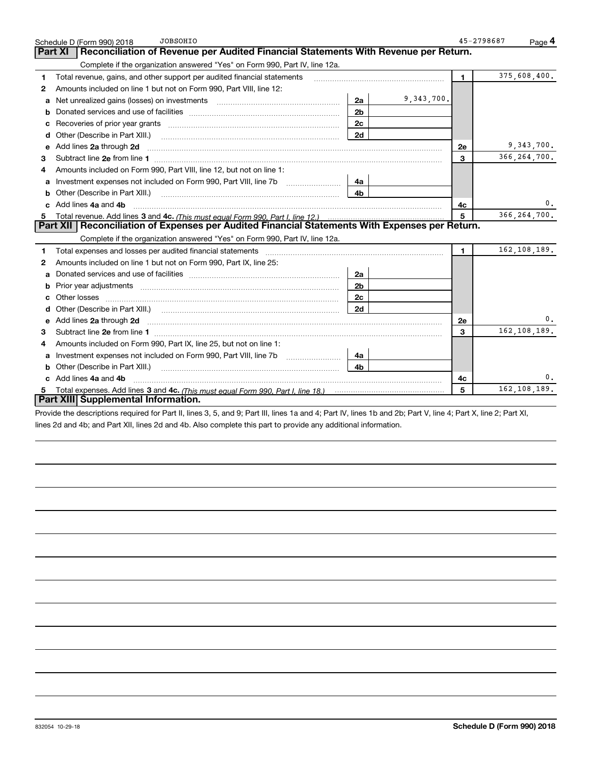Schedule D (Form 990) 2018 JOBSOHIO 45-2798687

## Part XI Reconciliation of Revenue per Audited Financial Statements With Revenue per Return.

Complete if the organization answered "Yes" on Form 990, Part IV, line 12a.

| | | | | | |
|---|---|---|---|---|---|
| 1 | Total revenue, gains, and other support per audited financial statements | | | 1 | 375,608,400. |
| 2 | Amounts included on line 1 but not on Form 990, Part VIII, line 12: | | | | |
| a | Net unrealized gains (losses) on investments | 2a | 9,343,700. | | |
| b | Donated services and use of facilities | 2b | | | |
| c | Recoveries of prior year grants | 2c | | | |
| d | Other (Describe in Part XIII.) | 2d | | | |
| e | Add lines **2a** through **2d** | | | 2e | 9,343,700. |
| 3 | Subtract line **2e** from line **1** | | | 3 | 366,264,700. |
| 4 | Amounts included on Form 990, Part VIII, line 12, but not on line 1: | | | | |
| a | Investment expenses not included on Form 990, Part VIII, line 7b | 4a | | | |
| b | Other (Describe in Part XIII.) | 4b | | | |
| c | Add lines **4a** and **4b** | | | 4c | 0. |
| 5 | Total revenue. Add lines **3** and **4c.** *(This must equal Form 990, Part I, line 12.)* | | | 5 | 366,264,700. |

## Part XII Reconciliation of Expenses per Audited Financial Statements With Expenses per Return.

Complete if the organization answered "Yes" on Form 990, Part IV, line 12a.

| | | | | | |
|---|---|---|---|---|---|
| 1 | Total expenses and losses per audited financial statements | | | 1 | 162,108,189. |
| 2 | Amounts included on line 1 but not on Form 990, Part IX, line 25: | | | | |
| a | Donated services and use of facilities | 2a | | | |
| b | Prior year adjustments | 2b | | | |
| c | Other losses | 2c | | | |
| d | Other (Describe in Part XIII.) | 2d | | | |
| e | Add lines **2a** through **2d** | | | 2e | 0. |
| 3 | Subtract line **2e** from line **1** | | | 3 | 162,108,189. |
| 4 | Amounts included on Form 990, Part IX, line 25, but not on line 1: | | | | |
| a | Investment expenses not included on Form 990, Part VIII, line 7b | 4a | | | |
| b | Other (Describe in Part XIII.) | 4b | | | |
| c | Add lines **4a** and **4b** | | | 4c | 0. |
| 5 | Total expenses. Add lines **3** and **4c.** *(This must equal Form 990, Part I, line 18.)* | | | 5 | 162,108,189. |

## Part XIII Supplemental Information.

Provide the descriptions required for Part II, lines 3, 5, and 9; Part III, lines 1a and 4; Part IV, lines 1b and 2b; Part V, line 4; Part X, line 2; Part XI, lines 2d and 4b; and Part XII, lines 2d and 4b. Also complete this part to provide any additional information.

832054 10-29-18 **Schedule D (Form 990) 2018**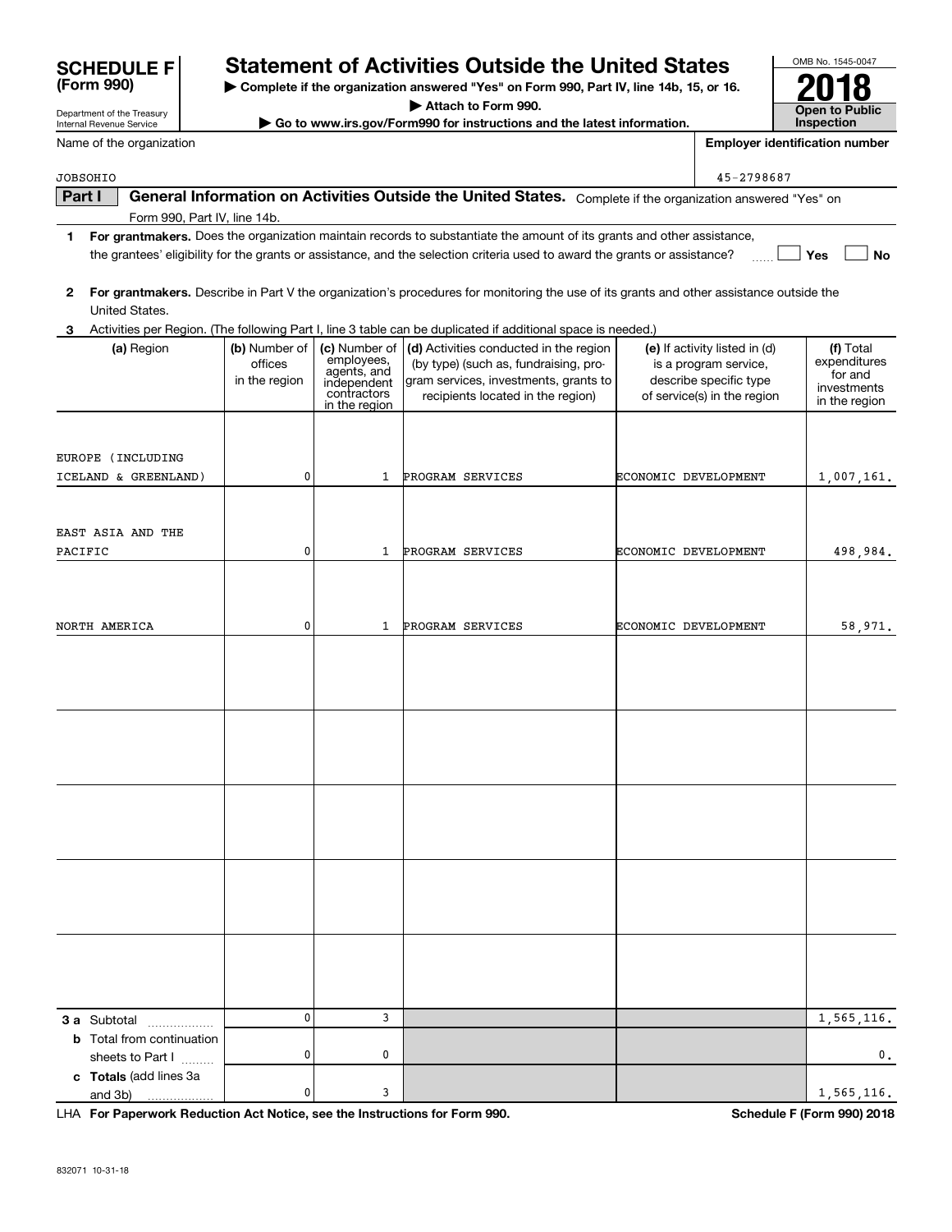# SCHEDULE F (Form 990)

Department of the Treasury
Internal Revenue Service

## Statement of Activities Outside the United States

▶ Complete if the organization answered "Yes" on Form 990, Part IV, line 14b, 15, or 16.
▶ Attach to Form 990.
▶ Go to www.irs.gov/Form990 for instructions and the latest information.

OMB No. 1545-0047
**2018**
**Open to Public Inspection**

Name of the organization: JOBSOHIO

Employer identification number: 45-2798687

**Part I** **General Information on Activities Outside the United States.** Complete if the organization answered "Yes" on Form 990, Part IV, line 14b.

1 **For grantmakers.** Does the organization maintain records to substantiate the amount of its grants and other assistance, the grantees' eligibility for the grants or assistance, and the selection criteria used to award the grants or assistance? ☐ Yes ☐ No

2 **For grantmakers.** Describe in Part V the organization's procedures for monitoring the use of its grants and other assistance outside the United States.

3 Activities per Region. (The following Part I, line 3 table can be duplicated if additional space is needed.)

| (a) Region | (b) Number of offices in the region | (c) Number of employees, agents, and independent contractors in the region | (d) Activities conducted in the region (by type) (such as, fundraising, program services, investments, grants to recipients located in the region) | (e) If activity listed in (d) is a program service, describe specific type of service(s) in the region | (f) Total expenditures for and investments in the region |
|---|---|---|---|---|---|
| EUROPE (INCLUDING ICELAND & GREENLAND) | 0 | 1 | PROGRAM SERVICES | ECONOMIC DEVELOPMENT | 1,007,161. |
| EAST ASIA AND THE PACIFIC | 0 | 1 | PROGRAM SERVICES | ECONOMIC DEVELOPMENT | 498,984. |
| NORTH AMERICA | 0 | 1 | PROGRAM SERVICES | ECONOMIC DEVELOPMENT | 58,971. |
| | | | | | |
| | | | | | |
| | | | | | |
| | | | | | |
| | | | | | |
| **3 a** Subtotal | 0 | 3 | | | 1,565,116. |
| **b** Total from continuation sheets to Part I | 0 | 0 | | | 0. |
| **c Totals** (add lines 3a and 3b) | 0 | 3 | | | 1,565,116. |

LHA **For Paperwork Reduction Act Notice, see the Instructions for Form 990.** **Schedule F (Form 990) 2018**

832071 10-31-18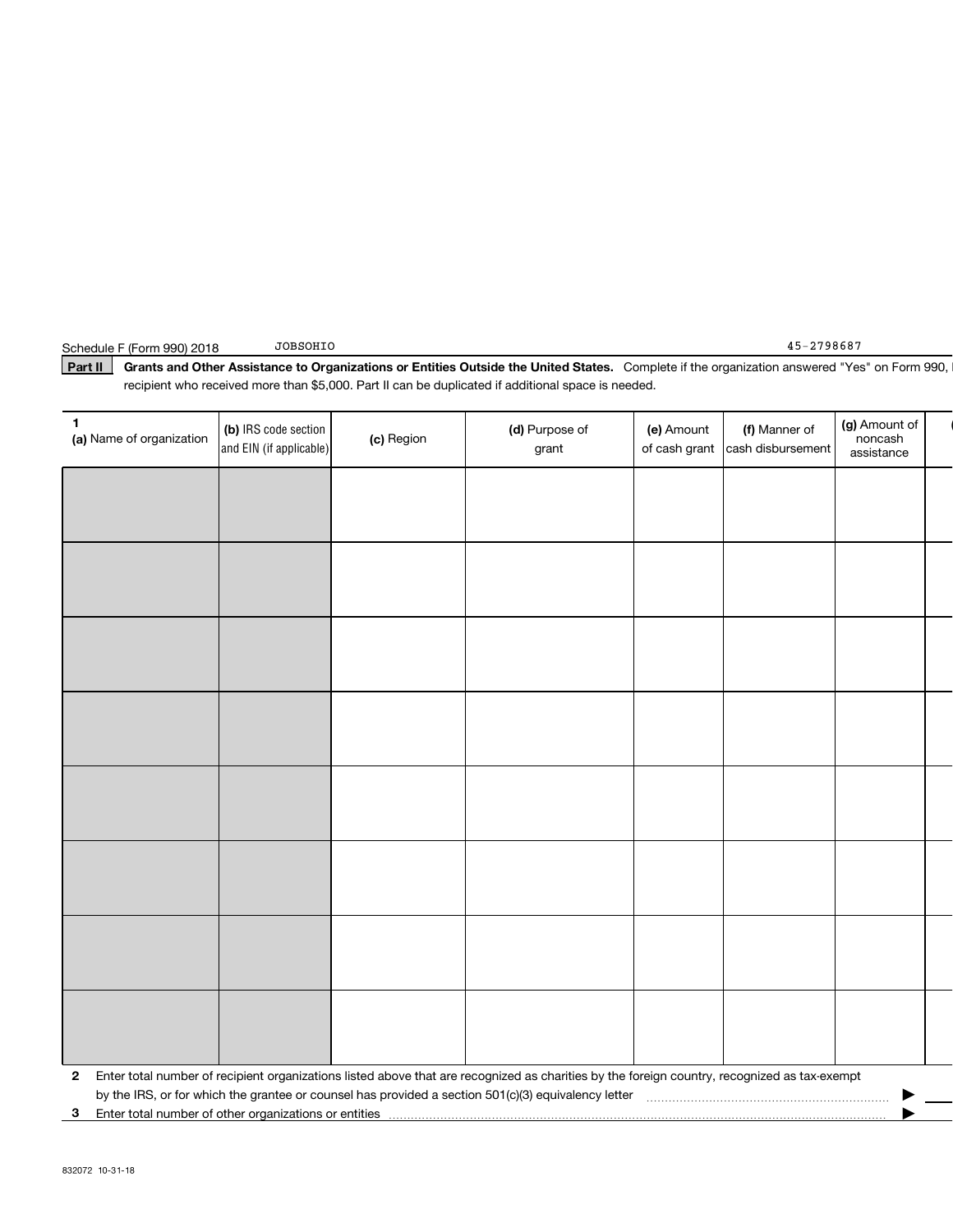Schedule F (Form 990) 2018 JOBSOHIO 45-2798687

**Part II** **Grants and Other Assistance to Organizations or Entities Outside the United States.** Complete if the organization answered "Yes" on Form 990, recipient who received more than $5,000. Part II can be duplicated if additional space is needed.

| 1 (a) Name of organization | (b) IRS code section and EIN (if applicable) | (c) Region | (d) Purpose of grant | (e) Amount of cash grant | (f) Manner of cash disbursement | (g) Amount of noncash assistance |
|---|---|---|---|---|---|---|
| | | | | | | |
| | | | | | | |
| | | | | | | |
| | | | | | | |
| | | | | | | |
| | | | | | | |
| | | | | | | |
| | | | | | | |

**2** Enter total number of recipient organizations listed above that are recognized as charities by the foreign country, recognized as tax-exempt by the IRS, or for which the grantee or counsel has provided a section 501(c)(3) equivalency letter ▶

**3** Enter total number of other organizations or entities ▶

832072 10-31-18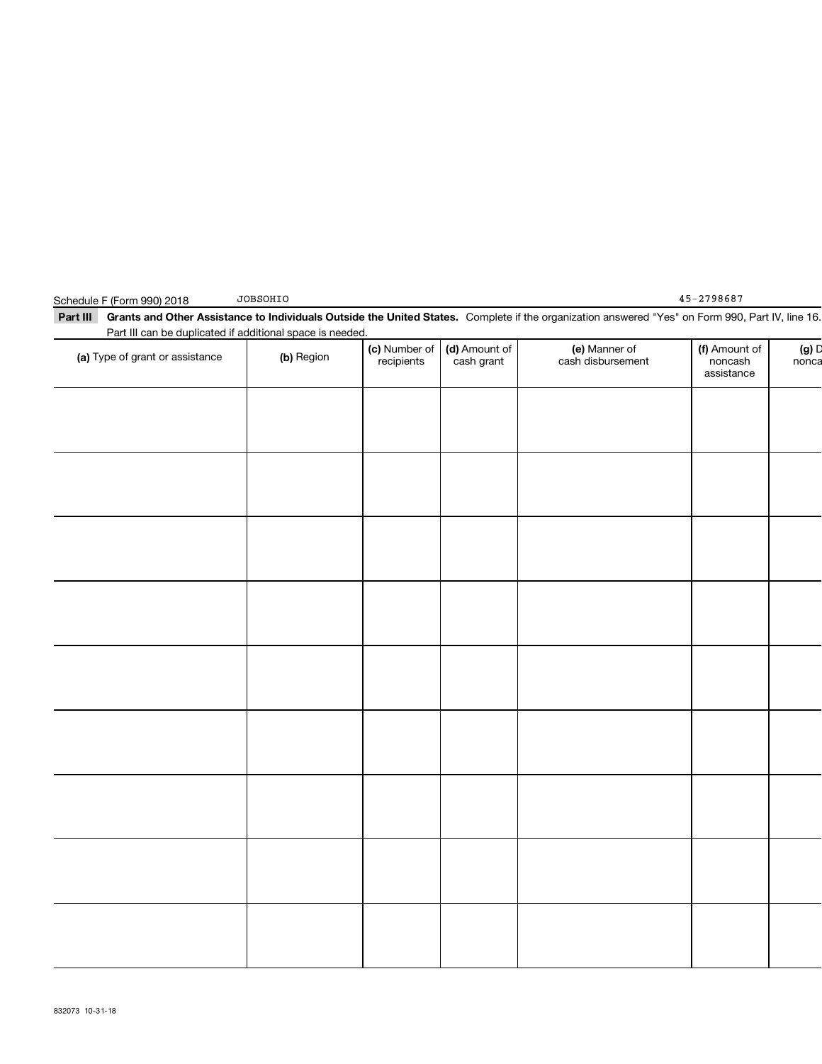Schedule F (Form 990) 2018 JOBSOHIO 45-2798687

**Part III** **Grants and Other Assistance to Individuals Outside the United States.** Complete if the organization answered "Yes" on Form 990, Part IV, line 16. Part III can be duplicated if additional space is needed.

| (a) Type of grant or assistance | (b) Region | (c) Number of recipients | (d) Amount of cash grant | (e) Manner of cash disbursement | (f) Amount of noncash assistance | (g) D noncа |
|---|---|---|---|---|---|---|
| | | | | | | |
| | | | | | | |
| | | | | | | |
| | | | | | | |
| | | | | | | |
| | | | | | | |
| | | | | | | |
| | | | | | | |
| | | | | | | |

832073 10-31-18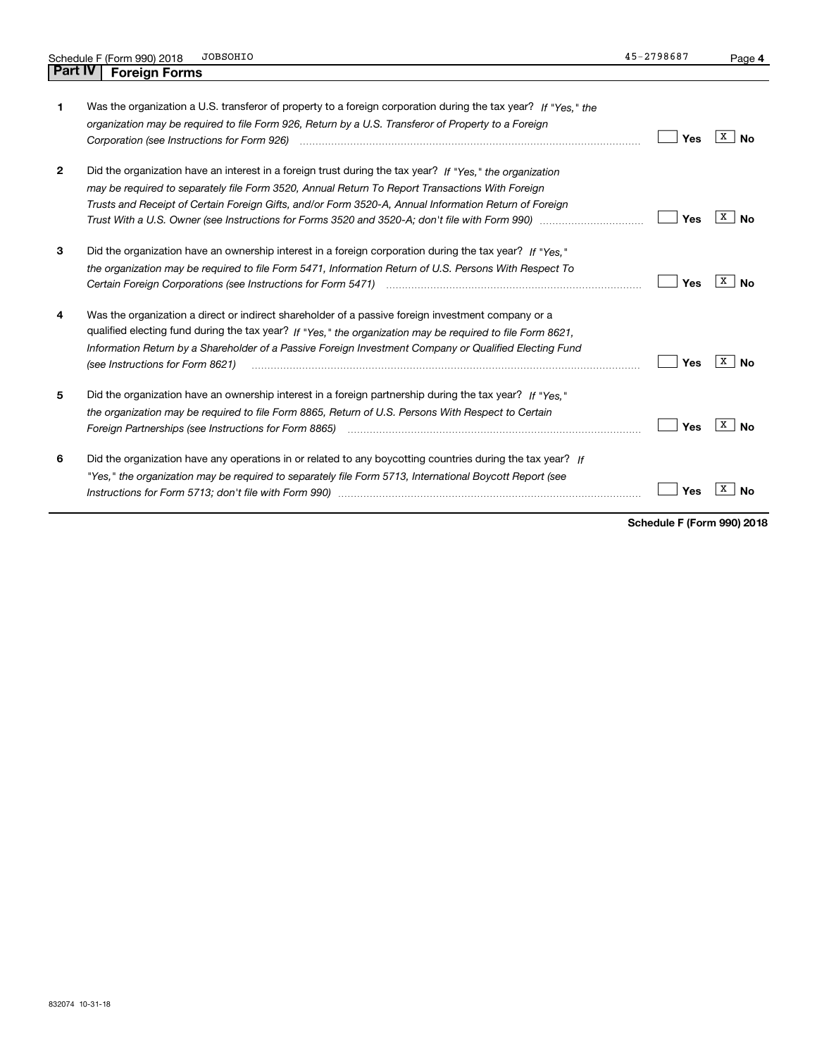## Part IV Foreign Forms

| | | Yes | No |
|---|---|---|---|
| **1** | Was the organization a U.S. transferor of property to a foreign corporation during the tax year? *If "Yes," the organization may be required to file Form 926, Return by a U.S. Transferor of Property to a Foreign Corporation (see Instructions for Form 926)* | | X |
| **2** | Did the organization have an interest in a foreign trust during the tax year? *If "Yes," the organization may be required to separately file Form 3520, Annual Return To Report Transactions With Foreign Trusts and Receipt of Certain Foreign Gifts, and/or Form 3520-A, Annual Information Return of Foreign Trust With a U.S. Owner (see Instructions for Forms 3520 and 3520-A; don't file with Form 990)* | | X |
| **3** | Did the organization have an ownership interest in a foreign corporation during the tax year? *If "Yes," the organization may be required to file Form 5471, Information Return of U.S. Persons With Respect To Certain Foreign Corporations (see Instructions for Form 5471)* | | X |
| **4** | Was the organization a direct or indirect shareholder of a passive foreign investment company or a qualified electing fund during the tax year? *If "Yes," the organization may be required to file Form 8621, Information Return by a Shareholder of a Passive Foreign Investment Company or Qualified Electing Fund (see Instructions for Form 8621)* | | X |
| **5** | Did the organization have an ownership interest in a foreign partnership during the tax year? *If "Yes," the organization may be required to file Form 8865, Return of U.S. Persons With Respect to Certain Foreign Partnerships (see Instructions for Form 8865)* | | X |
| **6** | Did the organization have any operations in or related to any boycotting countries during the tax year? *If "Yes," the organization may be required to separately file Form 5713, International Boycott Report (see Instructions for Form 5713; don't file with Form 990)* | | X |

**Schedule F (Form 990) 2018**

832074 10-31-18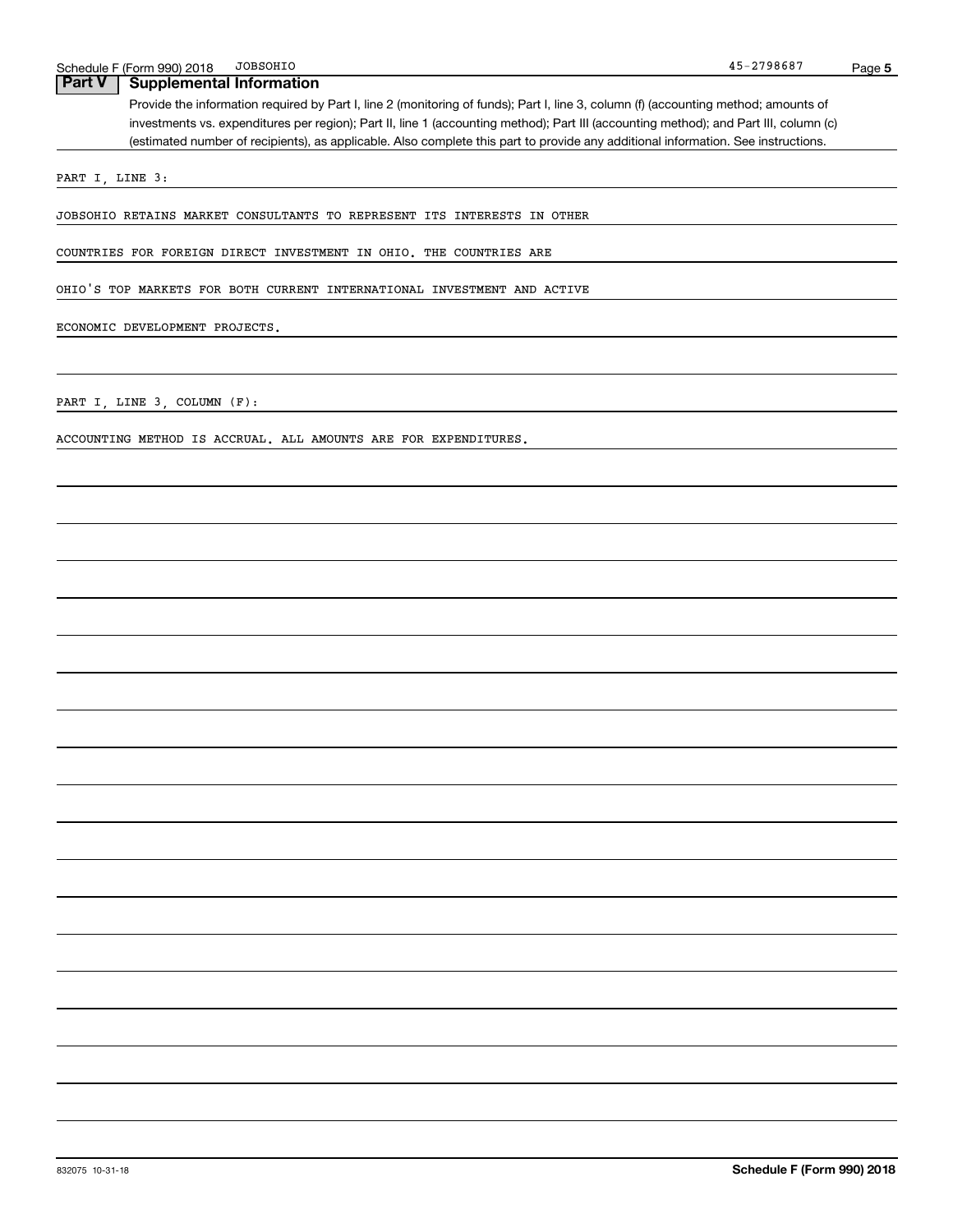Schedule F (Form 990) 2018 JOBSOHIO 45-2798687

## Part V Supplemental Information

Provide the information required by Part I, line 2 (monitoring of funds); Part I, line 3, column (f) (accounting method; amounts of investments vs. expenditures per region); Part II, line 1 (accounting method); Part III (accounting method); and Part III, column (c) (estimated number of recipients), as applicable. Also complete this part to provide any additional information. See instructions.

PART I, LINE 3:

JOBSOHIO RETAINS MARKET CONSULTANTS TO REPRESENT ITS INTERESTS IN OTHER COUNTRIES FOR FOREIGN DIRECT INVESTMENT IN OHIO. THE COUNTRIES ARE OHIO'S TOP MARKETS FOR BOTH CURRENT INTERNATIONAL INVESTMENT AND ACTIVE ECONOMIC DEVELOPMENT PROJECTS.

PART I, LINE 3, COLUMN (F):

ACCOUNTING METHOD IS ACCRUAL. ALL AMOUNTS ARE FOR EXPENDITURES.

832075 10-31-18 **Schedule F (Form 990) 2018**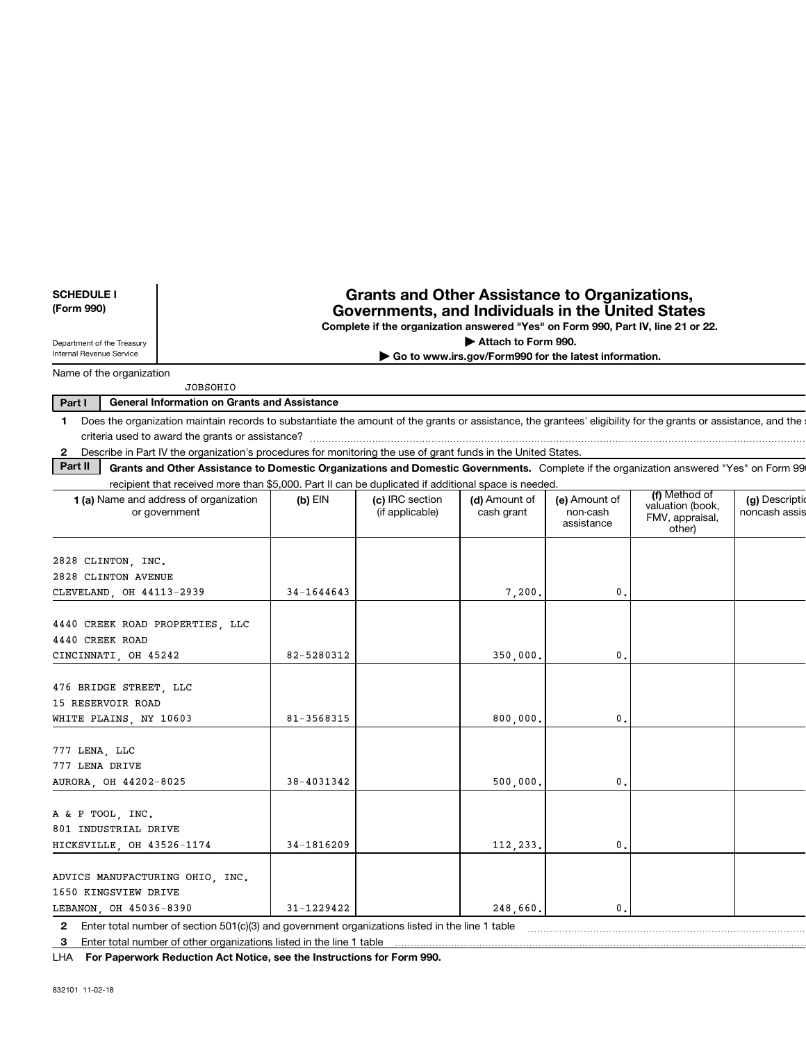**SCHEDULE I (Form 990)**

Department of the Treasury
Internal Revenue Service

# Grants and Other Assistance to Organizations, Governments, and Individuals in the United States

**Complete if the organization answered "Yes" on Form 990, Part IV, line 21 or 22.**

**▶ Attach to Form 990.**

**▶ Go to www.irs.gov/Form990 for the latest information.**

Name of the organization

JOBSOHIO

**Part I — General Information on Grants and Assistance**

**1** Does the organization maintain records to substantiate the amount of the grants or assistance, the grantees' eligibility for the grants or assistance, and the s criteria used to award the grants or assistance?

**2** Describe in Part IV the organization's procedures for monitoring the use of grant funds in the United States.

**Part II — Grants and Other Assistance to Domestic Organizations and Domestic Governments.** Complete if the organization answered "Yes" on Form 99 recipient that received more than $5,000. Part II can be duplicated if additional space is needed.

| 1 (a) Name and address of organization or government | (b) EIN | (c) IRC section (if applicable) | (d) Amount of cash grant | (e) Amount of non-cash assistance | (f) Method of valuation (book, FMV, appraisal, other) | (g) Descriptio noncash assis |
|---|---|---|---|---|---|---|
| 2828 CLINTON, INC.<br>2828 CLINTON AVENUE<br>CLEVELAND, OH 44113-2939 | 34-1644643 | | 7,200. | 0. | | |
| 4440 CREEK ROAD PROPERTIES, LLC<br>4440 CREEK ROAD<br>CINCINNATI, OH 45242 | 82-5280312 | | 350,000. | 0. | | |
| 476 BRIDGE STREET, LLC<br>15 RESERVOIR ROAD<br>WHITE PLAINS, NY 10603 | 81-3568315 | | 800,000. | 0. | | |
| 777 LENA, LLC<br>777 LENA DRIVE<br>AURORA, OH 44202-8025 | 38-4031342 | | 500,000. | 0. | | |
| A & P TOOL, INC.<br>801 INDUSTRIAL DRIVE<br>HICKSVILLE, OH 43526-1174 | 34-1816209 | | 112,233. | 0. | | |
| ADVICS MANUFACTURING OHIO, INC.<br>1650 KINGSVIEW DRIVE<br>LEBANON, OH 45036-8390 | 31-1229422 | | 248,660. | 0. | | |

**2** Enter total number of section 501(c)(3) and government organizations listed in the line 1 table

**3** Enter total number of other organizations listed in the line 1 table

LHA **For Paperwork Reduction Act Notice, see the Instructions for Form 990.**

832101 11-02-18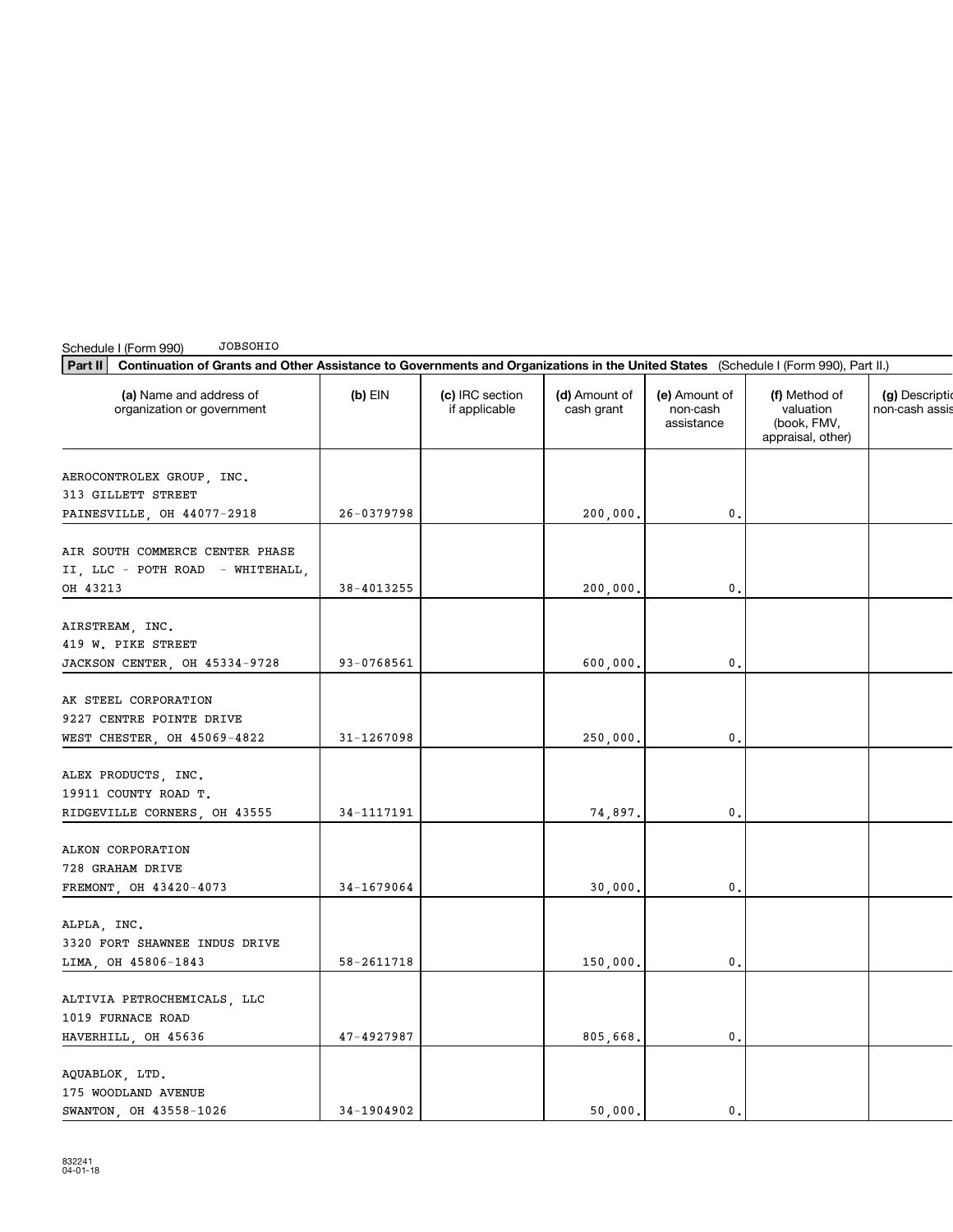Schedule I (Form 990) JOBSOHIO

**Part II** **Continuation of Grants and Other Assistance to Governments and Organizations in the United States** (Schedule I (Form 990), Part II.)

| (a) Name and address of organization or government | (b) EIN | (c) IRC section if applicable | (d) Amount of cash grant | (e) Amount of non-cash assistance | (f) Method of valuation (book, FMV, appraisal, other) | (g) Description of non-cash assistance |
|---|---|---|---|---|---|---|
| AEROCONTROLEX GROUP, INC. 313 GILLETT STREET PAINESVILLE, OH 44077-2918 | 26-0379798 | | 200,000. | 0. | | |
| AIR SOUTH COMMERCE CENTER PHASE II, LLC - POTH ROAD - WHITEHALL, OH 43213 | 38-4013255 | | 200,000. | 0. | | |
| AIRSTREAM, INC. 419 W. PIKE STREET JACKSON CENTER, OH 45334-9728 | 93-0768561 | | 600,000. | 0. | | |
| AK STEEL CORPORATION 9227 CENTRE POINTE DRIVE WEST CHESTER, OH 45069-4822 | 31-1267098 | | 250,000. | 0. | | |
| ALEX PRODUCTS, INC. 19911 COUNTY ROAD T. RIDGEVILLE CORNERS, OH 43555 | 34-1117191 | | 74,897. | 0. | | |
| ALKON CORPORATION 728 GRAHAM DRIVE FREMONT, OH 43420-4073 | 34-1679064 | | 30,000. | 0. | | |
| ALPLA, INC. 3320 FORT SHAWNEE INDUS DRIVE LIMA, OH 45806-1843 | 58-2611718 | | 150,000. | 0. | | |
| ALTIVIA PETROCHEMICALS, LLC 1019 FURNACE ROAD HAVERHILL, OH 45636 | 47-4927987 | | 805,668. | 0. | | |
| AQUABLOK, LTD. 175 WOODLAND AVENUE SWANTON, OH 43558-1026 | 34-1904902 | | 50,000. | 0. | | |

832241 04-01-18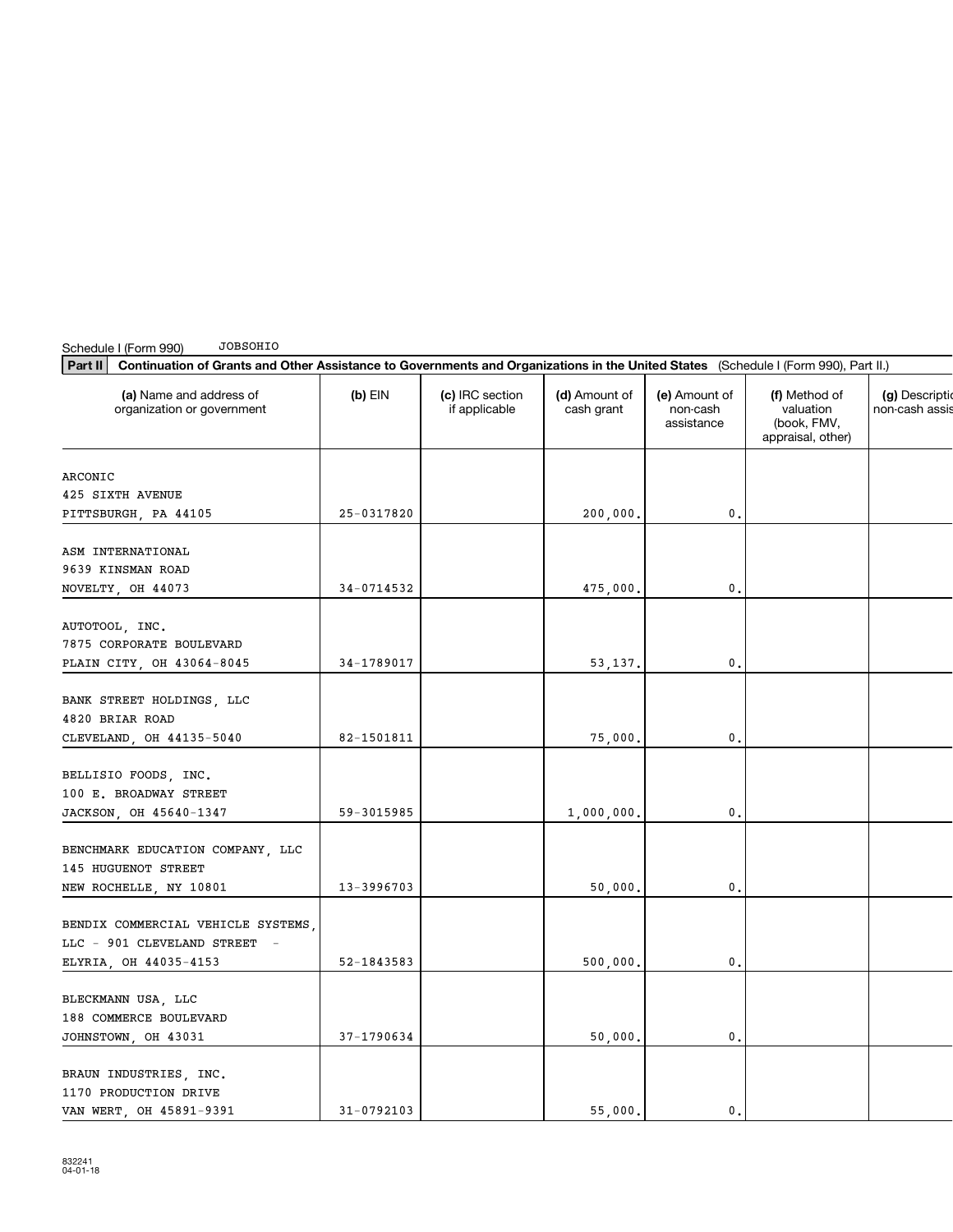Schedule I (Form 990) JOBSOHIO

**Part II** **Continuation of Grants and Other Assistance to Governments and Organizations in the United States** (Schedule I (Form 990), Part II.)

| (a) Name and address of organization or government | (b) EIN | (c) IRC section if applicable | (d) Amount of cash grant | (e) Amount of non-cash assistance | (f) Method of valuation (book, FMV, appraisal, other) | (g) Description of non-cash assistance |
|---|---|---|---|---|---|---|
| ARCONIC<br>425 SIXTH AVENUE<br>PITTSBURGH, PA 44105 | 25-0317820 | | 200,000. | 0. | | |
| ASM INTERNATIONAL<br>9639 KINSMAN ROAD<br>NOVELTY, OH 44073 | 34-0714532 | | 475,000. | 0. | | |
| AUTOTOOL, INC.<br>7875 CORPORATE BOULEVARD<br>PLAIN CITY, OH 43064-8045 | 34-1789017 | | 53,137. | 0. | | |
| BANK STREET HOLDINGS, LLC<br>4820 BRIAR ROAD<br>CLEVELAND, OH 44135-5040 | 82-1501811 | | 75,000. | 0. | | |
| BELLISIO FOODS, INC.<br>100 E. BROADWAY STREET<br>JACKSON, OH 45640-1347 | 59-3015985 | | 1,000,000. | 0. | | |
| BENCHMARK EDUCATION COMPANY, LLC<br>145 HUGUENOT STREET<br>NEW ROCHELLE, NY 10801 | 13-3996703 | | 50,000. | 0. | | |
| BENDIX COMMERCIAL VEHICLE SYSTEMS, LLC - 901 CLEVELAND STREET -<br>ELYRIA, OH 44035-4153 | 52-1843583 | | 500,000. | 0. | | |
| BLECKMANN USA, LLC<br>188 COMMERCE BOULEVARD<br>JOHNSTOWN, OH 43031 | 37-1790634 | | 50,000. | 0. | | |
| BRAUN INDUSTRIES, INC.<br>1170 PRODUCTION DRIVE<br>VAN WERT, OH 45891-9391 | 31-0792103 | | 55,000. | 0. | | |

832241
04-01-18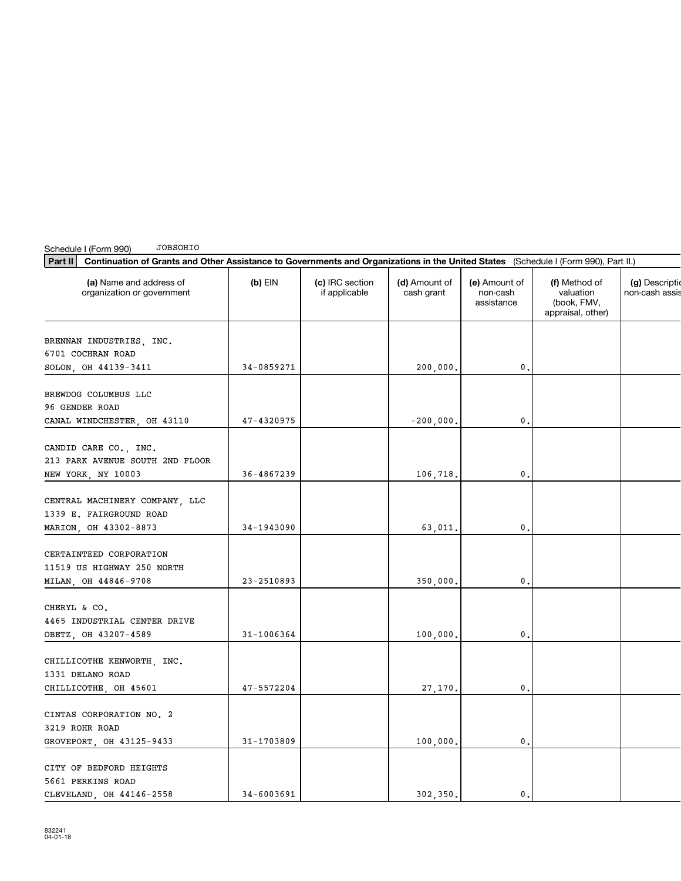Schedule I (Form 990) JOBSOHIO

**Part II** **Continuation of Grants and Other Assistance to Governments and Organizations in the United States** (Schedule I (Form 990), Part II.)

| (a) Name and address of organization or government | (b) EIN | (c) IRC section if applicable | (d) Amount of cash grant | (e) Amount of non-cash assistance | (f) Method of valuation (book, FMV, appraisal, other) | (g) Description of non-cash assistance |
|---|---|---|---|---|---|---|
| BRENNAN INDUSTRIES, INC.<br>6701 COCHRAN ROAD<br>SOLON, OH 44139-3411 | 34-0859271 | | 200,000. | 0. | | |
| BREWDOG COLUMBUS LLC<br>96 GENDER ROAD<br>CANAL WINDCHESTER, OH 43110 | 47-4320975 | | -200,000. | 0. | | |
| CANDID CARE CO., INC.<br>213 PARK AVENUE SOUTH 2ND FLOOR<br>NEW YORK, NY 10003 | 36-4867239 | | 106,718. | 0. | | |
| CENTRAL MACHINERY COMPANY, LLC<br>1339 E. FAIRGROUND ROAD<br>MARION, OH 43302-8873 | 34-1943090 | | 63,011. | 0. | | |
| CERTAINTEED CORPORATION<br>11519 US HIGHWAY 250 NORTH<br>MILAN, OH 44846-9708 | 23-2510893 | | 350,000. | 0. | | |
| CHERYL & CO.<br>4465 INDUSTRIAL CENTER DRIVE<br>OBETZ, OH 43207-4589 | 31-1006364 | | 100,000. | 0. | | |
| CHILLICOTHE KENWORTH, INC.<br>1331 DELANO ROAD<br>CHILLICOTHE, OH 45601 | 47-5572204 | | 27,170. | 0. | | |
| CINTAS CORPORATION NO. 2<br>3219 ROHR ROAD<br>GROVEPORT, OH 43125-9433 | 31-1703809 | | 100,000. | 0. | | |
| CITY OF BEDFORD HEIGHTS<br>5661 PERKINS ROAD<br>CLEVELAND, OH 44146-2558 | 34-6003691 | | 302,350. | 0. | | |

832241
04-01-18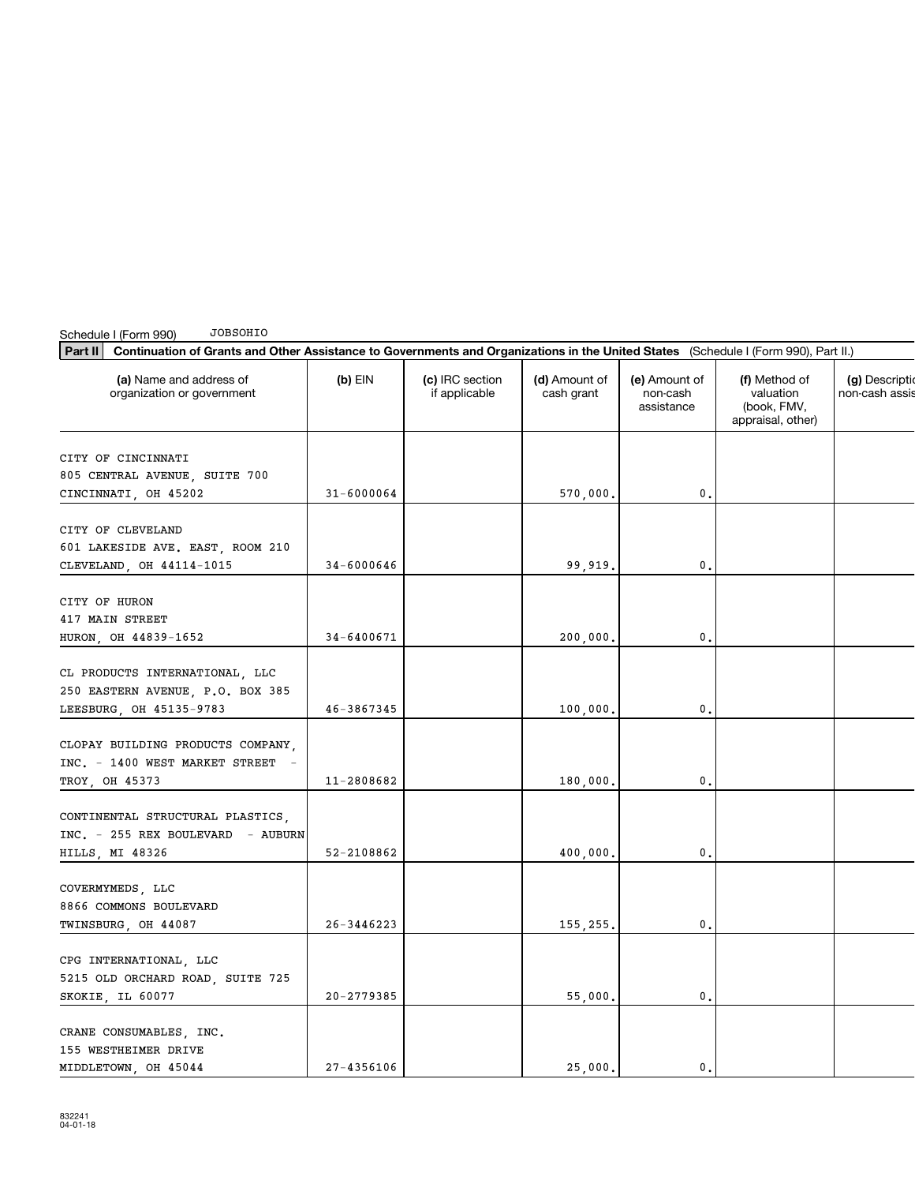Schedule I (Form 990) JOBSOHIO

**Part II** **Continuation of Grants and Other Assistance to Governments and Organizations in the United States** (Schedule I (Form 990), Part II.)

| (a) Name and address of organization or government | (b) EIN | (c) IRC section if applicable | (d) Amount of cash grant | (e) Amount of non-cash assistance | (f) Method of valuation (book, FMV, appraisal, other) | (g) Description of non-cash assistance |
|---|---|---|---|---|---|---|
| CITY OF CINCINNATI<br>805 CENTRAL AVENUE, SUITE 700<br>CINCINNATI, OH 45202 | 31-6000064 | | 570,000. | 0. | | |
| CITY OF CLEVELAND<br>601 LAKESIDE AVE. EAST, ROOM 210<br>CLEVELAND, OH 44114-1015 | 34-6000646 | | 99,919. | 0. | | |
| CITY OF HURON<br>417 MAIN STREET<br>HURON, OH 44839-1652 | 34-6400671 | | 200,000. | 0. | | |
| CL PRODUCTS INTERNATIONAL, LLC<br>250 EASTERN AVENUE, P.O. BOX 385<br>LEESBURG, OH 45135-9783 | 46-3867345 | | 100,000. | 0. | | |
| CLOPAY BUILDING PRODUCTS COMPANY, INC. - 1400 WEST MARKET STREET -<br>TROY, OH 45373 | 11-2808682 | | 180,000. | 0. | | |
| CONTINENTAL STRUCTURAL PLASTICS, INC. - 255 REX BOULEVARD - AUBURN<br>HILLS, MI 48326 | 52-2108862 | | 400,000. | 0. | | |
| COVERMYMEDS, LLC<br>8866 COMMONS BOULEVARD<br>TWINSBURG, OH 44087 | 26-3446223 | | 155,255. | 0. | | |
| CPG INTERNATIONAL, LLC<br>5215 OLD ORCHARD ROAD, SUITE 725<br>SKOKIE, IL 60077 | 20-2779385 | | 55,000. | 0. | | |
| CRANE CONSUMABLES, INC.<br>155 WESTHEIMER DRIVE<br>MIDDLETOWN, OH 45044 | 27-4356106 | | 25,000. | 0. | | |

832241
04-01-18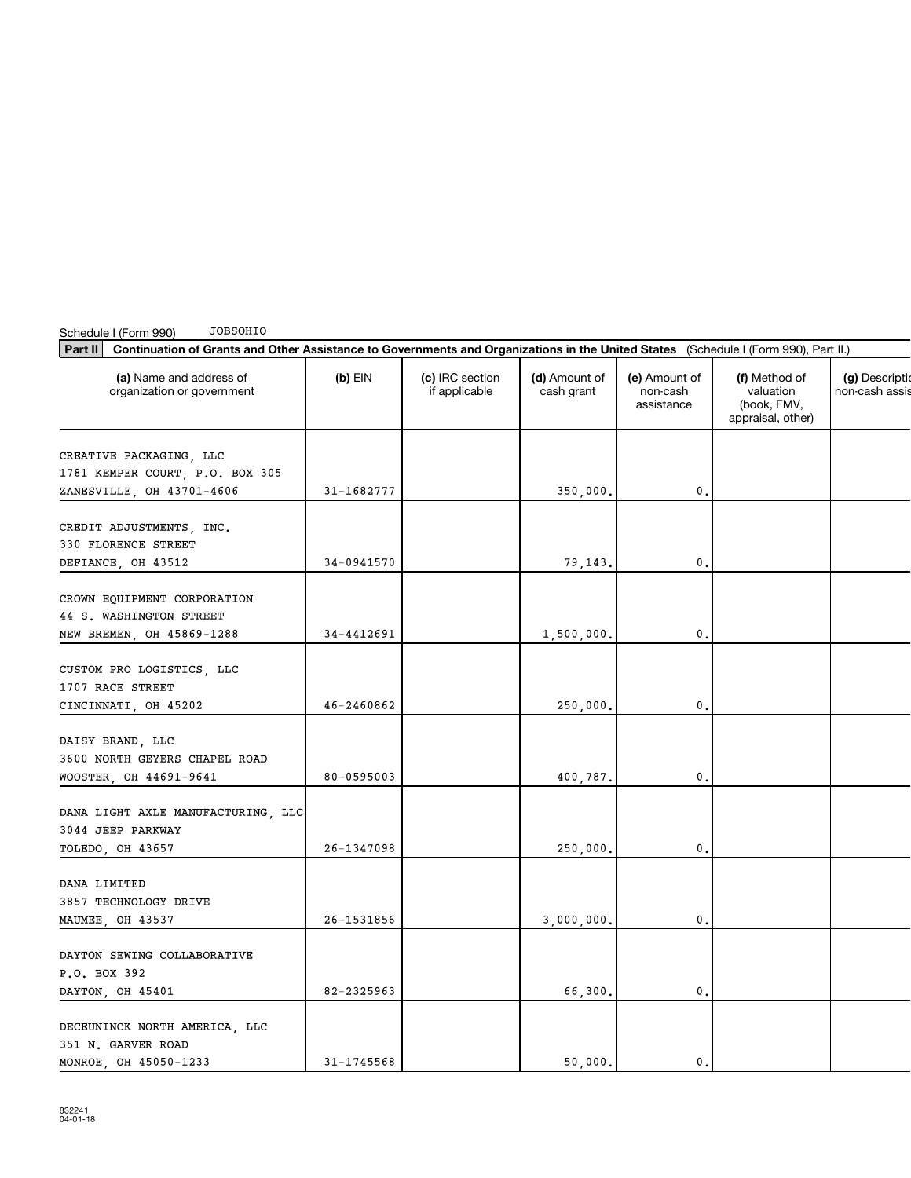Schedule I (Form 990) JOBSOHIO

**Part II** **Continuation of Grants and Other Assistance to Governments and Organizations in the United States** (Schedule I (Form 990), Part II.)

| (a) Name and address of organization or government | (b) EIN | (c) IRC section if applicable | (d) Amount of cash grant | (e) Amount of non-cash assistance | (f) Method of valuation (book, FMV, appraisal, other) | (g) Description of non-cash assistance |
|---|---|---|---|---|---|---|
| CREATIVE PACKAGING, LLC<br>1781 KEMPER COURT, P.O. BOX 305<br>ZANESVILLE, OH 43701-4606 | 31-1682777 | | 350,000. | 0. | | |
| CREDIT ADJUSTMENTS, INC.<br>330 FLORENCE STREET<br>DEFIANCE, OH 43512 | 34-0941570 | | 79,143. | 0. | | |
| CROWN EQUIPMENT CORPORATION<br>44 S. WASHINGTON STREET<br>NEW BREMEN, OH 45869-1288 | 34-4412691 | | 1,500,000. | 0. | | |
| CUSTOM PRO LOGISTICS, LLC<br>1707 RACE STREET<br>CINCINNATI, OH 45202 | 46-2460862 | | 250,000. | 0. | | |
| DAISY BRAND, LLC<br>3600 NORTH GEYERS CHAPEL ROAD<br>WOOSTER, OH 44691-9641 | 80-0595003 | | 400,787. | 0. | | |
| DANA LIGHT AXLE MANUFACTURING, LLC<br>3044 JEEP PARKWAY<br>TOLEDO, OH 43657 | 26-1347098 | | 250,000. | 0. | | |
| DANA LIMITED<br>3857 TECHNOLOGY DRIVE<br>MAUMEE, OH 43537 | 26-1531856 | | 3,000,000. | 0. | | |
| DAYTON SEWING COLLABORATIVE<br>P.O. BOX 392<br>DAYTON, OH 45401 | 82-2325963 | | 66,300. | 0. | | |
| DECEUNINCK NORTH AMERICA, LLC<br>351 N. GARVER ROAD<br>MONROE, OH 45050-1233 | 31-1745568 | | 50,000. | 0. | | |

832241
04-01-18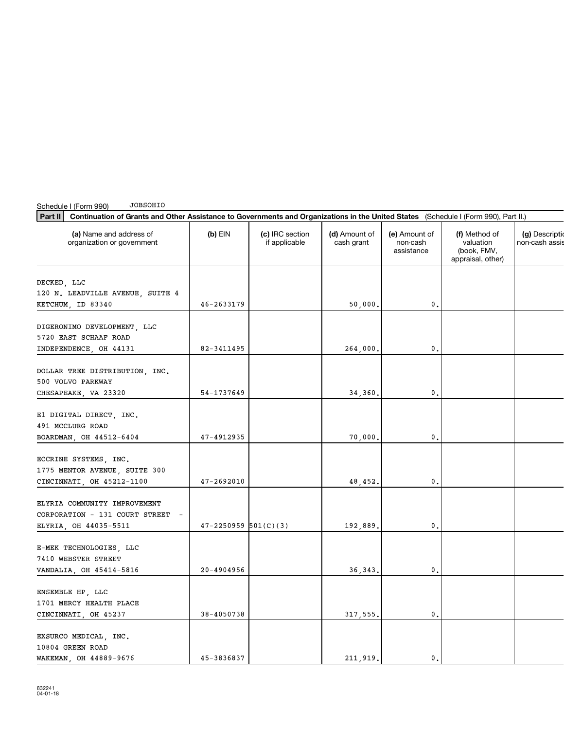Schedule I (Form 990) JOBSOHIO

**Part II** **Continuation of Grants and Other Assistance to Governments and Organizations in the United States** (Schedule I (Form 990), Part II.)

| (a) Name and address of organization or government | (b) EIN | (c) IRC section if applicable | (d) Amount of cash grant | (e) Amount of non-cash assistance | (f) Method of valuation (book, FMV, appraisal, other) | (g) Description of non-cash assistance |
|---|---|---|---|---|---|---|
| DECKED, LLC<br>120 N. LEADVILLE AVENUE, SUITE 4<br>KETCHUM, ID 83340 | 46-2633179 | | 50,000. | 0. | | |
| DIGERONIMO DEVELOPMENT, LLC<br>5720 EAST SCHAAF ROAD<br>INDEPENDENCE, OH 44131 | 82-3411495 | | 264,000. | 0. | | |
| DOLLAR TREE DISTRIBUTION, INC.<br>500 VOLVO PARKWAY<br>CHESAPEAKE, VA 23320 | 54-1737649 | | 34,360. | 0. | | |
| E1 DIGITAL DIRECT, INC.<br>491 MCCLURG ROAD<br>BOARDMAN, OH 44512-6404 | 47-4912935 | | 70,000. | 0. | | |
| ECCRINE SYSTEMS, INC.<br>1775 MENTOR AVENUE, SUITE 300<br>CINCINNATI, OH 45212-1100 | 47-2692010 | | 48,452. | 0. | | |
| ELYRIA COMMUNITY IMPROVEMENT<br>CORPORATION - 131 COURT STREET -<br>ELYRIA, OH 44035-5511 | 47-2250959 | 501(C)(3) | 192,889. | 0. | | |
| E-MEK TECHNOLOGIES, LLC<br>7410 WEBSTER STREET<br>VANDALIA, OH 45414-5816 | 20-4904956 | | 36,343. | 0. | | |
| ENSEMBLE HP, LLC<br>1701 MERCY HEALTH PLACE<br>CINCINNATI, OH 45237 | 38-4050738 | | 317,555. | 0. | | |
| EXSURCO MEDICAL, INC.<br>10804 GREEN ROAD<br>WAKEMAN, OH 44889-9676 | 45-3836837 | | 211,919. | 0. | | |

832241
04-01-18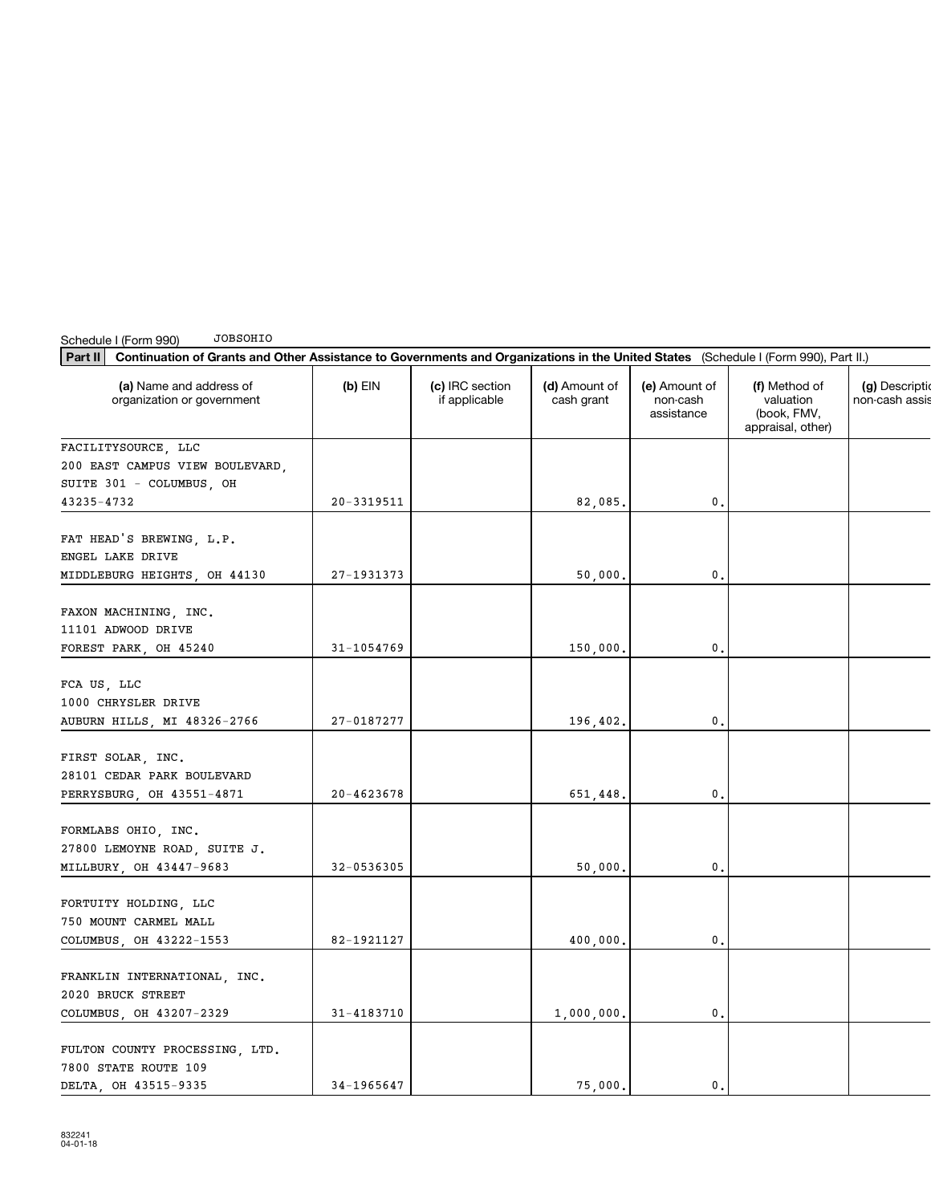Schedule I (Form 990) JOBSOHIO

**Part II** **Continuation of Grants and Other Assistance to Governments and Organizations in the United States** (Schedule I (Form 990), Part II.)

| (a) Name and address of organization or government | (b) EIN | (c) IRC section if applicable | (d) Amount of cash grant | (e) Amount of non-cash assistance | (f) Method of valuation (book, FMV, appraisal, other) | (g) Description of non-cash assistance |
|---|---|---|---|---|---|---|
| FACILITYSOURCE, LLC 200 EAST CAMPUS VIEW BOULEVARD, SUITE 301 - COLUMBUS, OH 43235-4732 | 20-3319511 | | 82,085. | 0. | | |
| FAT HEAD'S BREWING, L.P. ENGEL LAKE DRIVE MIDDLEBURG HEIGHTS, OH 44130 | 27-1931373 | | 50,000. | 0. | | |
| FAXON MACHINING, INC. 11101 ADWOOD DRIVE FOREST PARK, OH 45240 | 31-1054769 | | 150,000. | 0. | | |
| FCA US, LLC 1000 CHRYSLER DRIVE AUBURN HILLS, MI 48326-2766 | 27-0187277 | | 196,402. | 0. | | |
| FIRST SOLAR, INC. 28101 CEDAR PARK BOULEVARD PERRYSBURG, OH 43551-4871 | 20-4623678 | | 651,448. | 0. | | |
| FORMLABS OHIO, INC. 27800 LEMOYNE ROAD, SUITE J. MILLBURY, OH 43447-9683 | 32-0536305 | | 50,000. | 0. | | |
| FORTUITY HOLDING, LLC 750 MOUNT CARMEL MALL COLUMBUS, OH 43222-1553 | 82-1921127 | | 400,000. | 0. | | |
| FRANKLIN INTERNATIONAL, INC. 2020 BRUCK STREET COLUMBUS, OH 43207-2329 | 31-4183710 | | 1,000,000. | 0. | | |
| FULTON COUNTY PROCESSING, LTD. 7800 STATE ROUTE 109 DELTA, OH 43515-9335 | 34-1965647 | | 75,000. | 0. | | |

832241 04-01-18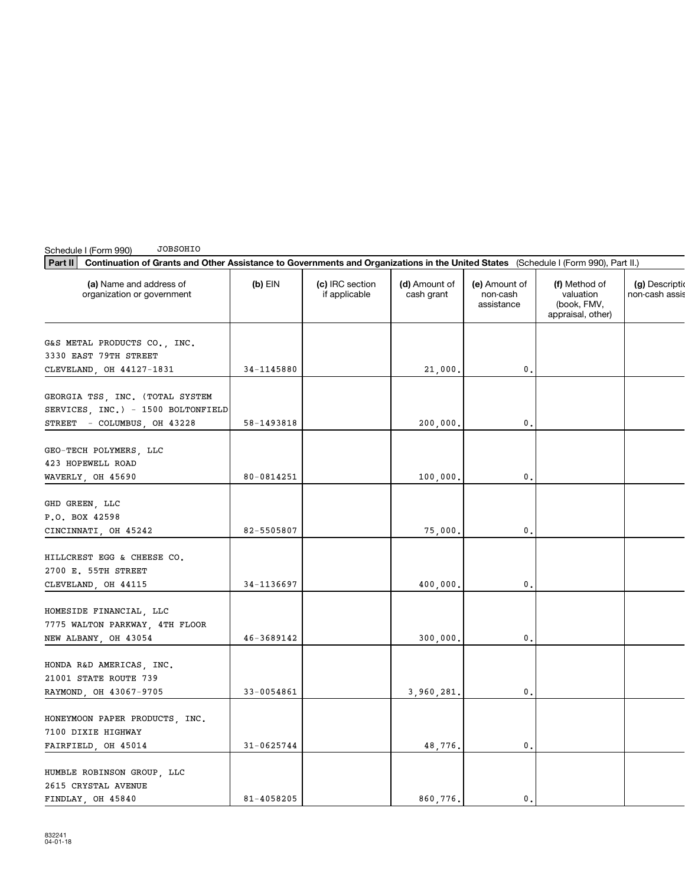Schedule I (Form 990) JOBSOHIO

**Part II** **Continuation of Grants and Other Assistance to Governments and Organizations in the United States** (Schedule I (Form 990), Part II.)

| (a) Name and address of organization or government | (b) EIN | (c) IRC section if applicable | (d) Amount of cash grant | (e) Amount of non-cash assistance | (f) Method of valuation (book, FMV, appraisal, other) | (g) Description of non-cash assistance |
|---|---|---|---|---|---|---|
| G&S METAL PRODUCTS CO., INC. 3330 EAST 79TH STREET CLEVELAND, OH 44127-1831 | 34-1145880 | | 21,000. | 0. | | |
| GEORGIA TSS, INC. (TOTAL SYSTEM SERVICES, INC.) - 1500 BOLTONFIELD STREET - COLUMBUS, OH 43228 | 58-1493818 | | 200,000. | 0. | | |
| GEO-TECH POLYMERS, LLC 423 HOPEWELL ROAD WAVERLY, OH 45690 | 80-0814251 | | 100,000. | 0. | | |
| GHD GREEN, LLC P.O. BOX 42598 CINCINNATI, OH 45242 | 82-5505807 | | 75,000. | 0. | | |
| HILLCREST EGG & CHEESE CO. 2700 E. 55TH STREET CLEVELAND, OH 44115 | 34-1136697 | | 400,000. | 0. | | |
| HOMESIDE FINANCIAL, LLC 7775 WALTON PARKWAY, 4TH FLOOR NEW ALBANY, OH 43054 | 46-3689142 | | 300,000. | 0. | | |
| HONDA R&D AMERICAS, INC. 21001 STATE ROUTE 739 RAYMOND, OH 43067-9705 | 33-0054861 | | 3,960,281. | 0. | | |
| HONEYMOON PAPER PRODUCTS, INC. 7100 DIXIE HIGHWAY FAIRFIELD, OH 45014 | 31-0625744 | | 48,776. | 0. | | |
| HUMBLE ROBINSON GROUP, LLC 2615 CRYSTAL AVENUE FINDLAY, OH 45840 | 81-4058205 | | 860,776. | 0. | | |

832241 04-01-18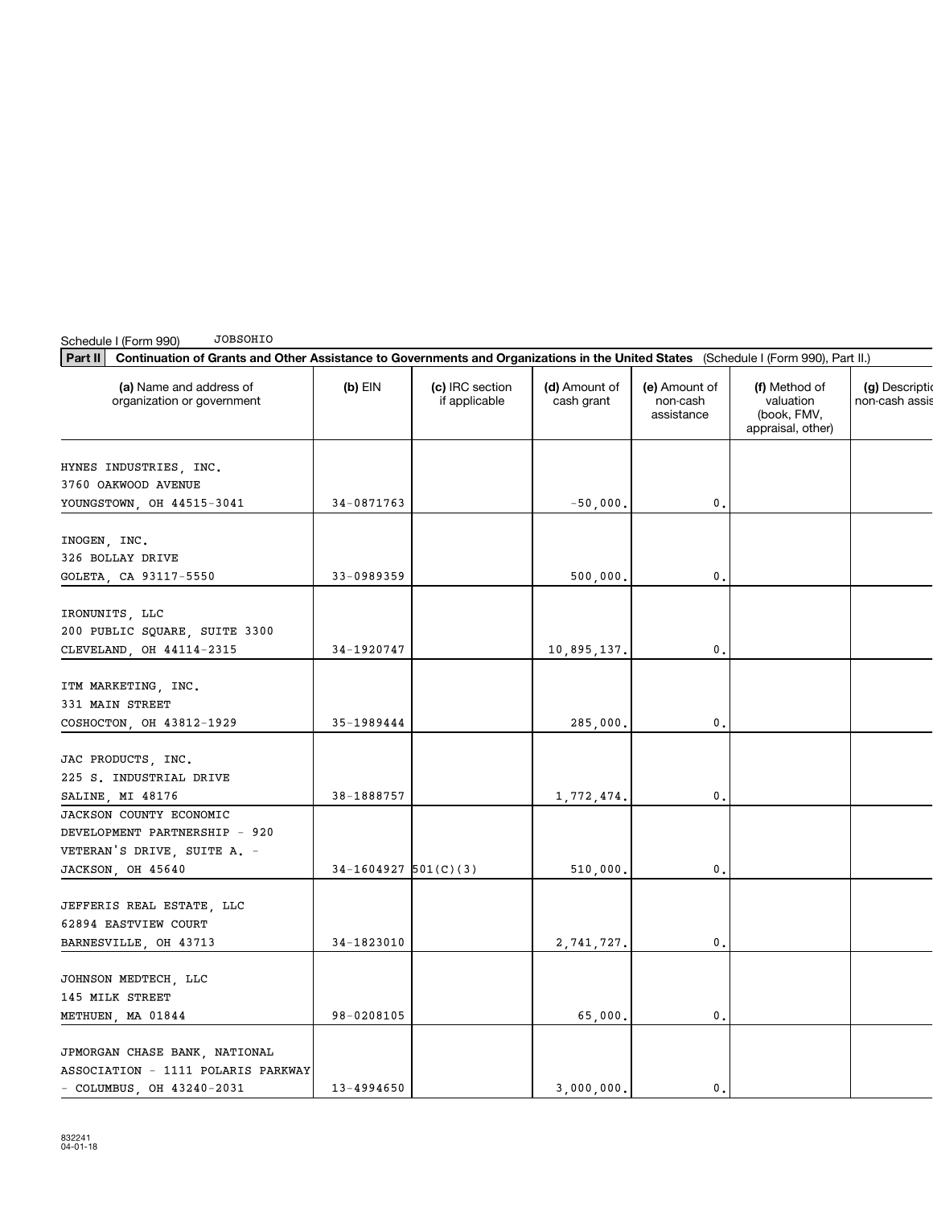Schedule I (Form 990) JOBSOHIO

**Part II Continuation of Grants and Other Assistance to Governments and Organizations in the United States** (Schedule I (Form 990), Part II.)

| (a) Name and address of organization or government | (b) EIN | (c) IRC section if applicable | (d) Amount of cash grant | (e) Amount of non-cash assistance | (f) Method of valuation (book, FMV, appraisal, other) | (g) Description of non-cash assistance |
|---|---|---|---|---|---|---|
| HYNES INDUSTRIES, INC. 3760 OAKWOOD AVENUE YOUNGSTOWN, OH 44515-3041 | 34-0871763 | | -50,000. | 0. | | |
| INOGEN, INC. 326 BOLLAY DRIVE GOLETA, CA 93117-5550 | 33-0989359 | | 500,000. | 0. | | |
| IRONUNITS, LLC 200 PUBLIC SQUARE, SUITE 3300 CLEVELAND, OH 44114-2315 | 34-1920747 | | 10,895,137. | 0. | | |
| ITM MARKETING, INC. 331 MAIN STREET COSHOCTON, OH 43812-1929 | 35-1989444 | | 285,000. | 0. | | |
| JAC PRODUCTS, INC. 225 S. INDUSTRIAL DRIVE SALINE, MI 48176 | 38-1888757 | | 1,772,474. | 0. | | |
| JACKSON COUNTY ECONOMIC DEVELOPMENT PARTNERSHIP - 920 VETERAN'S DRIVE, SUITE A. - JACKSON, OH 45640 | 34-1604927 | 501(C)(3) | 510,000. | 0. | | |
| JEFFERIS REAL ESTATE, LLC 62894 EASTVIEW COURT BARNESVILLE, OH 43713 | 34-1823010 | | 2,741,727. | 0. | | |
| JOHNSON MEDTECH, LLC 145 MILK STREET METHUEN, MA 01844 | 98-0208105 | | 65,000. | 0. | | |
| JPMORGAN CHASE BANK, NATIONAL ASSOCIATION - 1111 POLARIS PARKWAY - COLUMBUS, OH 43240-2031 | 13-4994650 | | 3,000,000. | 0. | | |

832241 04-01-18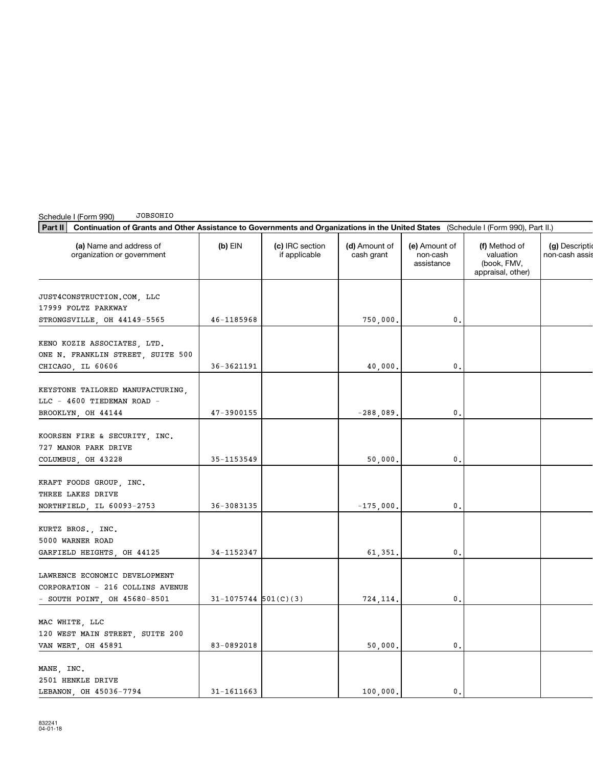Schedule I (Form 990) JOBSOHIO

**Part II** **Continuation of Grants and Other Assistance to Governments and Organizations in the United States** (Schedule I (Form 990), Part II.)

| (a) Name and address of organization or government | (b) EIN | (c) IRC section if applicable | (d) Amount of cash grant | (e) Amount of non-cash assistance | (f) Method of valuation (book, FMV, appraisal, other) | (g) Description of non-cash assistance |
|---|---|---|---|---|---|---|
| JUST4CONSTRUCTION.COM, LLC 17999 FOLTZ PARKWAY STRONGSVILLE, OH 44149-5565 | 46-1185968 | | 750,000. | 0. | | |
| KENO KOZIE ASSOCIATES, LTD. ONE N. FRANKLIN STREET, SUITE 500 CHICAGO, IL 60606 | 36-3621191 | | 40,000. | 0. | | |
| KEYSTONE TAILORED MANUFACTURING, LLC - 4600 TIEDEMAN ROAD - BROOKLYN, OH 44144 | 47-3900155 | | -288,089. | 0. | | |
| KOORSEN FIRE & SECURITY, INC. 727 MANOR PARK DRIVE COLUMBUS, OH 43228 | 35-1153549 | | 50,000. | 0. | | |
| KRAFT FOODS GROUP, INC. THREE LAKES DRIVE NORTHFIELD, IL 60093-2753 | 36-3083135 | | -175,000. | 0. | | |
| KURTZ BROS., INC. 5000 WARNER ROAD GARFIELD HEIGHTS, OH 44125 | 34-1152347 | | 61,351. | 0. | | |
| LAWRENCE ECONOMIC DEVELOPMENT CORPORATION - 216 COLLINS AVENUE - SOUTH POINT, OH 45680-8501 | 31-1075744 | 501(C)(3) | 724,114. | 0. | | |
| MAC WHITE, LLC 120 WEST MAIN STREET, SUITE 200 VAN WERT, OH 45891 | 83-0892018 | | 50,000. | 0. | | |
| MANE, INC. 2501 HENKLE DRIVE LEBANON, OH 45036-7794 | 31-1611663 | | 100,000. | 0. | | |

832241 04-01-18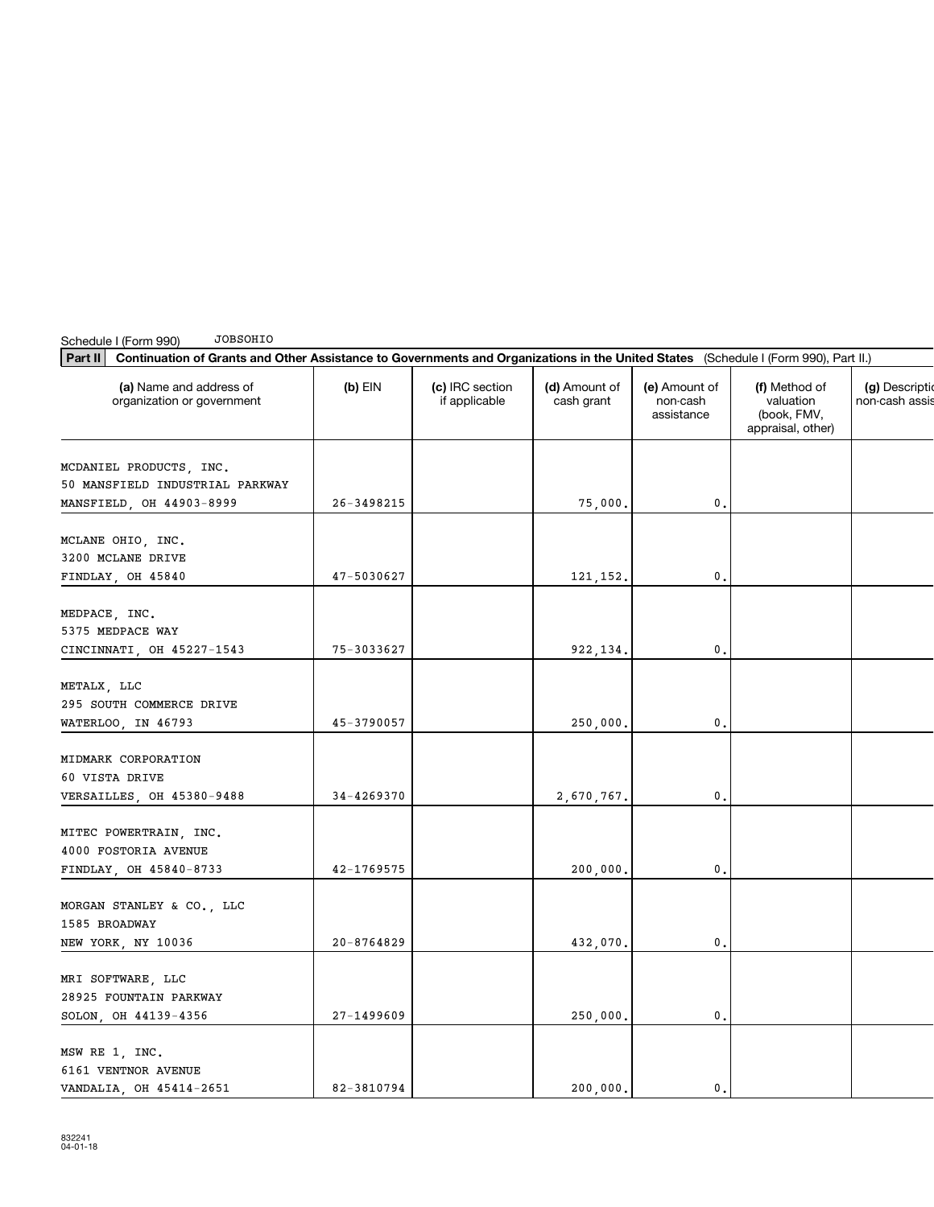Schedule I (Form 990) JOBSOHIO

**Part II** **Continuation of Grants and Other Assistance to Governments and Organizations in the United States** (Schedule I (Form 990), Part II.)

| (a) Name and address of organization or government | (b) EIN | (c) IRC section if applicable | (d) Amount of cash grant | (e) Amount of non-cash assistance | (f) Method of valuation (book, FMV, appraisal, other) | (g) Description of non-cash assistance |
|---|---|---|---|---|---|---|
| MCDANIEL PRODUCTS, INC.<br>50 MANSFIELD INDUSTRIAL PARKWAY<br>MANSFIELD, OH 44903-8999 | 26-3498215 | | 75,000. | 0. | | |
| MCLANE OHIO, INC.<br>3200 MCLANE DRIVE<br>FINDLAY, OH 45840 | 47-5030627 | | 121,152. | 0. | | |
| MEDPACE, INC.<br>5375 MEDPACE WAY<br>CINCINNATI, OH 45227-1543 | 75-3033627 | | 922,134. | 0. | | |
| METALX, LLC<br>295 SOUTH COMMERCE DRIVE<br>WATERLOO, IN 46793 | 45-3790057 | | 250,000. | 0. | | |
| MIDMARK CORPORATION<br>60 VISTA DRIVE<br>VERSAILLES, OH 45380-9488 | 34-4269370 | | 2,670,767. | 0. | | |
| MITEC POWERTRAIN, INC.<br>4000 FOSTORIA AVENUE<br>FINDLAY, OH 45840-8733 | 42-1769575 | | 200,000. | 0. | | |
| MORGAN STANLEY & CO., LLC<br>1585 BROADWAY<br>NEW YORK, NY 10036 | 20-8764829 | | 432,070. | 0. | | |
| MRI SOFTWARE, LLC<br>28925 FOUNTAIN PARKWAY<br>SOLON, OH 44139-4356 | 27-1499609 | | 250,000. | 0. | | |
| MSW RE 1, INC.<br>6161 VENTNOR AVENUE<br>VANDALIA, OH 45414-2651 | 82-3810794 | | 200,000. | 0. | | |

832241
04-01-18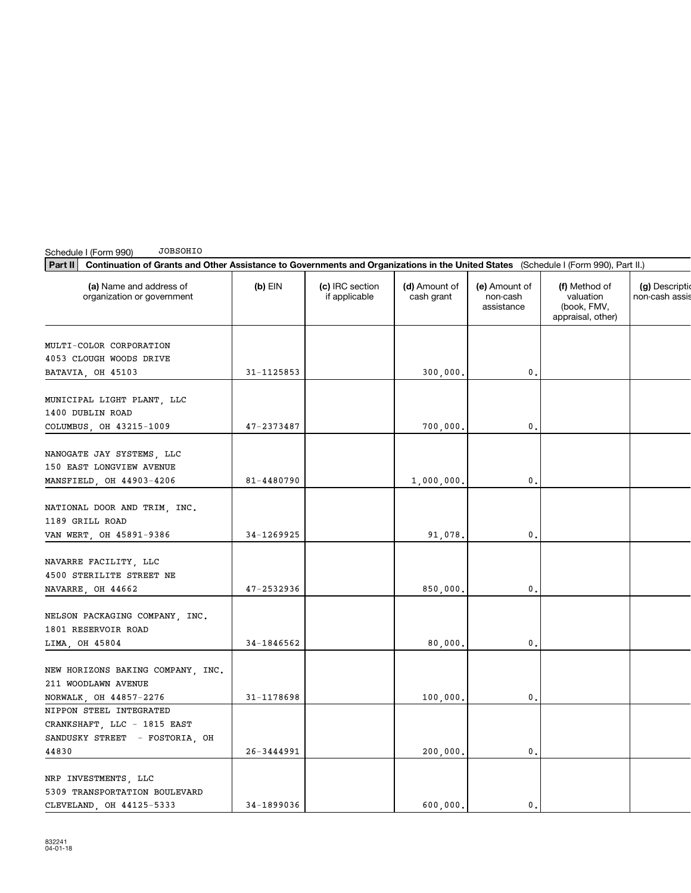Schedule I (Form 990) JOBSOHIO

**Part II** **Continuation of Grants and Other Assistance to Governments and Organizations in the United States** (Schedule I (Form 990), Part II.)

| (a) Name and address of organization or government | (b) EIN | (c) IRC section if applicable | (d) Amount of cash grant | (e) Amount of non-cash assistance | (f) Method of valuation (book, FMV, appraisal, other) | (g) Description of non-cash assistance |
|---|---|---|---|---|---|---|
| MULTI-COLOR CORPORATION 4053 CLOUGH WOODS DRIVE BATAVIA, OH 45103 | 31-1125853 | | 300,000. | 0. | | |
| MUNICIPAL LIGHT PLANT, LLC 1400 DUBLIN ROAD COLUMBUS, OH 43215-1009 | 47-2373487 | | 700,000. | 0. | | |
| NANOGATE JAY SYSTEMS, LLC 150 EAST LONGVIEW AVENUE MANSFIELD, OH 44903-4206 | 81-4480790 | | 1,000,000. | 0. | | |
| NATIONAL DOOR AND TRIM, INC. 1189 GRILL ROAD VAN WERT, OH 45891-9386 | 34-1269925 | | 91,078. | 0. | | |
| NAVARRE FACILITY, LLC 4500 STERILITE STREET NE NAVARRE, OH 44662 | 47-2532936 | | 850,000. | 0. | | |
| NELSON PACKAGING COMPANY, INC. 1801 RESERVOIR ROAD LIMA, OH 45804 | 34-1846562 | | 80,000. | 0. | | |
| NEW HORIZONS BAKING COMPANY, INC. 211 WOODLAWN AVENUE NORWALK, OH 44857-2276 | 31-1178698 | | 100,000. | 0. | | |
| NIPPON STEEL INTEGRATED CRANKSHAFT, LLC - 1815 EAST SANDUSKY STREET - FOSTORIA, OH 44830 | 26-3444991 | | 200,000. | 0. | | |
| NRP INVESTMENTS, LLC 5309 TRANSPORTATION BOULEVARD CLEVELAND, OH 44125-5333 | 34-1899036 | | 600,000. | 0. | | |

832241
04-01-18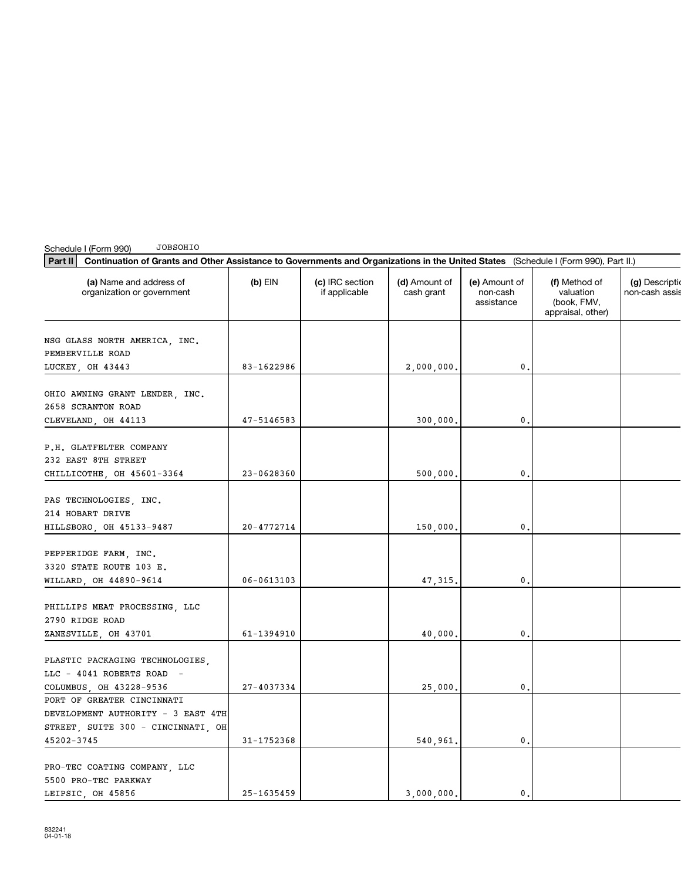Schedule I (Form 990) JOBSOHIO

**Part II** **Continuation of Grants and Other Assistance to Governments and Organizations in the United States** (Schedule I (Form 990), Part II.)

| (a) Name and address of organization or government | (b) EIN | (c) IRC section if applicable | (d) Amount of cash grant | (e) Amount of non-cash assistance | (f) Method of valuation (book, FMV, appraisal, other) | (g) Description of non-cash assistance |
|---|---|---|---|---|---|---|
| NSG GLASS NORTH AMERICA, INC. PEMBERVILLE ROAD LUCKEY, OH 43443 | 83-1622986 | | 2,000,000. | 0. | | |
| OHIO AWNING GRANT LENDER, INC. 2658 SCRANTON ROAD CLEVELAND, OH 44113 | 47-5146583 | | 300,000. | 0. | | |
| P.H. GLATFELTER COMPANY 232 EAST 8TH STREET CHILLICOTHE, OH 45601-3364 | 23-0628360 | | 500,000. | 0. | | |
| PAS TECHNOLOGIES, INC. 214 HOBART DRIVE HILLSBORO, OH 45133-9487 | 20-4772714 | | 150,000. | 0. | | |
| PEPPERIDGE FARM, INC. 3320 STATE ROUTE 103 E. WILLARD, OH 44890-9614 | 06-0613103 | | 47,315. | 0. | | |
| PHILLIPS MEAT PROCESSING, LLC 2790 RIDGE ROAD ZANESVILLE, OH 43701 | 61-1394910 | | 40,000. | 0. | | |
| PLASTIC PACKAGING TECHNOLOGIES, LLC - 4041 ROBERTS ROAD - COLUMBUS, OH 43228-9536 | 27-4037334 | | 25,000. | 0. | | |
| PORT OF GREATER CINCINNATI DEVELOPMENT AUTHORITY - 3 EAST 4TH STREET, SUITE 300 - CINCINNATI, OH 45202-3745 | 31-1752368 | | 540,961. | 0. | | |
| PRO-TEC COATING COMPANY, LLC 5500 PRO-TEC PARKWAY LEIPSIC, OH 45856 | 25-1635459 | | 3,000,000. | 0. | | |

832241
04-01-18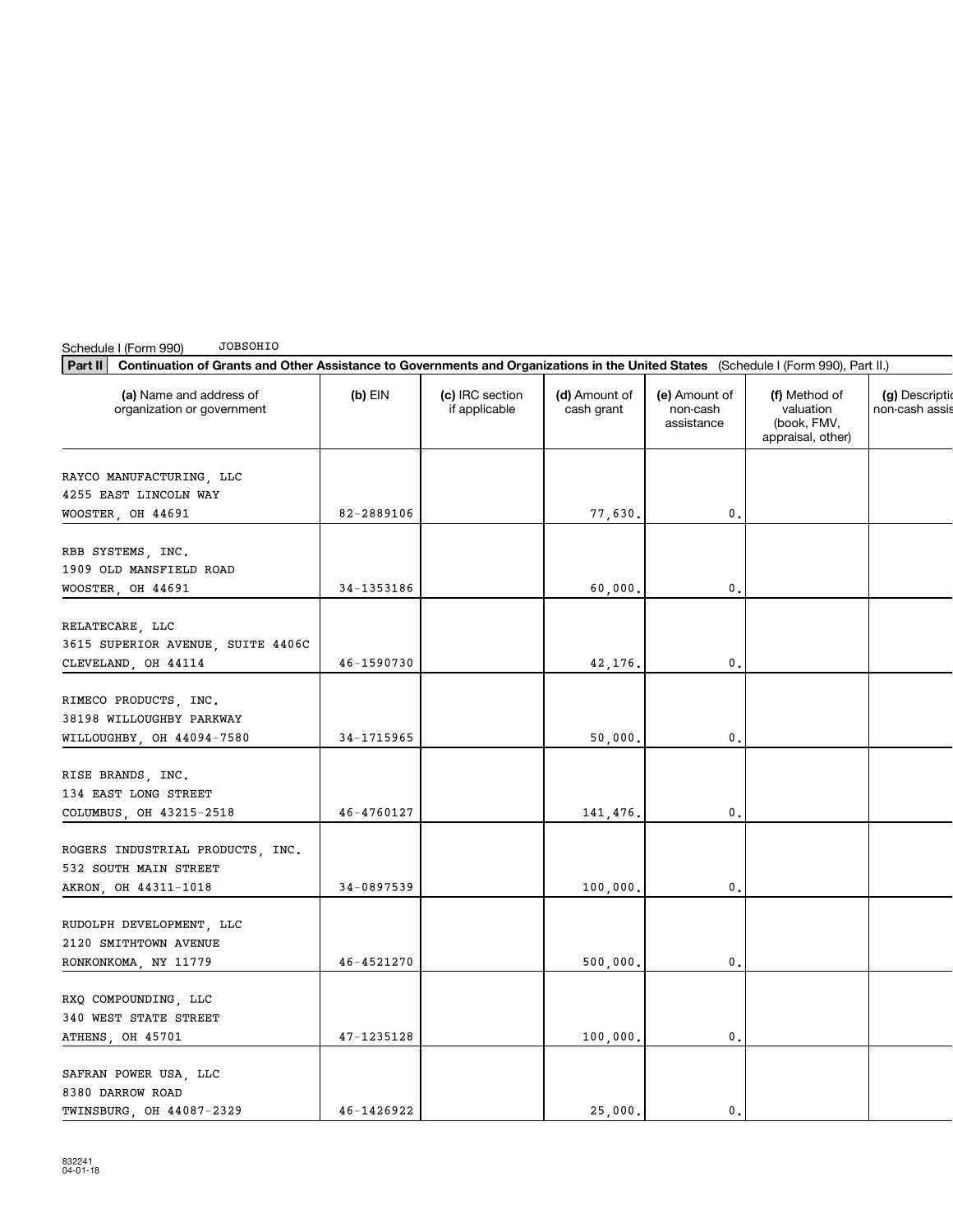Schedule I (Form 990) JOBSOHIO

**Part II** **Continuation of Grants and Other Assistance to Governments and Organizations in the United States** (Schedule I (Form 990), Part II.)

| (a) Name and address of organization or government | (b) EIN | (c) IRC section if applicable | (d) Amount of cash grant | (e) Amount of non-cash assistance | (f) Method of valuation (book, FMV, appraisal, other) | (g) Description of non-cash assistance |
|---|---|---|---|---|---|---|
| RAYCO MANUFACTURING, LLC<br>4255 EAST LINCOLN WAY<br>WOOSTER, OH 44691 | 82-2889106 | | 77,630. | 0. | | |
| RBB SYSTEMS, INC.<br>1909 OLD MANSFIELD ROAD<br>WOOSTER, OH 44691 | 34-1353186 | | 60,000. | 0. | | |
| RELATECARE, LLC<br>3615 SUPERIOR AVENUE, SUITE 4406C<br>CLEVELAND, OH 44114 | 46-1590730 | | 42,176. | 0. | | |
| RIMECO PRODUCTS, INC.<br>38198 WILLOUGHBY PARKWAY<br>WILLOUGHBY, OH 44094-7580 | 34-1715965 | | 50,000. | 0. | | |
| RISE BRANDS, INC.<br>134 EAST LONG STREET<br>COLUMBUS, OH 43215-2518 | 46-4760127 | | 141,476. | 0. | | |
| ROGERS INDUSTRIAL PRODUCTS, INC.<br>532 SOUTH MAIN STREET<br>AKRON, OH 44311-1018 | 34-0897539 | | 100,000. | 0. | | |
| RUDOLPH DEVELOPMENT, LLC<br>2120 SMITHTOWN AVENUE<br>RONKONKOMA, NY 11779 | 46-4521270 | | 500,000. | 0. | | |
| RXQ COMPOUNDING, LLC<br>340 WEST STATE STREET<br>ATHENS, OH 45701 | 47-1235128 | | 100,000. | 0. | | |
| SAFRAN POWER USA, LLC<br>8380 DARROW ROAD<br>TWINSBURG, OH 44087-2329 | 46-1426922 | | 25,000. | 0. | | |

832241
04-01-18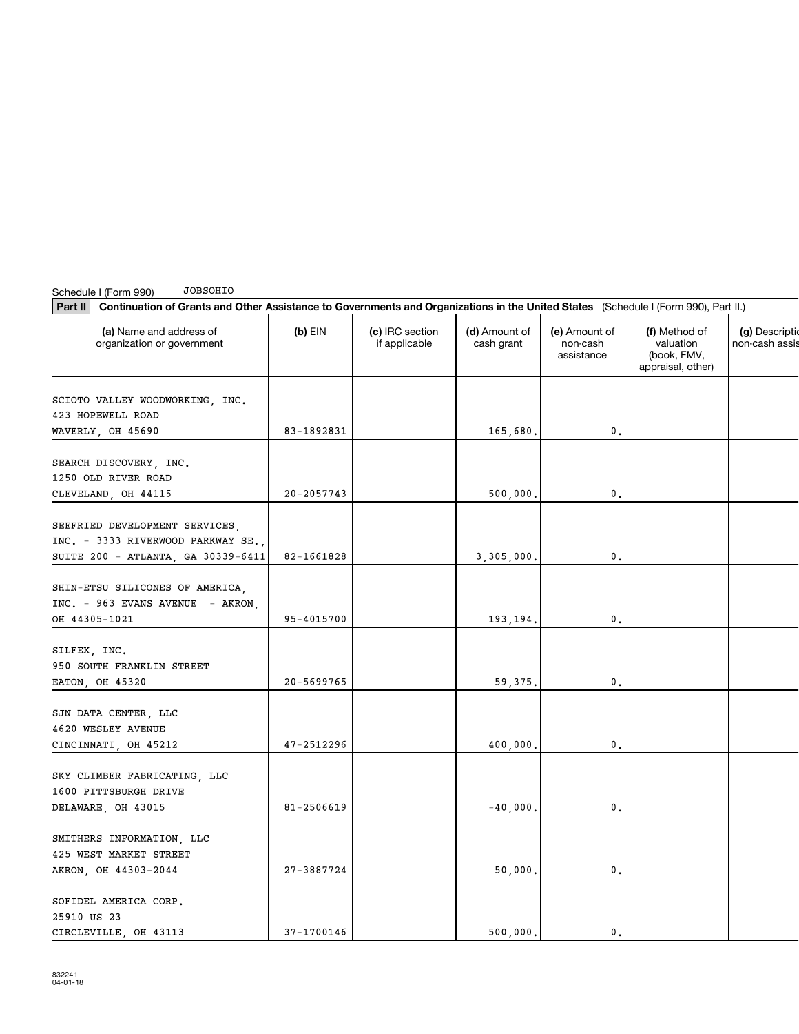Schedule I (Form 990) JOBSOHIO

**Part II** **Continuation of Grants and Other Assistance to Governments and Organizations in the United States** (Schedule I (Form 990), Part II.)

| (a) Name and address of organization or government | (b) EIN | (c) IRC section if applicable | (d) Amount of cash grant | (e) Amount of non-cash assistance | (f) Method of valuation (book, FMV, appraisal, other) | (g) Description of non-cash assistance |
|---|---|---|---|---|---|---|
| SCIOTO VALLEY WOODWORKING, INC. 423 HOPEWELL ROAD WAVERLY, OH 45690 | 83-1892831 | | 165,680. | 0. | | |
| SEARCH DISCOVERY, INC. 1250 OLD RIVER ROAD CLEVELAND, OH 44115 | 20-2057743 | | 500,000. | 0. | | |
| SEEFRIED DEVELOPMENT SERVICES, INC. - 3333 RIVERWOOD PARKWAY SE., SUITE 200 - ATLANTA, GA 30339-6411 | 82-1661828 | | 3,305,000. | 0. | | |
| SHIN-ETSU SILICONES OF AMERICA, INC. - 963 EVANS AVENUE - AKRON, OH 44305-1021 | 95-4015700 | | 193,194. | 0. | | |
| SILFEX, INC. 950 SOUTH FRANKLIN STREET EATON, OH 45320 | 20-5699765 | | 59,375. | 0. | | |
| SJN DATA CENTER, LLC 4620 WESLEY AVENUE CINCINNATI, OH 45212 | 47-2512296 | | 400,000. | 0. | | |
| SKY CLIMBER FABRICATING, LLC 1600 PITTSBURGH DRIVE DELAWARE, OH 43015 | 81-2506619 | | -40,000. | 0. | | |
| SMITHERS INFORMATION, LLC 425 WEST MARKET STREET AKRON, OH 44303-2044 | 27-3887724 | | 50,000. | 0. | | |
| SOFIDEL AMERICA CORP. 25910 US 23 CIRCLEVILLE, OH 43113 | 37-1700146 | | 500,000. | 0. | | |

832241
04-01-18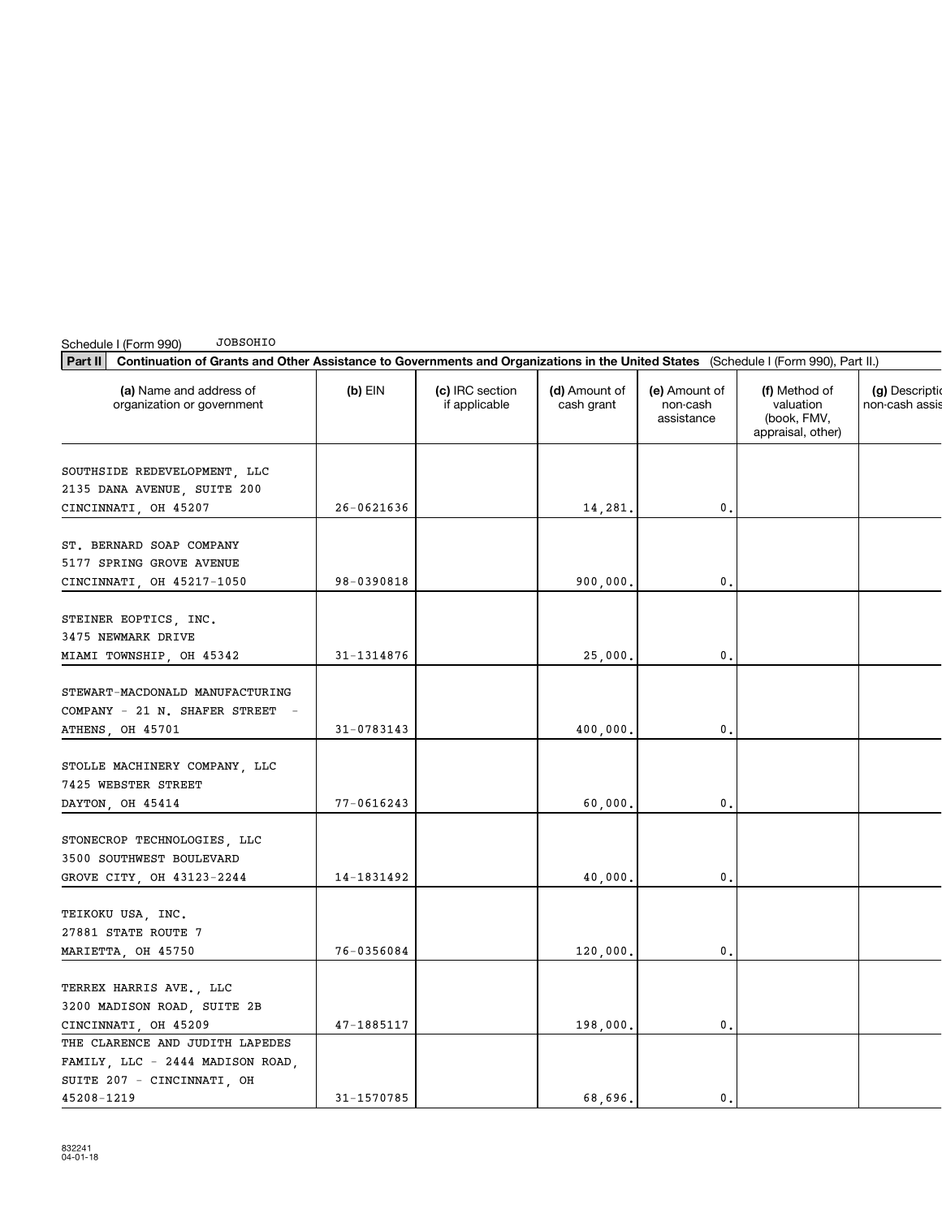Schedule I (Form 990) JOBSOHIO

**Part II** **Continuation of Grants and Other Assistance to Governments and Organizations in the United States** (Schedule I (Form 990), Part II.)

| (a) Name and address of organization or government | (b) EIN | (c) IRC section if applicable | (d) Amount of cash grant | (e) Amount of non-cash assistance | (f) Method of valuation (book, FMV, appraisal, other) | (g) Description of non-cash assistance |
|---|---|---|---|---|---|---|
| SOUTHSIDE REDEVELOPMENT, LLC 2135 DANA AVENUE, SUITE 200 CINCINNATI, OH 45207 | 26-0621636 | | 14,281. | 0. | | |
| ST. BERNARD SOAP COMPANY 5177 SPRING GROVE AVENUE CINCINNATI, OH 45217-1050 | 98-0390818 | | 900,000. | 0. | | |
| STEINER EOPTICS, INC. 3475 NEWMARK DRIVE MIAMI TOWNSHIP, OH 45342 | 31-1314876 | | 25,000. | 0. | | |
| STEWART-MACDONALD MANUFACTURING COMPANY - 21 N. SHAFER STREET - ATHENS, OH 45701 | 31-0783143 | | 400,000. | 0. | | |
| STOLLE MACHINERY COMPANY, LLC 7425 WEBSTER STREET DAYTON, OH 45414 | 77-0616243 | | 60,000. | 0. | | |
| STONECROP TECHNOLOGIES, LLC 3500 SOUTHWEST BOULEVARD GROVE CITY, OH 43123-2244 | 14-1831492 | | 40,000. | 0. | | |
| TEIKOKU USA, INC. 27881 STATE ROUTE 7 MARIETTA, OH 45750 | 76-0356084 | | 120,000. | 0. | | |
| TERREX HARRIS AVE., LLC 3200 MADISON ROAD, SUITE 2B CINCINNATI, OH 45209 | 47-1885117 | | 198,000. | 0. | | |
| THE CLARENCE AND JUDITH LAPEDES FAMILY, LLC - 2444 MADISON ROAD, SUITE 207 - CINCINNATI, OH 45208-1219 | 31-1570785 | | 68,696. | 0. | | |

832241 04-01-18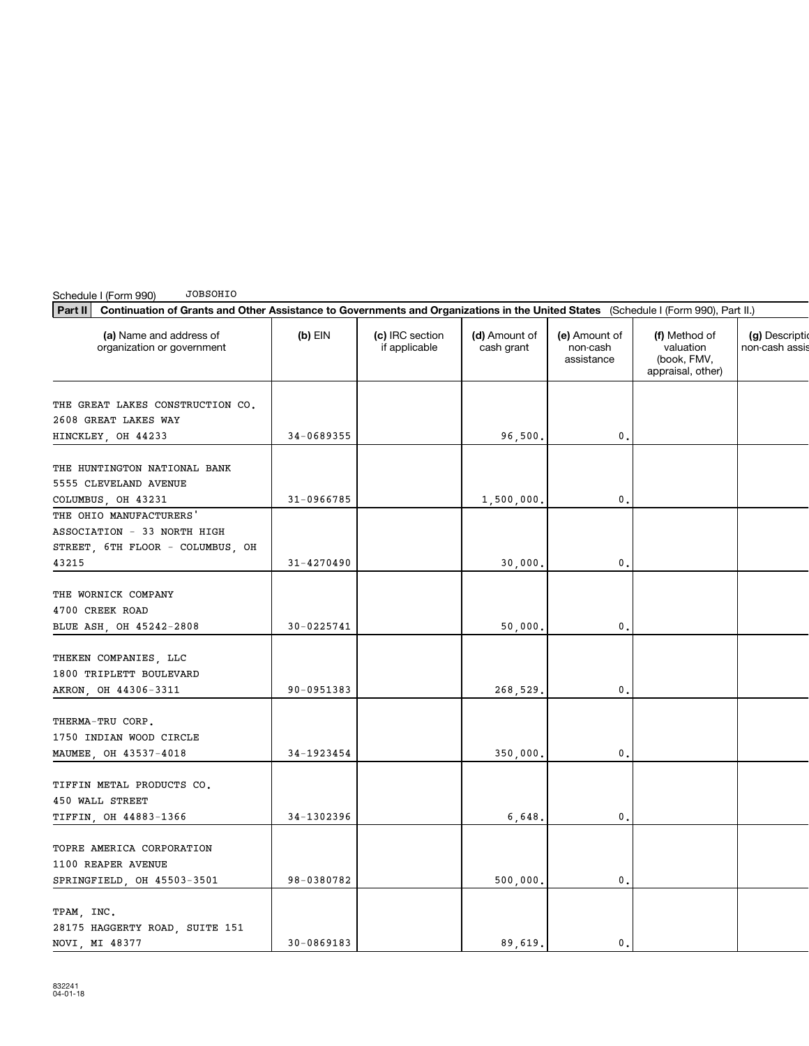Schedule I (Form 990) JOBSOHIO

**Part II** **Continuation of Grants and Other Assistance to Governments and Organizations in the United States** (Schedule I (Form 990), Part II.)

| (a) Name and address of organization or government | (b) EIN | (c) IRC section if applicable | (d) Amount of cash grant | (e) Amount of non-cash assistance | (f) Method of valuation (book, FMV, appraisal, other) | (g) Description of non-cash assistance |
|---|---|---|---|---|---|---|
| THE GREAT LAKES CONSTRUCTION CO. 2608 GREAT LAKES WAY HINCKLEY, OH 44233 | 34-0689355 | | 96,500. | 0. | | |
| THE HUNTINGTON NATIONAL BANK 5555 CLEVELAND AVENUE COLUMBUS, OH 43231 | 31-0966785 | | 1,500,000. | 0. | | |
| THE OHIO MANUFACTURERS' ASSOCIATION - 33 NORTH HIGH STREET, 6TH FLOOR - COLUMBUS, OH 43215 | 31-4270490 | | 30,000. | 0. | | |
| THE WORNICK COMPANY 4700 CREEK ROAD BLUE ASH, OH 45242-2808 | 30-0225741 | | 50,000. | 0. | | |
| THEKEN COMPANIES, LLC 1800 TRIPLETT BOULEVARD AKRON, OH 44306-3311 | 90-0951383 | | 268,529. | 0. | | |
| THERMA-TRU CORP. 1750 INDIAN WOOD CIRCLE MAUMEE, OH 43537-4018 | 34-1923454 | | 350,000. | 0. | | |
| TIFFIN METAL PRODUCTS CO. 450 WALL STREET TIFFIN, OH 44883-1366 | 34-1302396 | | 6,648. | 0. | | |
| TOPRE AMERICA CORPORATION 1100 REAPER AVENUE SPRINGFIELD, OH 45503-3501 | 98-0380782 | | 500,000. | 0. | | |
| TPAM, INC. 28175 HAGGERTY ROAD, SUITE 151 NOVI, MI 48377 | 30-0869183 | | 89,619. | 0. | | |

832241
04-01-18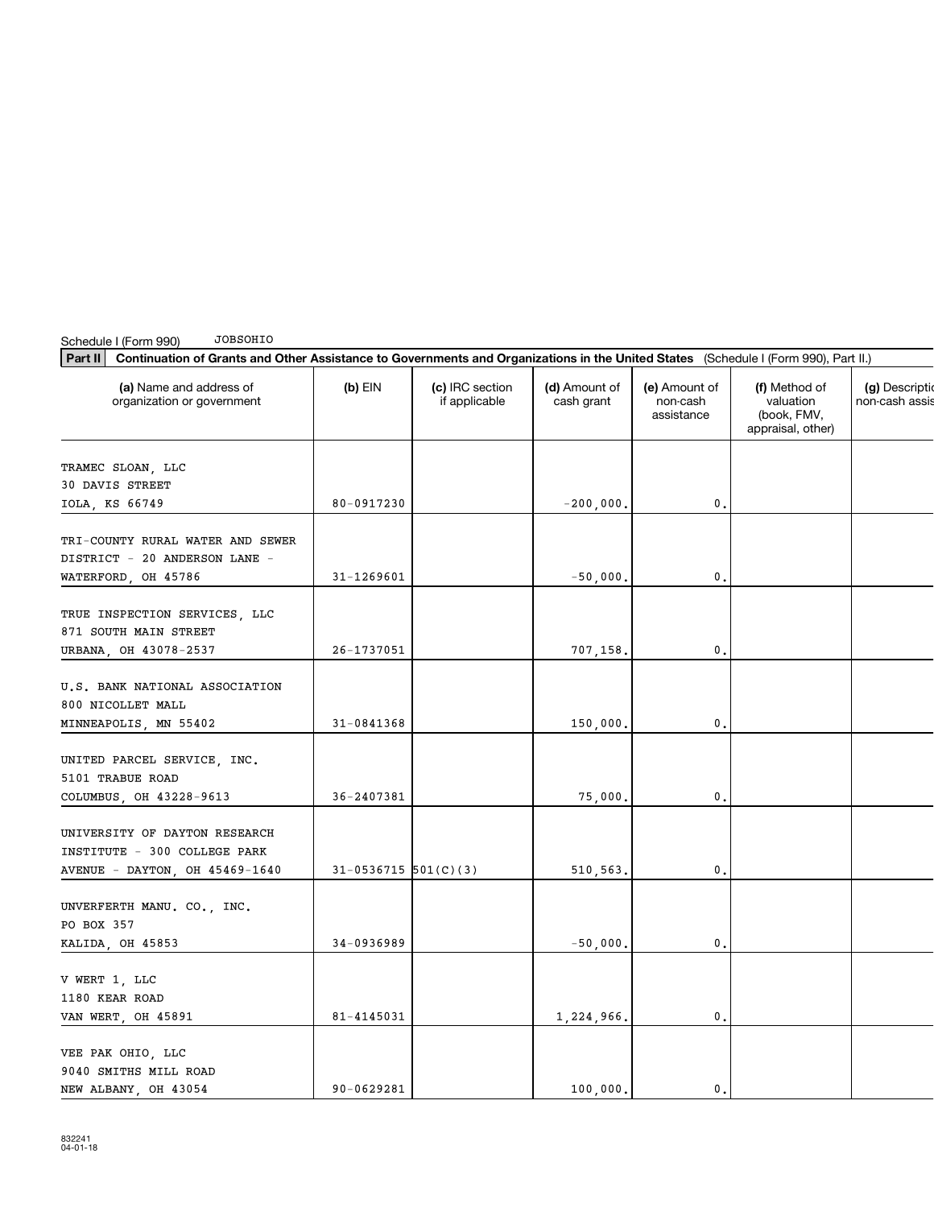Schedule I (Form 990) JOBSOHIO

**Part II** **Continuation of Grants and Other Assistance to Governments and Organizations in the United States** (Schedule I (Form 990), Part II.)

| (a) Name and address of organization or government | (b) EIN | (c) IRC section if applicable | (d) Amount of cash grant | (e) Amount of non-cash assistance | (f) Method of valuation (book, FMV, appraisal, other) | (g) Description of non-cash assistance |
|---|---|---|---|---|---|---|
| TRAMEC SLOAN, LLC 30 DAVIS STREET IOLA, KS 66749 | 80-0917230 | | -200,000. | 0. | | |
| TRI-COUNTY RURAL WATER AND SEWER DISTRICT - 20 ANDERSON LANE - WATERFORD, OH 45786 | 31-1269601 | | -50,000. | 0. | | |
| TRUE INSPECTION SERVICES, LLC 871 SOUTH MAIN STREET URBANA, OH 43078-2537 | 26-1737051 | | 707,158. | 0. | | |
| U.S. BANK NATIONAL ASSOCIATION 800 NICOLLET MALL MINNEAPOLIS, MN 55402 | 31-0841368 | | 150,000. | 0. | | |
| UNITED PARCEL SERVICE, INC. 5101 TRABUE ROAD COLUMBUS, OH 43228-9613 | 36-2407381 | | 75,000. | 0. | | |
| UNIVERSITY OF DAYTON RESEARCH INSTITUTE - 300 COLLEGE PARK AVENUE - DAYTON, OH 45469-1640 | 31-0536715 | 501(C)(3) | 510,563. | 0. | | |
| UNVERFERTH MANU. CO., INC. PO BOX 357 KALIDA, OH 45853 | 34-0936989 | | -50,000. | 0. | | |
| V WERT 1, LLC 1180 KEAR ROAD VAN WERT, OH 45891 | 81-4145031 | | 1,224,966. | 0. | | |
| VEE PAK OHIO, LLC 9040 SMITHS MILL ROAD NEW ALBANY, OH 43054 | 90-0629281 | | 100,000. | 0. | | |

832241 04-01-18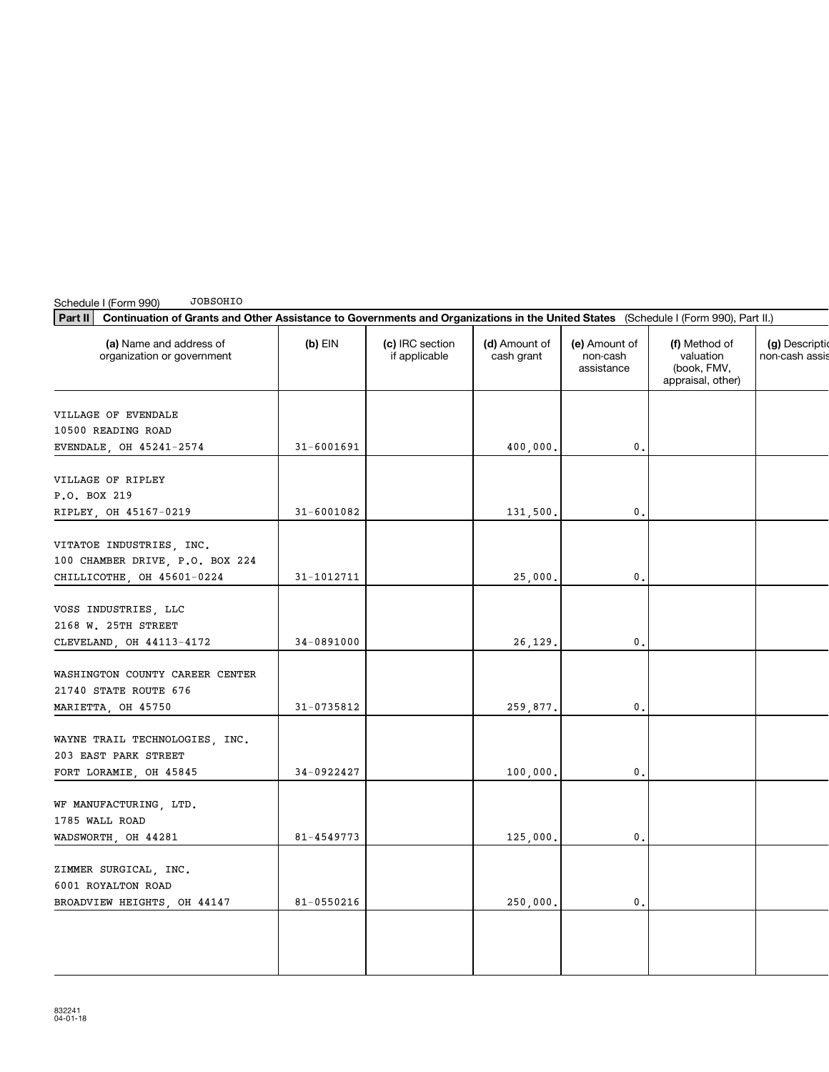Schedule I (Form 990) JOBSOHIO

**Part II** **Continuation of Grants and Other Assistance to Governments and Organizations in the United States** (Schedule I (Form 990), Part II.)

| (a) Name and address of organization or government | (b) EIN | (c) IRC section if applicable | (d) Amount of cash grant | (e) Amount of non-cash assistance | (f) Method of valuation (book, FMV, appraisal, other) | (g) Description of non-cash assistance |
|---|---|---|---|---|---|---|
| VILLAGE OF EVENDALE<br>10500 READING ROAD<br>EVENDALE, OH 45241-2574 | 31-6001691 | | 400,000. | 0. | | |
| VILLAGE OF RIPLEY<br>P.O. BOX 219<br>RIPLEY, OH 45167-0219 | 31-6001082 | | 131,500. | 0. | | |
| VITATOE INDUSTRIES, INC.<br>100 CHAMBER DRIVE, P.O. BOX 224<br>CHILLICOTHE, OH 45601-0224 | 31-1012711 | | 25,000. | 0. | | |
| VOSS INDUSTRIES, LLC<br>2168 W. 25TH STREET<br>CLEVELAND, OH 44113-4172 | 34-0891000 | | 26,129. | 0. | | |
| WASHINGTON COUNTY CAREER CENTER<br>21740 STATE ROUTE 676<br>MARIETTA, OH 45750 | 31-0735812 | | 259,877. | 0. | | |
| WAYNE TRAIL TECHNOLOGIES, INC.<br>203 EAST PARK STREET<br>FORT LORAMIE, OH 45845 | 34-0922427 | | 100,000. | 0. | | |
| WF MANUFACTURING, LTD.<br>1785 WALL ROAD<br>WADSWORTH, OH 44281 | 81-4549773 | | 125,000. | 0. | | |
| ZIMMER SURGICAL, INC.<br>6001 ROYALTON ROAD<br>BROADVIEW HEIGHTS, OH 44147 | 81-0550216 | | 250,000. | 0. | | |
| | | | | | | |

832241
04-01-18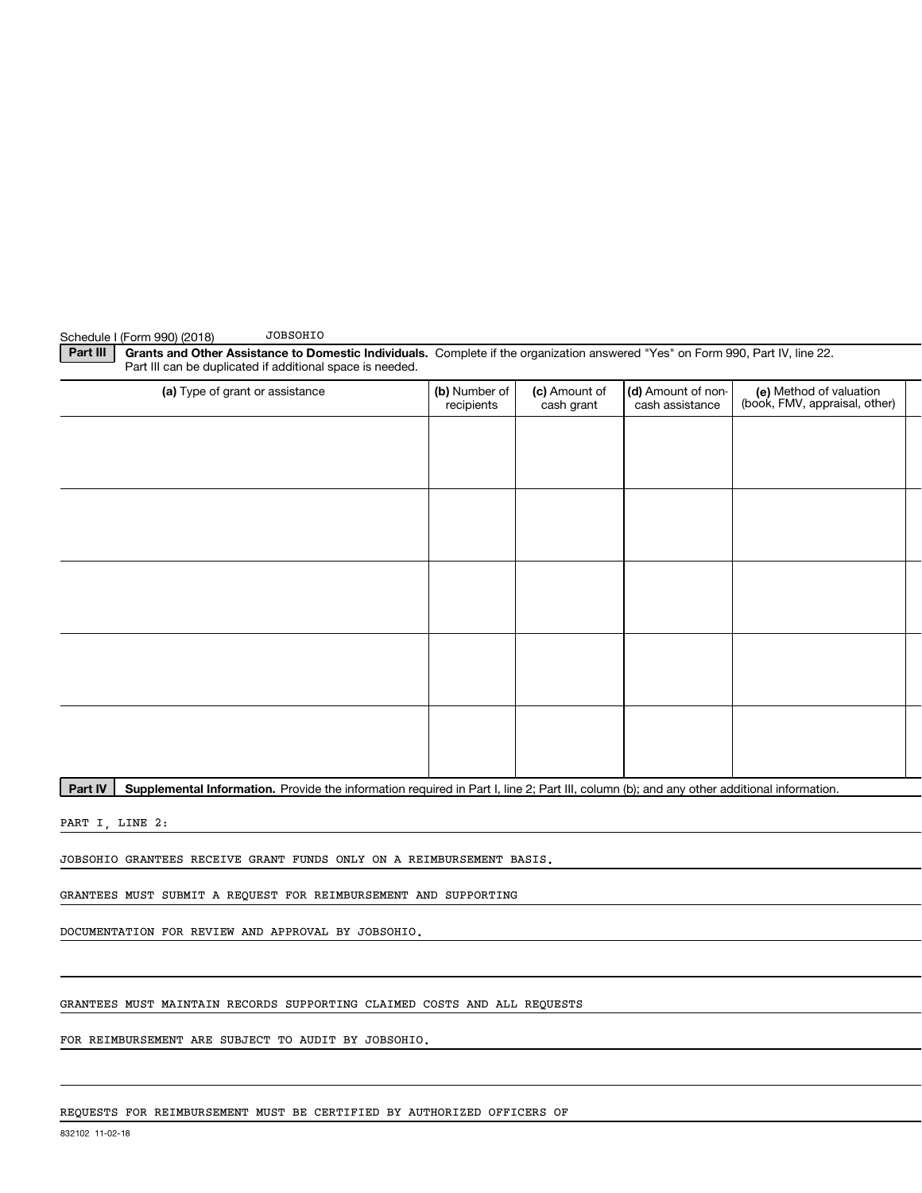Schedule I (Form 990) (2018) JOBSOHIO

**Part III** **Grants and Other Assistance to Domestic Individuals.** Complete if the organization answered "Yes" on Form 990, Part IV, line 22. Part III can be duplicated if additional space is needed.

| (a) Type of grant or assistance | (b) Number of recipients | (c) Amount of cash grant | (d) Amount of non-cash assistance | (e) Method of valuation (book, FMV, appraisal, other) |
|---|---|---|---|---|
| | | | | |
| | | | | |
| | | | | |
| | | | | |
| | | | | |

**Part IV** **Supplemental Information.** Provide the information required in Part I, line 2; Part III, column (b); and any other additional information.

PART I, LINE 2:

JOBSOHIO GRANTEES RECEIVE GRANT FUNDS ONLY ON A REIMBURSEMENT BASIS.

GRANTEES MUST SUBMIT A REQUEST FOR REIMBURSEMENT AND SUPPORTING

DOCUMENTATION FOR REVIEW AND APPROVAL BY JOBSOHIO.

GRANTEES MUST MAINTAIN RECORDS SUPPORTING CLAIMED COSTS AND ALL REQUESTS

FOR REIMBURSEMENT ARE SUBJECT TO AUDIT BY JOBSOHIO.

REQUESTS FOR REIMBURSEMENT MUST BE CERTIFIED BY AUTHORIZED OFFICERS OF

832102 11-02-18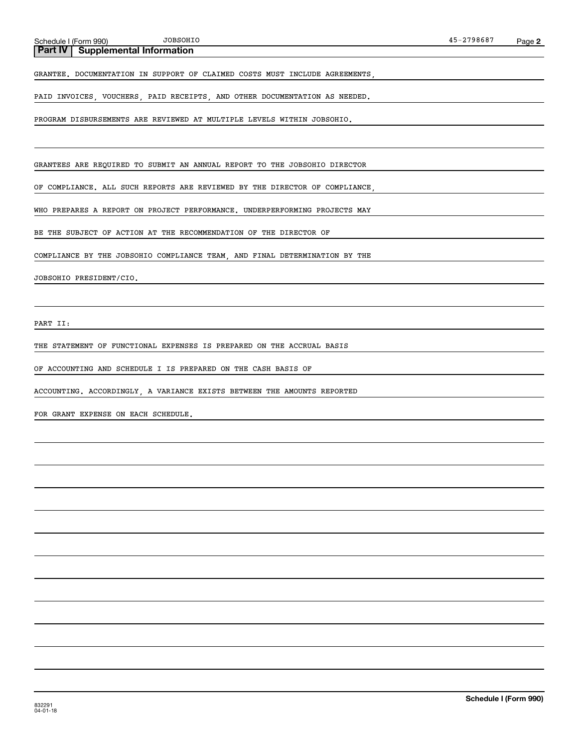Schedule I (Form 990) JOBSOHIO 45-2798687

## Part IV Supplemental Information

GRANTEE. DOCUMENTATION IN SUPPORT OF CLAIMED COSTS MUST INCLUDE AGREEMENTS, PAID INVOICES, VOUCHERS, PAID RECEIPTS, AND OTHER DOCUMENTATION AS NEEDED. PROGRAM DISBURSEMENTS ARE REVIEWED AT MULTIPLE LEVELS WITHIN JOBSOHIO.

GRANTEES ARE REQUIRED TO SUBMIT AN ANNUAL REPORT TO THE JOBSOHIO DIRECTOR OF COMPLIANCE. ALL SUCH REPORTS ARE REVIEWED BY THE DIRECTOR OF COMPLIANCE, WHO PREPARES A REPORT ON PROJECT PERFORMANCE. UNDERPERFORMING PROJECTS MAY BE THE SUBJECT OF ACTION AT THE RECOMMENDATION OF THE DIRECTOR OF COMPLIANCE BY THE JOBSOHIO COMPLIANCE TEAM, AND FINAL DETERMINATION BY THE JOBSOHIO PRESIDENT/CIO.

PART II:

THE STATEMENT OF FUNCTIONAL EXPENSES IS PREPARED ON THE ACCRUAL BASIS OF ACCOUNTING AND SCHEDULE I IS PREPARED ON THE CASH BASIS OF ACCOUNTING. ACCORDINGLY, A VARIANCE EXISTS BETWEEN THE AMOUNTS REPORTED FOR GRANT EXPENSE ON EACH SCHEDULE.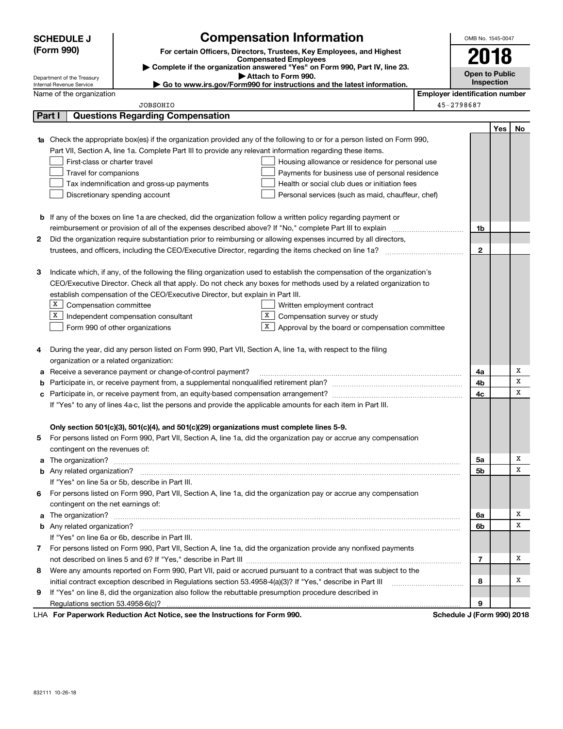**SCHEDULE J (Form 990)**

Department of the Treasury
Internal Revenue Service

# Compensation Information

**For certain Officers, Directors, Trustees, Key Employees, and Highest Compensated Employees**

▶ Complete if the organization answered "Yes" on Form 990, Part IV, line 23.

▶ Attach to Form 990.

▶ Go to www.irs.gov/Form990 for instructions and the latest information.

OMB No. 1545-0047

**2018**

**Open to Public Inspection**

Name of the organization: JOBSOHIO

Employer identification number: 45-2798687

## Part I Questions Regarding Compensation

| | | | Yes | No |
|---|---|---|---|---|
| **1a** | Check the appropriate box(es) if the organization provided any of the following to or for a person listed on Form 990, Part VII, Section A, line 1a. Complete Part III to provide any relevant information regarding these items.<br>☐ First-class or charter travel ☐ Housing allowance or residence for personal use<br>☐ Travel for companions ☐ Payments for business use of personal residence<br>☐ Tax indemnification and gross-up payments ☐ Health or social club dues or initiation fees<br>☐ Discretionary spending account ☐ Personal services (such as maid, chauffeur, chef) | | | |
| **b** | If any of the boxes on line 1a are checked, did the organization follow a written policy regarding payment or reimbursement or provision of all of the expenses described above? If "No," complete Part III to explain | 1b | | |
| **2** | Did the organization require substantiation prior to reimbursing or allowing expenses incurred by all directors, trustees, and officers, including the CEO/Executive Director, regarding the items checked on line 1a? | 2 | | |
| **3** | Indicate which, if any, of the following the filing organization used to establish the compensation of the organization's CEO/Executive Director. Check all that apply. Do not check any boxes for methods used by a related organization to establish compensation of the CEO/Executive Director, but explain in Part III.<br>☒ Compensation committee ☐ Written employment contract<br>☒ Independent compensation consultant ☒ Compensation survey or study<br>☐ Form 990 of other organizations ☒ Approval by the board or compensation committee | | | |
| **4** | During the year, did any person listed on Form 990, Part VII, Section A, line 1a, with respect to the filing organization or a related organization: | | | |
| **a** | Receive a severance payment or change-of-control payment? | 4a | | X |
| **b** | Participate in, or receive payment from, a supplemental nonqualified retirement plan? | 4b | | X |
| **c** | Participate in, or receive payment from, an equity-based compensation arrangement? | 4c | | X |
| | If "Yes" to any of lines 4a-c, list the persons and provide the applicable amounts for each item in Part III. | | | |
| | **Only section 501(c)(3), 501(c)(4), and 501(c)(29) organizations must complete lines 5-9.** | | | |
| **5** | For persons listed on Form 990, Part VII, Section A, line 1a, did the organization pay or accrue any compensation contingent on the revenues of: | | | |
| **a** | The organization? | 5a | | X |
| **b** | Any related organization? | 5b | | X |
| | If "Yes" on line 5a or 5b, describe in Part III. | | | |
| **6** | For persons listed on Form 990, Part VII, Section A, line 1a, did the organization pay or accrue any compensation contingent on the net earnings of: | | | |
| **a** | The organization? | 6a | | X |
| **b** | Any related organization? | 6b | | X |
| | If "Yes" on line 6a or 6b, describe in Part III. | | | |
| **7** | For persons listed on Form 990, Part VII, Section A, line 1a, did the organization provide any nonfixed payments not described on lines 5 and 6? If "Yes," describe in Part III | 7 | | X |
| **8** | Were any amounts reported on Form 990, Part VII, paid or accrued pursuant to a contract that was subject to the initial contract exception described in Regulations section 53.4958-4(a)(3)? If "Yes," describe in Part III | 8 | | X |
| **9** | If "Yes" on line 8, did the organization also follow the rebuttable presumption procedure described in Regulations section 53.4958-6(c)? | 9 | | |

LHA **For Paperwork Reduction Act Notice, see the Instructions for Form 990.** **Schedule J (Form 990) 2018**

832111 10-26-18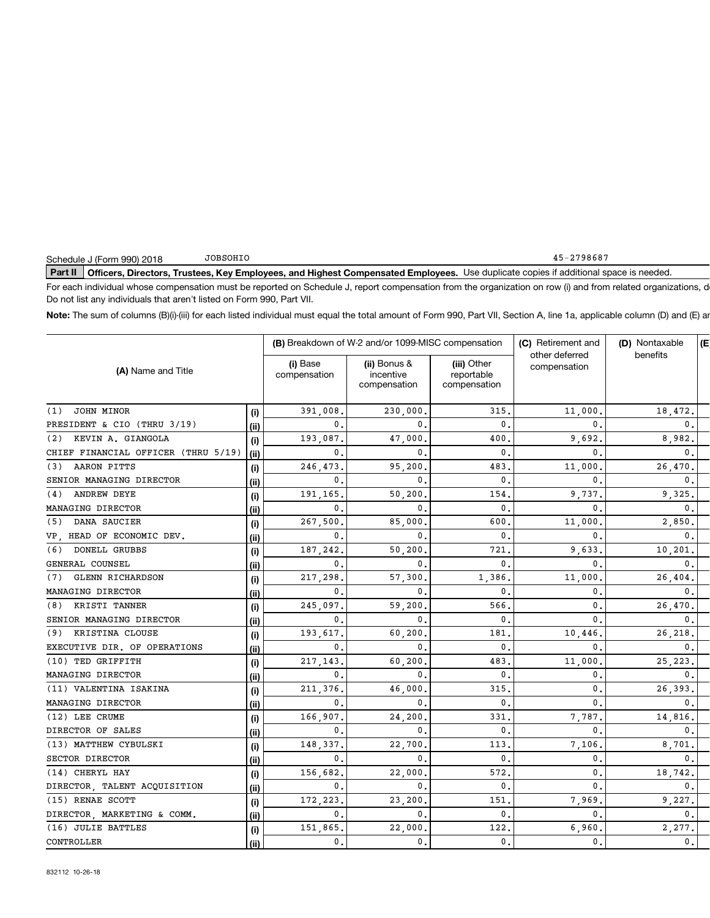Schedule J (Form 990) 2018 JOBSOHIO 45-2798687

**Part II** **Officers, Directors, Trustees, Key Employees, and Highest Compensated Employees.** Use duplicate copies if additional space is needed.

For each individual whose compensation must be reported on Schedule J, report compensation from the organization on row (i) and from related organizations, d
Do not list any individuals that aren't listed on Form 990, Part VII.

**Note:** The sum of columns (B)(i)-(iii) for each listed individual must equal the total amount of Form 990, Part VII, Section A, line 1a, applicable column (D) and (E) ar

| (A) Name and Title | | (B) Breakdown of W-2 and/or 1099-MISC compensation | | | (C) Retirement and other deferred compensation | (D) Nontaxable benefits |
|---|---|---|---|---|---|---|
| | | (i) Base compensation | (ii) Bonus & incentive compensation | (iii) Other reportable compensation | | |
| (1) JOHN MINOR | (i) | 391,008. | 230,000. | 315. | 11,000. | 18,472. |
| PRESIDENT & CIO (THRU 3/19) | (ii) | 0. | 0. | 0. | 0. | 0. |
| (2) KEVIN A. GIANGOLA | (i) | 193,087. | 47,000. | 400. | 9,692. | 8,982. |
| CHIEF FINANCIAL OFFICER (THRU 5/19) | (ii) | 0. | 0. | 0. | 0. | 0. |
| (3) AARON PITTS | (i) | 246,473. | 95,200. | 483. | 11,000. | 26,470. |
| SENIOR MANAGING DIRECTOR | (ii) | 0. | 0. | 0. | 0. | 0. |
| (4) ANDREW DEYE | (i) | 191,165. | 50,200. | 154. | 9,737. | 9,325. |
| MANAGING DIRECTOR | (ii) | 0. | 0. | 0. | 0. | 0. |
| (5) DANA SAUCIER | (i) | 267,500. | 85,000. | 600. | 11,000. | 2,850. |
| VP, HEAD OF ECONOMIC DEV. | (ii) | 0. | 0. | 0. | 0. | 0. |
| (6) DONELL GRUBBS | (i) | 187,242. | 50,200. | 721. | 9,633. | 10,201. |
| GENERAL COUNSEL | (ii) | 0. | 0. | 0. | 0. | 0. |
| (7) GLENN RICHARDSON | (i) | 217,298. | 57,300. | 1,386. | 11,000. | 26,404. |
| MANAGING DIRECTOR | (ii) | 0. | 0. | 0. | 0. | 0. |
| (8) KRISTI TANNER | (i) | 245,097. | 59,200. | 566. | 0. | 26,470. |
| SENIOR MANAGING DIRECTOR | (ii) | 0. | 0. | 0. | 0. | 0. |
| (9) KRISTINA CLOUSE | (i) | 193,617. | 60,200. | 181. | 10,446. | 26,218. |
| EXECUTIVE DIR. OF OPERATIONS | (ii) | 0. | 0. | 0. | 0. | 0. |
| (10) TED GRIFFITH | (i) | 217,143. | 60,200. | 483. | 11,000. | 25,223. |
| MANAGING DIRECTOR | (ii) | 0. | 0. | 0. | 0. | 0. |
| (11) VALENTINA ISAKINA | (i) | 211,376. | 46,000. | 315. | 0. | 26,393. |
| MANAGING DIRECTOR | (ii) | 0. | 0. | 0. | 0. | 0. |
| (12) LEE CRUME | (i) | 166,907. | 24,200. | 331. | 7,787. | 14,816. |
| DIRECTOR OF SALES | (ii) | 0. | 0. | 0. | 0. | 0. |
| (13) MATTHEW CYBULSKI | (i) | 148,337. | 22,700. | 113. | 7,106. | 8,701. |
| SECTOR DIRECTOR | (ii) | 0. | 0. | 0. | 0. | 0. |
| (14) CHERYL HAY | (i) | 156,682. | 22,000. | 572. | 0. | 18,742. |
| DIRECTOR, TALENT ACQUISITION | (ii) | 0. | 0. | 0. | 0. | 0. |
| (15) RENAE SCOTT | (i) | 172,223. | 23,200. | 151. | 7,969. | 9,227. |
| DIRECTOR, MARKETING & COMM. | (ii) | 0. | 0. | 0. | 0. | 0. |
| (16) JULIE BATTLES | (i) | 151,865. | 22,000. | 122. | 6,960. | 2,277. |
| CONTROLLER | (ii) | 0. | 0. | 0. | 0. | 0. |

832112 10-26-18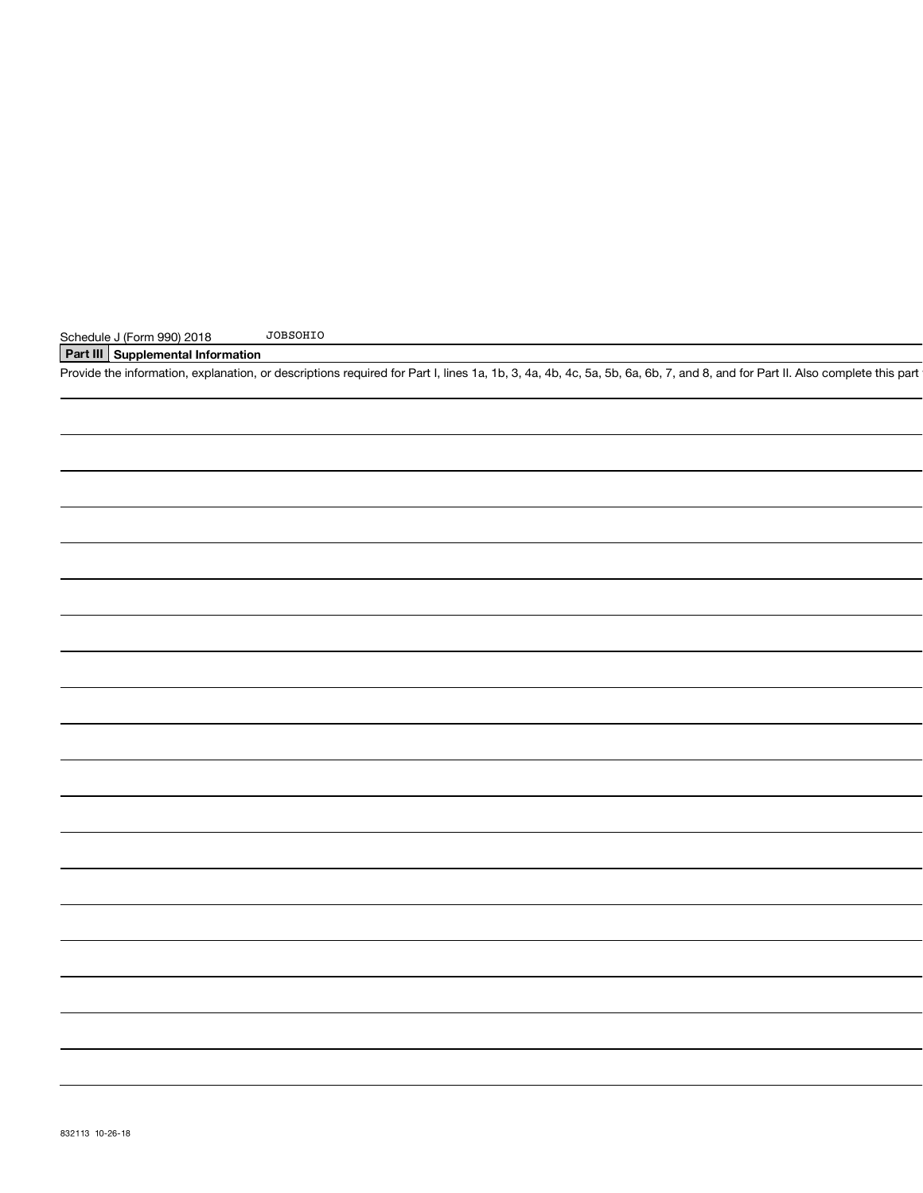Schedule J (Form 990) 2018 JOBSOHIO

## Part III Supplemental Information

Provide the information, explanation, or descriptions required for Part I, lines 1a, 1b, 3, 4a, 4b, 4c, 5a, 5b, 6a, 6b, 7, and 8, and for Part II. Also complete this part

832113 10-26-18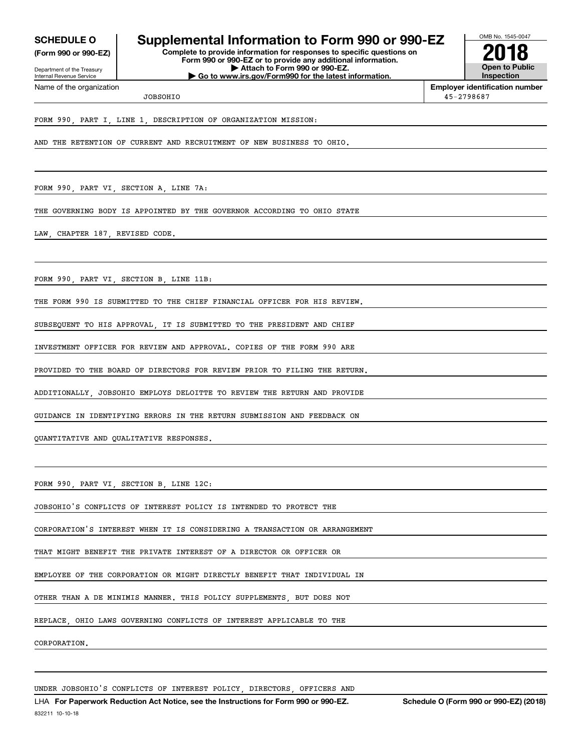**SCHEDULE O**
**(Form 990 or 990-EZ)**

Department of the Treasury
Internal Revenue Service

# Supplemental Information to Form 990 or 990-EZ

**Complete to provide information for responses to specific questions on Form 990 or 990-EZ or to provide any additional information.**
**▶ Attach to Form 990 or 990-EZ.**
**▶ Go to www.irs.gov/Form990 for the latest information.**

OMB No. 1545-0047

**2018**

**Open to Public Inspection**

Name of the organization: JOBSOHIO

**Employer identification number:** 45-2798687

FORM 990, PART I, LINE 1, DESCRIPTION OF ORGANIZATION MISSION:

AND THE RETENTION OF CURRENT AND RECRUITMENT OF NEW BUSINESS TO OHIO.

FORM 990, PART VI, SECTION A, LINE 7A:

THE GOVERNING BODY IS APPOINTED BY THE GOVERNOR ACCORDING TO OHIO STATE LAW, CHAPTER 187, REVISED CODE.

FORM 990, PART VI, SECTION B, LINE 11B:

THE FORM 990 IS SUBMITTED TO THE CHIEF FINANCIAL OFFICER FOR HIS REVIEW. SUBSEQUENT TO HIS APPROVAL, IT IS SUBMITTED TO THE PRESIDENT AND CHIEF INVESTMENT OFFICER FOR REVIEW AND APPROVAL. COPIES OF THE FORM 990 ARE PROVIDED TO THE BOARD OF DIRECTORS FOR REVIEW PRIOR TO FILING THE RETURN. ADDITIONALLY, JOBSOHIO EMPLOYS DELOITTE TO REVIEW THE RETURN AND PROVIDE GUIDANCE IN IDENTIFYING ERRORS IN THE RETURN SUBMISSION AND FEEDBACK ON QUANTITATIVE AND QUALITATIVE RESPONSES.

FORM 990, PART VI, SECTION B, LINE 12C:

JOBSOHIO'S CONFLICTS OF INTEREST POLICY IS INTENDED TO PROTECT THE CORPORATION'S INTEREST WHEN IT IS CONSIDERING A TRANSACTION OR ARRANGEMENT THAT MIGHT BENEFIT THE PRIVATE INTEREST OF A DIRECTOR OR OFFICER OR EMPLOYEE OF THE CORPORATION OR MIGHT DIRECTLY BENEFIT THAT INDIVIDUAL IN OTHER THAN A DE MINIMIS MANNER. THIS POLICY SUPPLEMENTS, BUT DOES NOT REPLACE, OHIO LAWS GOVERNING CONFLICTS OF INTEREST APPLICABLE TO THE CORPORATION.

UNDER JOBSOHIO'S CONFLICTS OF INTEREST POLICY, DIRECTORS, OFFICERS AND

LHA **For Paperwork Reduction Act Notice, see the Instructions for Form 990 or 990-EZ.** **Schedule O (Form 990 or 990-EZ) (2018)**

832211 10-10-18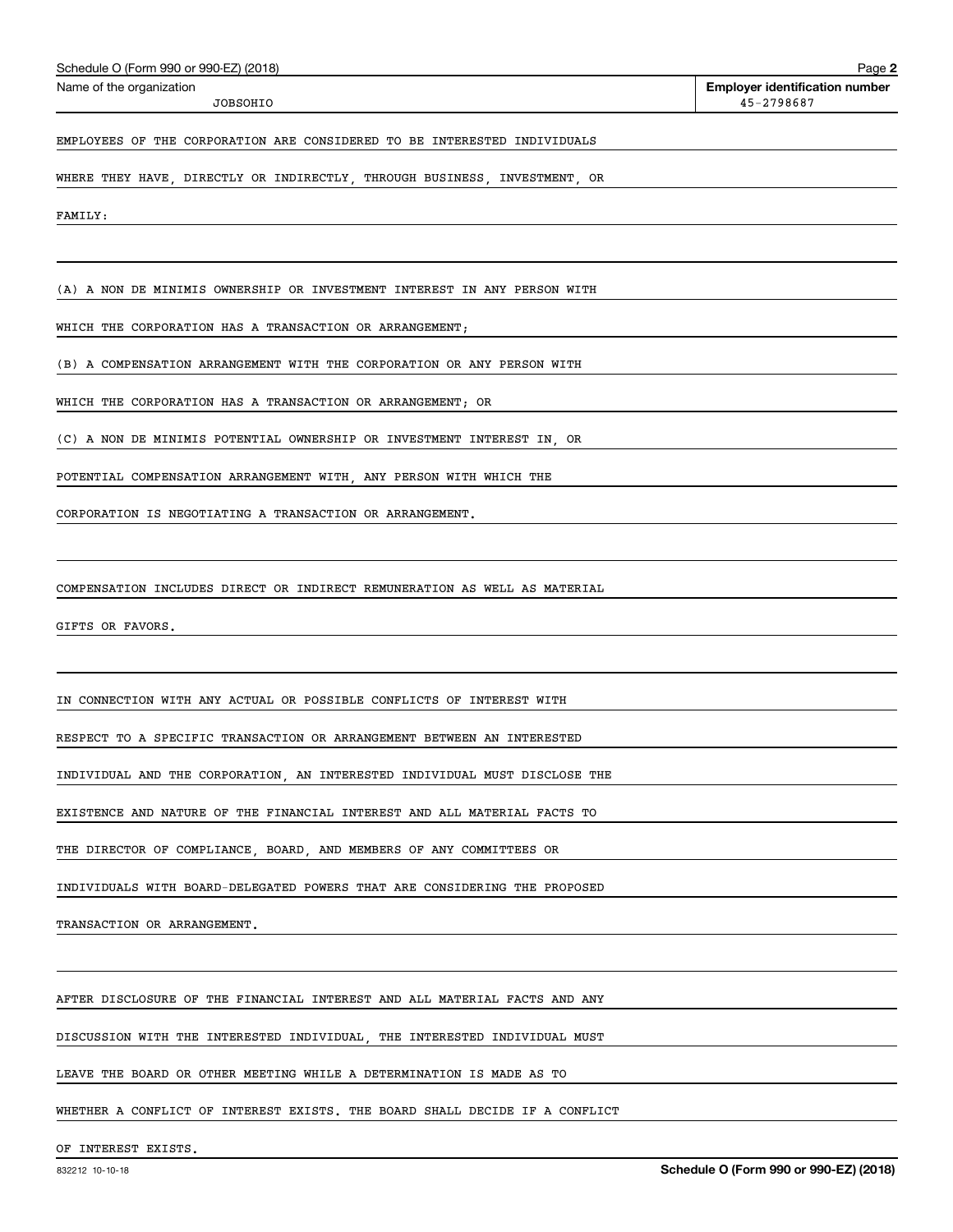Name of the organization JOBSOHIO

Employer identification number 45-2798687

EMPLOYEES OF THE CORPORATION ARE CONSIDERED TO BE INTERESTED INDIVIDUALS WHERE THEY HAVE, DIRECTLY OR INDIRECTLY, THROUGH BUSINESS, INVESTMENT, OR FAMILY:

(A) A NON DE MINIMIS OWNERSHIP OR INVESTMENT INTEREST IN ANY PERSON WITH WHICH THE CORPORATION HAS A TRANSACTION OR ARRANGEMENT;

(B) A COMPENSATION ARRANGEMENT WITH THE CORPORATION OR ANY PERSON WITH WHICH THE CORPORATION HAS A TRANSACTION OR ARRANGEMENT; OR

(C) A NON DE MINIMIS POTENTIAL OWNERSHIP OR INVESTMENT INTEREST IN, OR POTENTIAL COMPENSATION ARRANGEMENT WITH, ANY PERSON WITH WHICH THE CORPORATION IS NEGOTIATING A TRANSACTION OR ARRANGEMENT.

COMPENSATION INCLUDES DIRECT OR INDIRECT REMUNERATION AS WELL AS MATERIAL GIFTS OR FAVORS.

IN CONNECTION WITH ANY ACTUAL OR POSSIBLE CONFLICTS OF INTEREST WITH RESPECT TO A SPECIFIC TRANSACTION OR ARRANGEMENT BETWEEN AN INTERESTED INDIVIDUAL AND THE CORPORATION, AN INTERESTED INDIVIDUAL MUST DISCLOSE THE EXISTENCE AND NATURE OF THE FINANCIAL INTEREST AND ALL MATERIAL FACTS TO THE DIRECTOR OF COMPLIANCE, BOARD, AND MEMBERS OF ANY COMMITTEES OR INDIVIDUALS WITH BOARD-DELEGATED POWERS THAT ARE CONSIDERING THE PROPOSED TRANSACTION OR ARRANGEMENT.

AFTER DISCLOSURE OF THE FINANCIAL INTEREST AND ALL MATERIAL FACTS AND ANY DISCUSSION WITH THE INTERESTED INDIVIDUAL, THE INTERESTED INDIVIDUAL MUST LEAVE THE BOARD OR OTHER MEETING WHILE A DETERMINATION IS MADE AS TO WHETHER A CONFLICT OF INTEREST EXISTS. THE BOARD SHALL DECIDE IF A CONFLICT OF INTEREST EXISTS.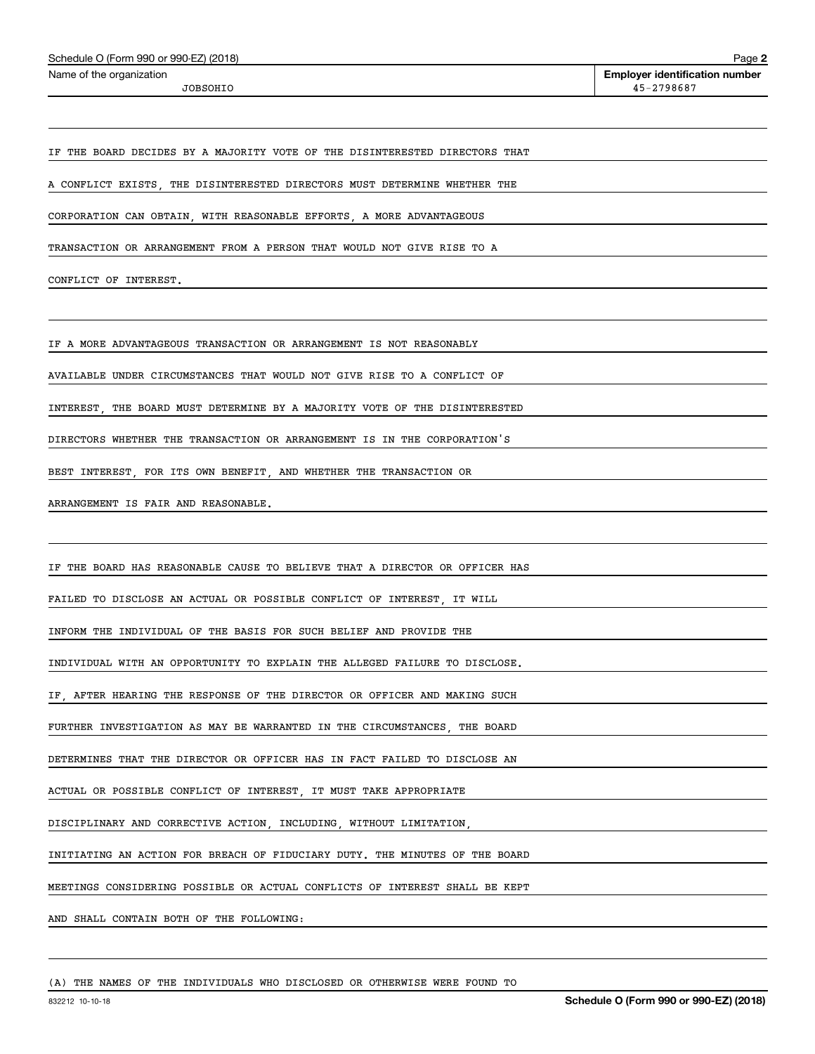Name of the organization: JOBSOHIO

Employer identification number: 45-2798687

IF THE BOARD DECIDES BY A MAJORITY VOTE OF THE DISINTERESTED DIRECTORS THAT A CONFLICT EXISTS, THE DISINTERESTED DIRECTORS MUST DETERMINE WHETHER THE CORPORATION CAN OBTAIN, WITH REASONABLE EFFORTS, A MORE ADVANTAGEOUS TRANSACTION OR ARRANGEMENT FROM A PERSON THAT WOULD NOT GIVE RISE TO A CONFLICT OF INTEREST.

IF A MORE ADVANTAGEOUS TRANSACTION OR ARRANGEMENT IS NOT REASONABLY AVAILABLE UNDER CIRCUMSTANCES THAT WOULD NOT GIVE RISE TO A CONFLICT OF INTEREST, THE BOARD MUST DETERMINE BY A MAJORITY VOTE OF THE DISINTERESTED DIRECTORS WHETHER THE TRANSACTION OR ARRANGEMENT IS IN THE CORPORATION'S BEST INTEREST, FOR ITS OWN BENEFIT, AND WHETHER THE TRANSACTION OR ARRANGEMENT IS FAIR AND REASONABLE.

IF THE BOARD HAS REASONABLE CAUSE TO BELIEVE THAT A DIRECTOR OR OFFICER HAS FAILED TO DISCLOSE AN ACTUAL OR POSSIBLE CONFLICT OF INTEREST, IT WILL INFORM THE INDIVIDUAL OF THE BASIS FOR SUCH BELIEF AND PROVIDE THE INDIVIDUAL WITH AN OPPORTUNITY TO EXPLAIN THE ALLEGED FAILURE TO DISCLOSE. IF, AFTER HEARING THE RESPONSE OF THE DIRECTOR OR OFFICER AND MAKING SUCH FURTHER INVESTIGATION AS MAY BE WARRANTED IN THE CIRCUMSTANCES, THE BOARD DETERMINES THAT THE DIRECTOR OR OFFICER HAS IN FACT FAILED TO DISCLOSE AN ACTUAL OR POSSIBLE CONFLICT OF INTEREST, IT MUST TAKE APPROPRIATE DISCIPLINARY AND CORRECTIVE ACTION, INCLUDING, WITHOUT LIMITATION, INITIATING AN ACTION FOR BREACH OF FIDUCIARY DUTY. THE MINUTES OF THE BOARD MEETINGS CONSIDERING POSSIBLE OR ACTUAL CONFLICTS OF INTEREST SHALL BE KEPT AND SHALL CONTAIN BOTH OF THE FOLLOWING:

(A) THE NAMES OF THE INDIVIDUALS WHO DISCLOSED OR OTHERWISE WERE FOUND TO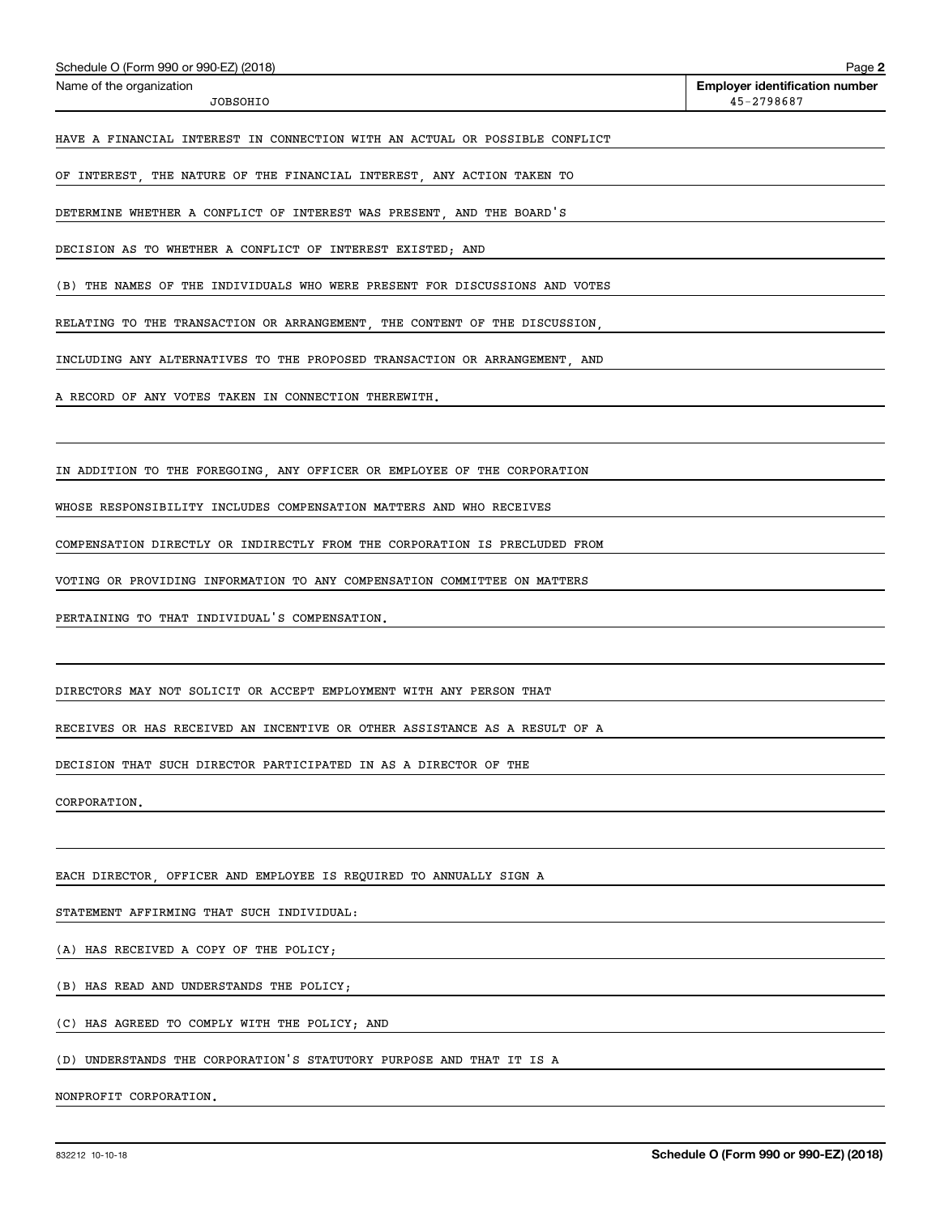Name of the organization: JOBSOHIO

Employer identification number: 45-2798687

HAVE A FINANCIAL INTEREST IN CONNECTION WITH AN ACTUAL OR POSSIBLE CONFLICT OF INTEREST, THE NATURE OF THE FINANCIAL INTEREST, ANY ACTION TAKEN TO DETERMINE WHETHER A CONFLICT OF INTEREST WAS PRESENT, AND THE BOARD'S DECISION AS TO WHETHER A CONFLICT OF INTEREST EXISTED; AND

(B) THE NAMES OF THE INDIVIDUALS WHO WERE PRESENT FOR DISCUSSIONS AND VOTES RELATING TO THE TRANSACTION OR ARRANGEMENT, THE CONTENT OF THE DISCUSSION, INCLUDING ANY ALTERNATIVES TO THE PROPOSED TRANSACTION OR ARRANGEMENT, AND A RECORD OF ANY VOTES TAKEN IN CONNECTION THEREWITH.

IN ADDITION TO THE FOREGOING, ANY OFFICER OR EMPLOYEE OF THE CORPORATION WHOSE RESPONSIBILITY INCLUDES COMPENSATION MATTERS AND WHO RECEIVES COMPENSATION DIRECTLY OR INDIRECTLY FROM THE CORPORATION IS PRECLUDED FROM VOTING OR PROVIDING INFORMATION TO ANY COMPENSATION COMMITTEE ON MATTERS PERTAINING TO THAT INDIVIDUAL'S COMPENSATION.

DIRECTORS MAY NOT SOLICIT OR ACCEPT EMPLOYMENT WITH ANY PERSON THAT RECEIVES OR HAS RECEIVED AN INCENTIVE OR OTHER ASSISTANCE AS A RESULT OF A DECISION THAT SUCH DIRECTOR PARTICIPATED IN AS A DIRECTOR OF THE CORPORATION.

EACH DIRECTOR, OFFICER AND EMPLOYEE IS REQUIRED TO ANNUALLY SIGN A STATEMENT AFFIRMING THAT SUCH INDIVIDUAL:

(A) HAS RECEIVED A COPY OF THE POLICY;

(B) HAS READ AND UNDERSTANDS THE POLICY;

(C) HAS AGREED TO COMPLY WITH THE POLICY; AND

(D) UNDERSTANDS THE CORPORATION'S STATUTORY PURPOSE AND THAT IT IS A NONPROFIT CORPORATION.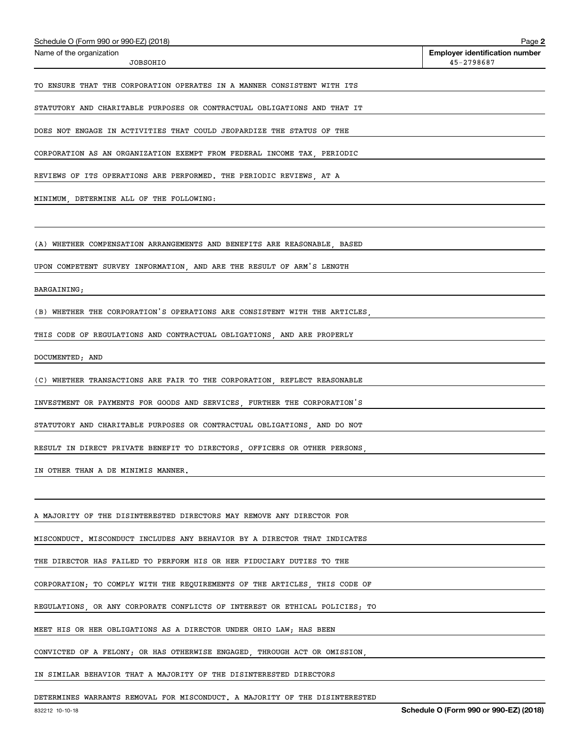Name of the organization: JOBSOHIO

Employer identification number: 45-2798687

TO ENSURE THAT THE CORPORATION OPERATES IN A MANNER CONSISTENT WITH ITS STATUTORY AND CHARITABLE PURPOSES OR CONTRACTUAL OBLIGATIONS AND THAT IT DOES NOT ENGAGE IN ACTIVITIES THAT COULD JEOPARDIZE THE STATUS OF THE CORPORATION AS AN ORGANIZATION EXEMPT FROM FEDERAL INCOME TAX, PERIODIC REVIEWS OF ITS OPERATIONS ARE PERFORMED. THE PERIODIC REVIEWS, AT A MINIMUM, DETERMINE ALL OF THE FOLLOWING:

(A) WHETHER COMPENSATION ARRANGEMENTS AND BENEFITS ARE REASONABLE, BASED UPON COMPETENT SURVEY INFORMATION, AND ARE THE RESULT OF ARM'S LENGTH BARGAINING;

(B) WHETHER THE CORPORATION'S OPERATIONS ARE CONSISTENT WITH THE ARTICLES, THIS CODE OF REGULATIONS AND CONTRACTUAL OBLIGATIONS, AND ARE PROPERLY DOCUMENTED; AND

(C) WHETHER TRANSACTIONS ARE FAIR TO THE CORPORATION, REFLECT REASONABLE INVESTMENT OR PAYMENTS FOR GOODS AND SERVICES, FURTHER THE CORPORATION'S STATUTORY AND CHARITABLE PURPOSES OR CONTRACTUAL OBLIGATIONS, AND DO NOT RESULT IN DIRECT PRIVATE BENEFIT TO DIRECTORS, OFFICERS OR OTHER PERSONS, IN OTHER THAN A DE MINIMIS MANNER.

A MAJORITY OF THE DISINTERESTED DIRECTORS MAY REMOVE ANY DIRECTOR FOR MISCONDUCT. MISCONDUCT INCLUDES ANY BEHAVIOR BY A DIRECTOR THAT INDICATES THE DIRECTOR HAS FAILED TO PERFORM HIS OR HER FIDUCIARY DUTIES TO THE CORPORATION; TO COMPLY WITH THE REQUIREMENTS OF THE ARTICLES, THIS CODE OF REGULATIONS, OR ANY CORPORATE CONFLICTS OF INTEREST OR ETHICAL POLICIES; TO MEET HIS OR HER OBLIGATIONS AS A DIRECTOR UNDER OHIO LAW; HAS BEEN CONVICTED OF A FELONY; OR HAS OTHERWISE ENGAGED, THROUGH ACT OR OMISSION, IN SIMILAR BEHAVIOR THAT A MAJORITY OF THE DISINTERESTED DIRECTORS DETERMINES WARRANTS REMOVAL FOR MISCONDUCT. A MAJORITY OF THE DISINTERESTED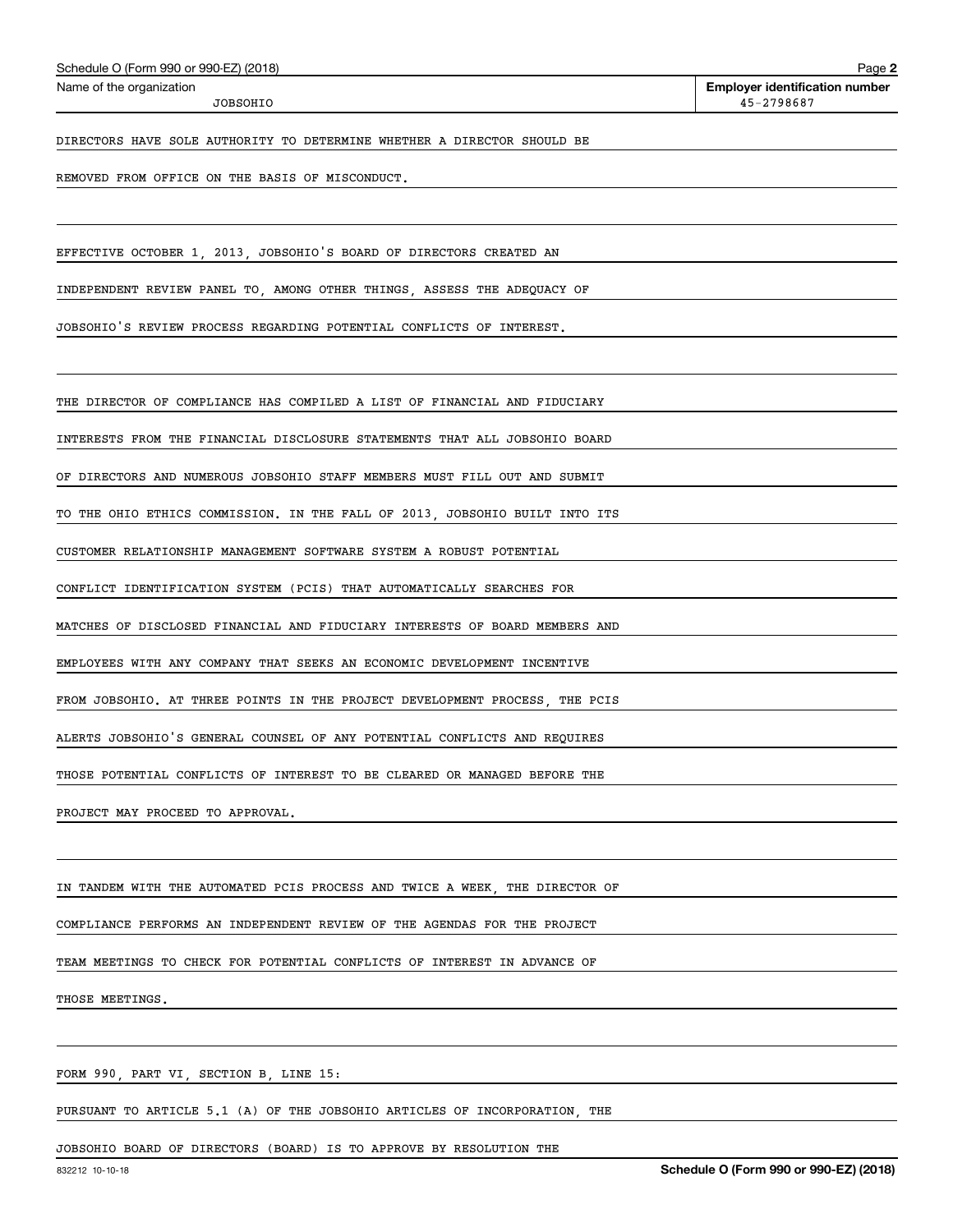Name of the organization JOBSOHIO

Employer identification number 45-2798687

DIRECTORS HAVE SOLE AUTHORITY TO DETERMINE WHETHER A DIRECTOR SHOULD BE REMOVED FROM OFFICE ON THE BASIS OF MISCONDUCT.

EFFECTIVE OCTOBER 1, 2013, JOBSOHIO'S BOARD OF DIRECTORS CREATED AN INDEPENDENT REVIEW PANEL TO, AMONG OTHER THINGS, ASSESS THE ADEQUACY OF JOBSOHIO'S REVIEW PROCESS REGARDING POTENTIAL CONFLICTS OF INTEREST.

THE DIRECTOR OF COMPLIANCE HAS COMPILED A LIST OF FINANCIAL AND FIDUCIARY INTERESTS FROM THE FINANCIAL DISCLOSURE STATEMENTS THAT ALL JOBSOHIO BOARD OF DIRECTORS AND NUMEROUS JOBSOHIO STAFF MEMBERS MUST FILL OUT AND SUBMIT TO THE OHIO ETHICS COMMISSION. IN THE FALL OF 2013, JOBSOHIO BUILT INTO ITS CUSTOMER RELATIONSHIP MANAGEMENT SOFTWARE SYSTEM A ROBUST POTENTIAL CONFLICT IDENTIFICATION SYSTEM (PCIS) THAT AUTOMATICALLY SEARCHES FOR MATCHES OF DISCLOSED FINANCIAL AND FIDUCIARY INTERESTS OF BOARD MEMBERS AND EMPLOYEES WITH ANY COMPANY THAT SEEKS AN ECONOMIC DEVELOPMENT INCENTIVE FROM JOBSOHIO. AT THREE POINTS IN THE PROJECT DEVELOPMENT PROCESS, THE PCIS ALERTS JOBSOHIO'S GENERAL COUNSEL OF ANY POTENTIAL CONFLICTS AND REQUIRES THOSE POTENTIAL CONFLICTS OF INTEREST TO BE CLEARED OR MANAGED BEFORE THE PROJECT MAY PROCEED TO APPROVAL.

IN TANDEM WITH THE AUTOMATED PCIS PROCESS AND TWICE A WEEK, THE DIRECTOR OF COMPLIANCE PERFORMS AN INDEPENDENT REVIEW OF THE AGENDAS FOR THE PROJECT TEAM MEETINGS TO CHECK FOR POTENTIAL CONFLICTS OF INTEREST IN ADVANCE OF THOSE MEETINGS.

FORM 990, PART VI, SECTION B, LINE 15:

PURSUANT TO ARTICLE 5.1 (A) OF THE JOBSOHIO ARTICLES OF INCORPORATION, THE JOBSOHIO BOARD OF DIRECTORS (BOARD) IS TO APPROVE BY RESOLUTION THE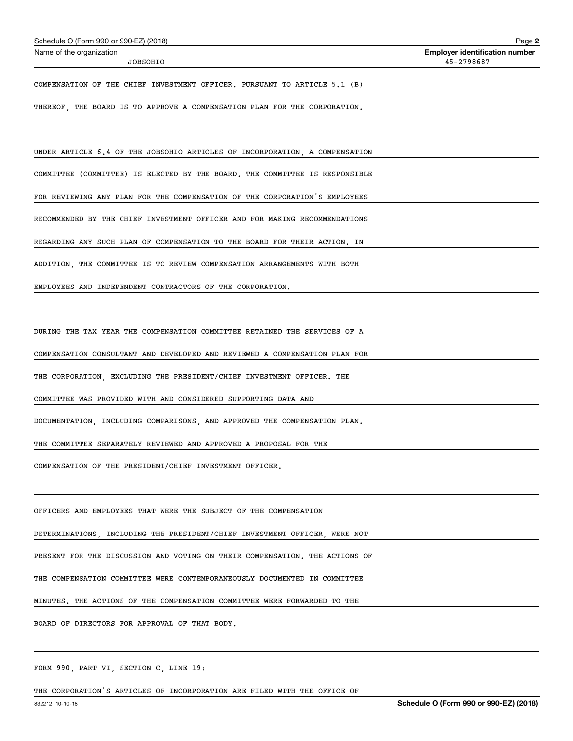Schedule O (Form 990 or 990-EZ) (2018)

Name of the organization: JOBSOHIO

Employer identification number: 45-2798687

COMPENSATION OF THE CHIEF INVESTMENT OFFICER. PURSUANT TO ARTICLE 5.1 (B) THEREOF, THE BOARD IS TO APPROVE A COMPENSATION PLAN FOR THE CORPORATION.

UNDER ARTICLE 6.4 OF THE JOBSOHIO ARTICLES OF INCORPORATION, A COMPENSATION COMMITTEE (COMMITTEE) IS ELECTED BY THE BOARD. THE COMMITTEE IS RESPONSIBLE FOR REVIEWING ANY PLAN FOR THE COMPENSATION OF THE CORPORATION'S EMPLOYEES RECOMMENDED BY THE CHIEF INVESTMENT OFFICER AND FOR MAKING RECOMMENDATIONS REGARDING ANY SUCH PLAN OF COMPENSATION TO THE BOARD FOR THEIR ACTION. IN ADDITION, THE COMMITTEE IS TO REVIEW COMPENSATION ARRANGEMENTS WITH BOTH EMPLOYEES AND INDEPENDENT CONTRACTORS OF THE CORPORATION.

DURING THE TAX YEAR THE COMPENSATION COMMITTEE RETAINED THE SERVICES OF A COMPENSATION CONSULTANT AND DEVELOPED AND REVIEWED A COMPENSATION PLAN FOR THE CORPORATION, EXCLUDING THE PRESIDENT/CHIEF INVESTMENT OFFICER. THE COMMITTEE WAS PROVIDED WITH AND CONSIDERED SUPPORTING DATA AND DOCUMENTATION, INCLUDING COMPARISONS, AND APPROVED THE COMPENSATION PLAN. THE COMMITTEE SEPARATELY REVIEWED AND APPROVED A PROPOSAL FOR THE COMPENSATION OF THE PRESIDENT/CHIEF INVESTMENT OFFICER.

OFFICERS AND EMPLOYEES THAT WERE THE SUBJECT OF THE COMPENSATION DETERMINATIONS, INCLUDING THE PRESIDENT/CHIEF INVESTMENT OFFICER, WERE NOT PRESENT FOR THE DISCUSSION AND VOTING ON THEIR COMPENSATION. THE ACTIONS OF THE COMPENSATION COMMITTEE WERE CONTEMPORANEOUSLY DOCUMENTED IN COMMITTEE MINUTES. THE ACTIONS OF THE COMPENSATION COMMITTEE WERE FORWARDED TO THE BOARD OF DIRECTORS FOR APPROVAL OF THAT BODY.

FORM 990, PART VI, SECTION C, LINE 19:

THE CORPORATION'S ARTICLES OF INCORPORATION ARE FILED WITH THE OFFICE OF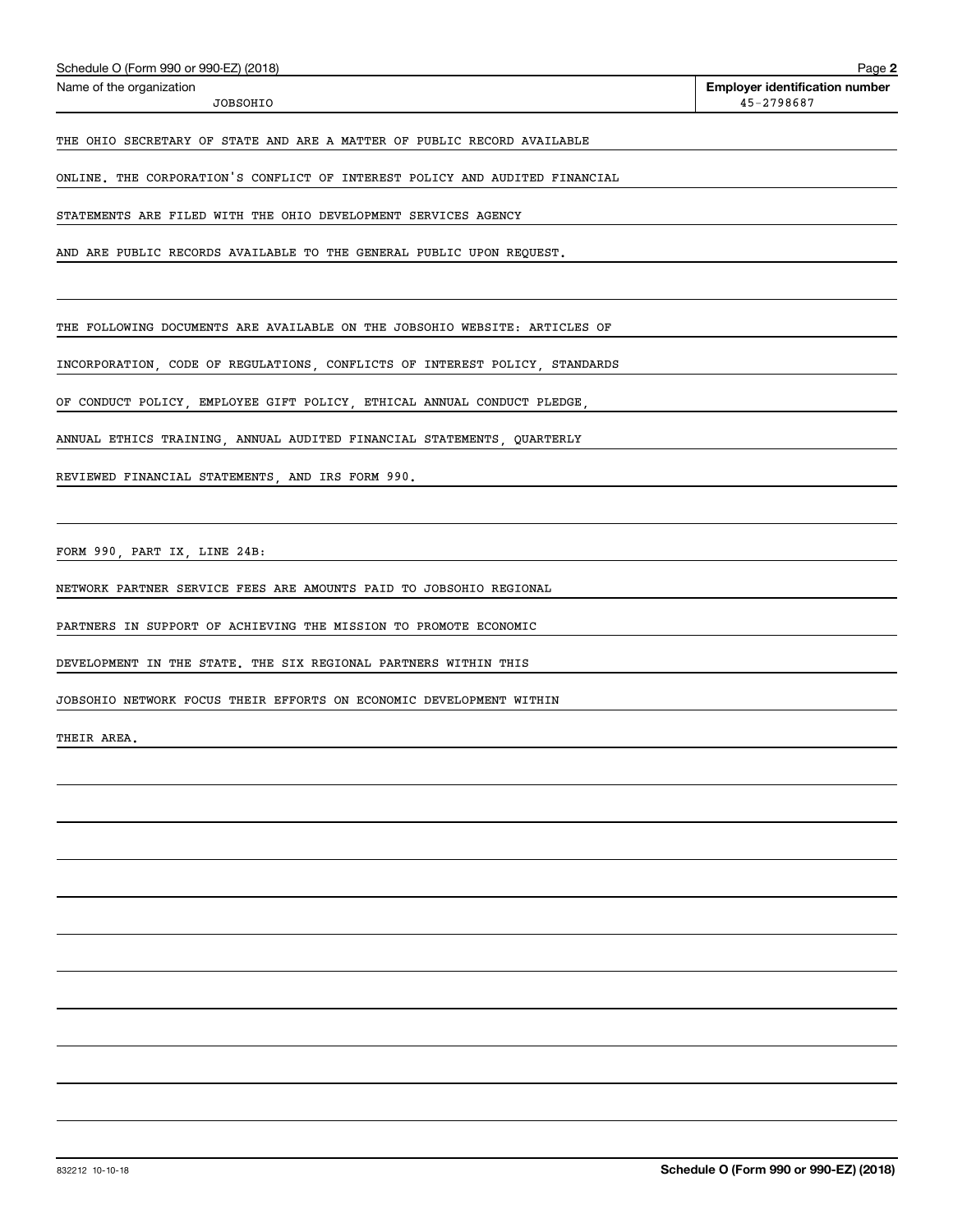Name of the organization: JOBSOHIO

Employer identification number: 45-2798687

THE OHIO SECRETARY OF STATE AND ARE A MATTER OF PUBLIC RECORD AVAILABLE ONLINE. THE CORPORATION'S CONFLICT OF INTEREST POLICY AND AUDITED FINANCIAL STATEMENTS ARE FILED WITH THE OHIO DEVELOPMENT SERVICES AGENCY AND ARE PUBLIC RECORDS AVAILABLE TO THE GENERAL PUBLIC UPON REQUEST.

THE FOLLOWING DOCUMENTS ARE AVAILABLE ON THE JOBSOHIO WEBSITE: ARTICLES OF INCORPORATION, CODE OF REGULATIONS, CONFLICTS OF INTEREST POLICY, STANDARDS OF CONDUCT POLICY, EMPLOYEE GIFT POLICY, ETHICAL ANNUAL CONDUCT PLEDGE, ANNUAL ETHICS TRAINING, ANNUAL AUDITED FINANCIAL STATEMENTS, QUARTERLY REVIEWED FINANCIAL STATEMENTS, AND IRS FORM 990.

FORM 990, PART IX, LINE 24B:

NETWORK PARTNER SERVICE FEES ARE AMOUNTS PAID TO JOBSOHIO REGIONAL PARTNERS IN SUPPORT OF ACHIEVING THE MISSION TO PROMOTE ECONOMIC DEVELOPMENT IN THE STATE. THE SIX REGIONAL PARTNERS WITHIN THIS JOBSOHIO NETWORK FOCUS THEIR EFFORTS ON ECONOMIC DEVELOPMENT WITHIN THEIR AREA.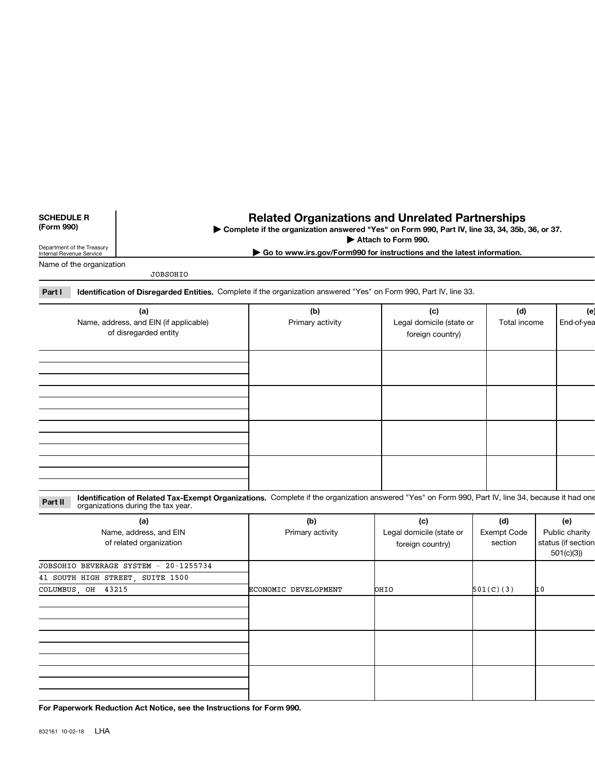**SCHEDULE R (Form 990)**

Department of the Treasury
Internal Revenue Service

# Related Organizations and Unrelated Partnerships

▶ **Complete if the organization answered "Yes" on Form 990, Part IV, line 33, 34, 35b, 36, or 37.**
▶ **Attach to Form 990.**
▶ **Go to www.irs.gov/Form990 for instructions and the latest information.**

Name of the organization

JOBSOHIO

**Part I** **Identification of Disregarded Entities.** Complete if the organization answered "Yes" on Form 990, Part IV, line 33.

| (a) Name, address, and EIN (if applicable) of disregarded entity | (b) Primary activity | (c) Legal domicile (state or foreign country) | (d) Total income | (e) End-of-yea |
|---|---|---|---|---|
| | | | | |
| | | | | |
| | | | | |
| | | | | |

**Part II** **Identification of Related Tax-Exempt Organizations.** Complete if the organization answered "Yes" on Form 990, Part IV, line 34, because it had one organizations during the tax year.

| (a) Name, address, and EIN of related organization | (b) Primary activity | (c) Legal domicile (state or foreign country) | (d) Exempt Code section | (e) Public charity status (if section 501(c)(3)) |
|---|---|---|---|---|
| JOBSOHIO BEVERAGE SYSTEM - 20-1255734<br>41 SOUTH HIGH STREET, SUITE 1500<br>COLUMBUS, OH 43215 | ECONOMIC DEVELOPMENT | OHIO | 501(C)(3) | 10 |
| | | | | |
| | | | | |
| | | | | |

**For Paperwork Reduction Act Notice, see the Instructions for Form 990.**

832161 10-02-18 LHA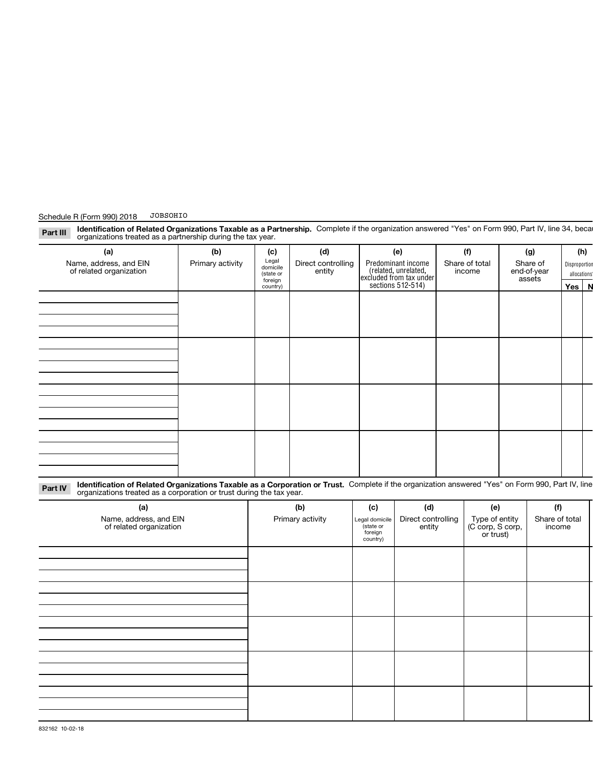Schedule R (Form 990) 2018 JOBSOHIO

**Part III** **Identification of Related Organizations Taxable as a Partnership.** Complete if the organization answered "Yes" on Form 990, Part IV, line 34, becau organizations treated as a partnership during the tax year.

| (a) Name, address, and EIN of related organization | (b) Primary activity | (c) Legal domicile (state or foreign country) | (d) Direct controlling entity | (e) Predominant income (related, unrelated, excluded from tax under sections 512-514) | (f) Share of total income | (g) Share of end-of-year assets | (h) Disproportion allocations? Yes | N |
|---|---|---|---|---|---|---|---|---|
| | | | | | | | | |
| | | | | | | | | |
| | | | | | | | | |
| | | | | | | | | |

**Part IV** **Identification of Related Organizations Taxable as a Corporation or Trust.** Complete if the organization answered "Yes" on Form 990, Part IV, line organizations treated as a corporation or trust during the tax year.

| (a) Name, address, and EIN of related organization | (b) Primary activity | (c) Legal domicile (state or foreign country) | (d) Direct controlling entity | (e) Type of entity (C corp, S corp, or trust) | (f) Share of total income |
|---|---|---|---|---|---|
| | | | | | |
| | | | | | |
| | | | | | |
| | | | | | |
| | | | | | |

832162 10-02-18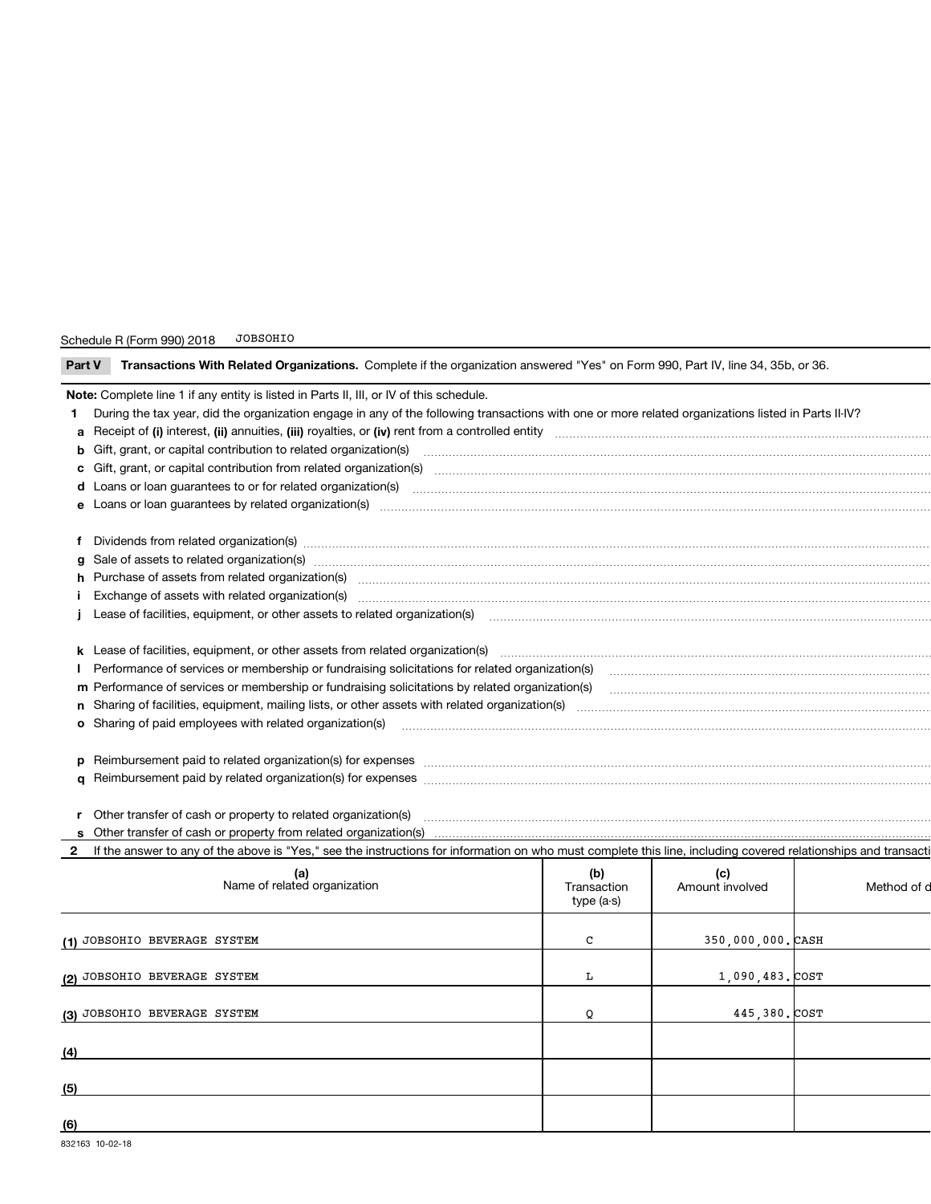Schedule R (Form 990) 2018 JOBSOHIO

**Part V** **Transactions With Related Organizations.** Complete if the organization answered "Yes" on Form 990, Part IV, line 34, 35b, or 36.

**Note:** Complete line 1 if any entity is listed in Parts II, III, or IV of this schedule.

**1** During the tax year, did the organization engage in any of the following transactions with one or more related organizations listed in Parts II-IV?

- **a** Receipt of **(i)** interest, **(ii)** annuities, **(iii)** royalties, or **(iv)** rent from a controlled entity
- **b** Gift, grant, or capital contribution to related organization(s)
- **c** Gift, grant, or capital contribution from related organization(s)
- **d** Loans or loan guarantees to or for related organization(s)
- **e** Loans or loan guarantees by related organization(s)
- **f** Dividends from related organization(s)
- **g** Sale of assets to related organization(s)
- **h** Purchase of assets from related organization(s)
- **i** Exchange of assets with related organization(s)
- **j** Lease of facilities, equipment, or other assets to related organization(s)
- **k** Lease of facilities, equipment, or other assets from related organization(s)
- **l** Performance of services or membership or fundraising solicitations for related organization(s)
- **m** Performance of services or membership or fundraising solicitations by related organization(s)
- **n** Sharing of facilities, equipment, mailing lists, or other assets with related organization(s)
- **o** Sharing of paid employees with related organization(s)
- **p** Reimbursement paid to related organization(s) for expenses
- **q** Reimbursement paid by related organization(s) for expenses
- **r** Other transfer of cash or property to related organization(s)
- **s** Other transfer of cash or property from related organization(s)

**2** If the answer to any of the above is "Yes," see the instructions for information on who must complete this line, including covered relationships and transacti

| (a) Name of related organization | (b) Transaction type (a-s) | (c) Amount involved | Method of d |
|---|---|---|---|
| (1) JOBSOHIO BEVERAGE SYSTEM | C | 350,000,000. | CASH |
| (2) JOBSOHIO BEVERAGE SYSTEM | L | 1,090,483. | COST |
| (3) JOBSOHIO BEVERAGE SYSTEM | Q | 445,380. | COST |
| (4) | | | |
| (5) | | | |
| (6) | | | |

832163 10-02-18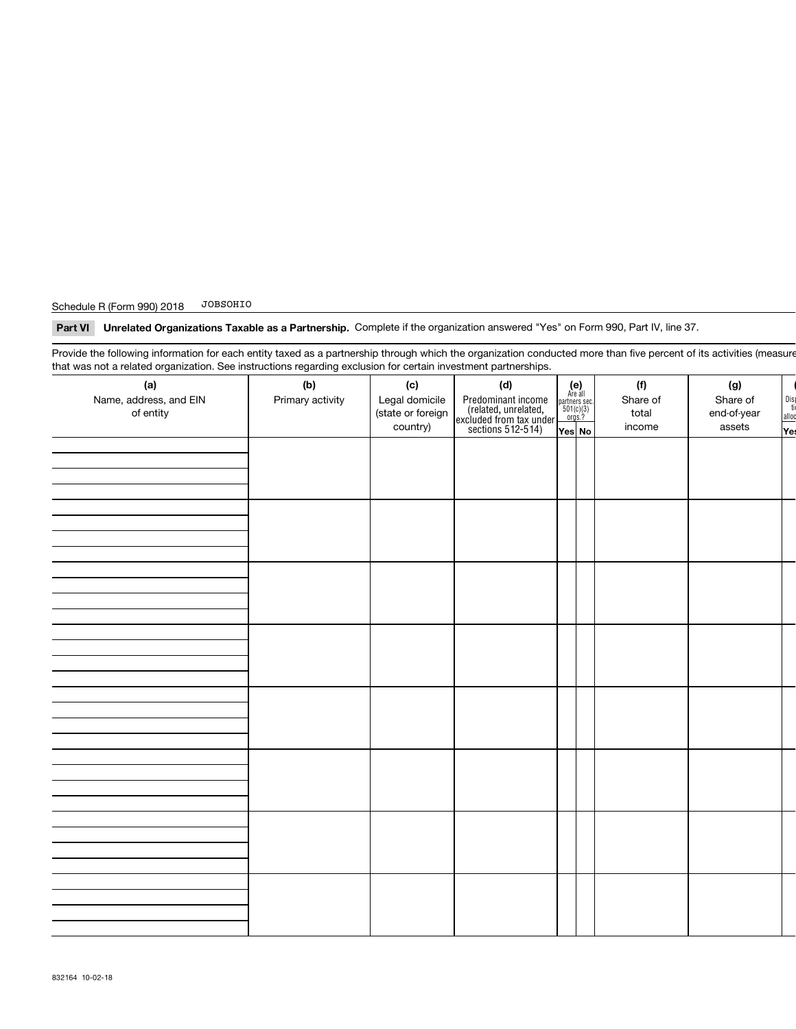Schedule R (Form 990) 2018 JOBSOHIO

**Part VI Unrelated Organizations Taxable as a Partnership.** Complete if the organization answered "Yes" on Form 990, Part IV, line 37.

Provide the following information for each entity taxed as a partnership through which the organization conducted more than five percent of its activities (measure that was not a related organization. See instructions regarding exclusion for certain investment partnerships.

| (a) Name, address, and EIN of entity | (b) Primary activity | (c) Legal domicile (state or foreign country) | (d) Predominant income (related, unrelated, excluded from tax under sections 512-514) | (e) Are all partners sec. 501(c)(3) orgs.? Yes | No | (f) Share of total income | (g) Share of end-of-year assets |
|---|---|---|---|---|---|---|---|
| | | | | | | | |
| | | | | | | | |
| | | | | | | | |
| | | | | | | | |
| | | | | | | | |
| | | | | | | | |
| | | | | | | | |
| | | | | | | | |

832164 10-02-18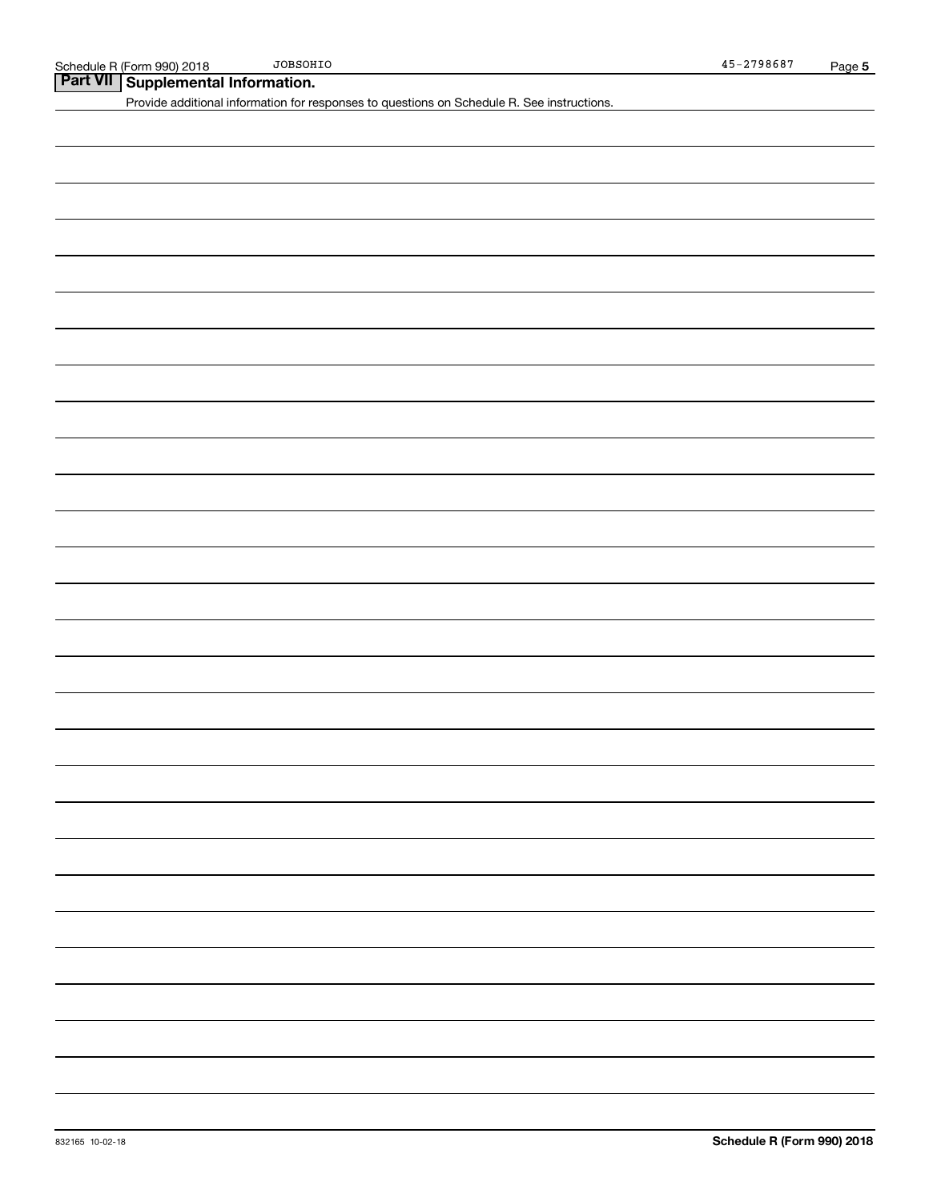## Part VII Supplemental Information.

Provide additional information for responses to questions on Schedule R. See instructions.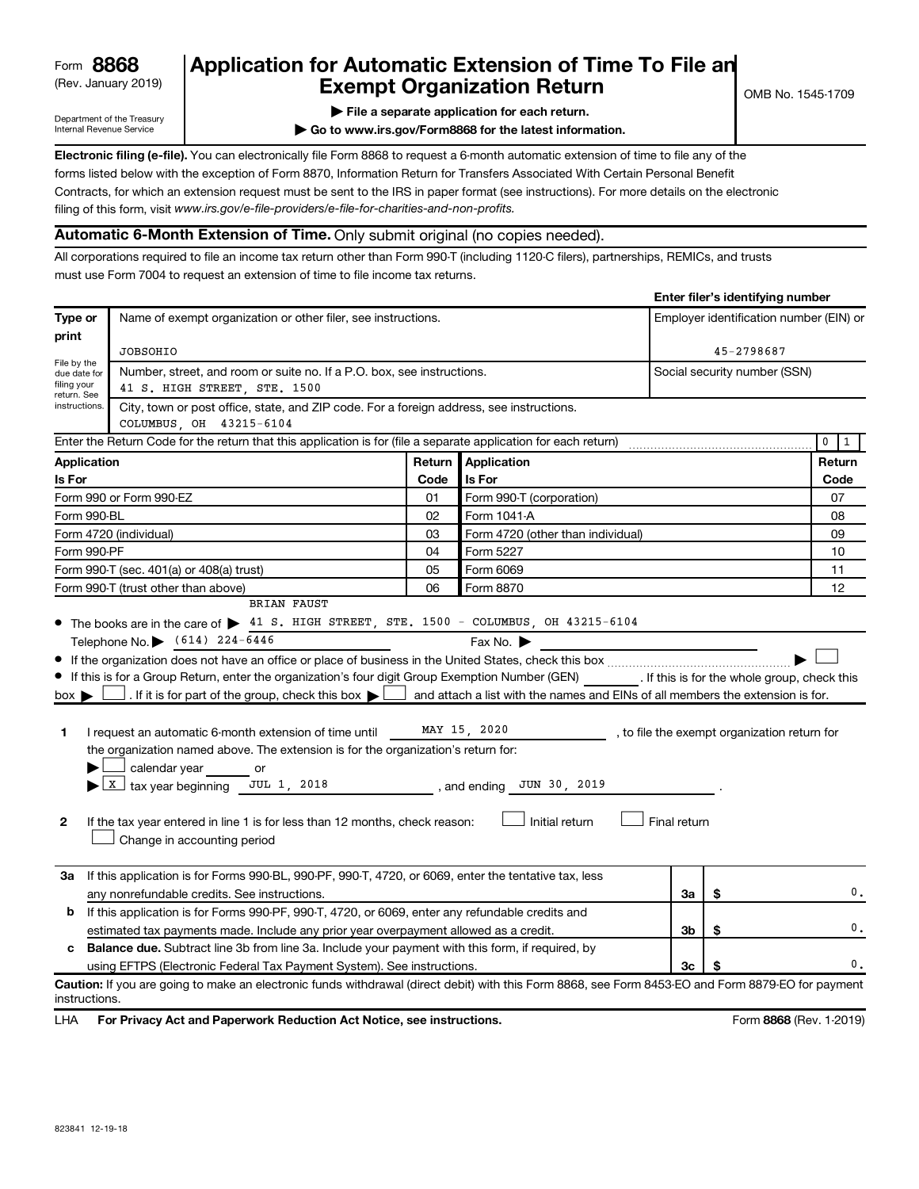Form **8868** (Rev. January 2019)

Department of the Treasury
Internal Revenue Service

# Application for Automatic Extension of Time To File an Exempt Organization Return

OMB No. 1545-1709

▶ **File a separate application for each return.**

▶ **Go to www.irs.gov/Form8868 for the latest information.**

**Electronic filing (e-file).** You can electronically file Form 8868 to request a 6-month automatic extension of time to file any of the forms listed below with the exception of Form 8870, Information Return for Transfers Associated With Certain Personal Benefit Contracts, for which an extension request must be sent to the IRS in paper format (see instructions). For more details on the electronic filing of this form, visit *www.irs.gov/e-file-providers/e-file-for-charities-and-non-profits.*

## Automatic 6-Month Extension of Time. Only submit original (no copies needed).

All corporations required to file an income tax return other than Form 990-T (including 1120-C filers), partnerships, REMICs, and trusts must use Form 7004 to request an extension of time to file income tax returns.

**Enter filer's identifying number**

| Type or print | | |
|---|---|---|
| File by the due date for filing your return. See instructions. | Name of exempt organization or other filer, see instructions.<br>JOBSOHIO | Employer identification number (EIN) or<br>45-2798687 |
| | Number, street, and room or suite no. If a P.O. box, see instructions.<br>41 S. HIGH STREET, STE. 1500 | Social security number (SSN) |
| | City, town or post office, state, and ZIP code. For a foreign address, see instructions.<br>COLUMBUS, OH 43215-6104 | |

Enter the Return Code for the return that this application is for (file a separate application for each return) ..... 0 1

| Application Is For | Return Code | Application Is For | Return Code |
|---|---|---|---|
| Form 990 or Form 990-EZ | 01 | Form 990-T (corporation) | 07 |
| Form 990-BL | 02 | Form 1041-A | 08 |
| Form 4720 (individual) | 03 | Form 4720 (other than individual) | 09 |
| Form 990-PF | 04 | Form 5227 | 10 |
| Form 990-T (sec. 401(a) or 408(a) trust) | 05 | Form 6069 | 11 |
| Form 990-T (trust other than above) | 06 | Form 8870 | 12 |

- The books are in the care of ▶ BRIAN FAUST 41 S. HIGH STREET, STE. 1500 - COLUMBUS, OH 43215-6104

  Telephone No. ▶ (614) 224-6446 Fax No. ▶
- If the organization does not have an office or place of business in the United States, check this box ..... ▶ ☐
- If this is for a Group Return, enter the organization's four digit Group Exemption Number (GEN) ______ . If this is for the whole group, check this box ▶ ☐ . If it is for part of the group, check this box ▶ ☐ and attach a list with the names and EINs of all members the extension is for.

**1** I request an automatic 6-month extension of time until MAY 15, 2020 , to file the exempt organization return for the organization named above. The extension is for the organization's return for:

▶ ☐ calendar year ______ or

▶ ☒ tax year beginning JUL 1, 2018 , and ending JUN 30, 2019 .

**2** If the tax year entered in line 1 is for less than 12 months, check reason: ☐ Initial return ☐ Final return ☐ Change in accounting period

| | | | |
|---|---|---|---|
| **3a** | If this application is for Forms 990-BL, 990-PF, 990-T, 4720, or 6069, enter the tentative tax, less any nonrefundable credits. See instructions. | **3a** | $ 0. |
| **b** | If this application is for Forms 990-PF, 990-T, 4720, or 6069, enter any refundable credits and estimated tax payments made. Include any prior year overpayment allowed as a credit. | **3b** | $ 0. |
| **c** | **Balance due.** Subtract line 3b from line 3a. Include your payment with this form, if required, by using EFTPS (Electronic Federal Tax Payment System). See instructions. | **3c** | $ 0. |

**Caution:** If you are going to make an electronic funds withdrawal (direct debit) with this Form 8868, see Form 8453-EO and Form 8879-EO for payment instructions.

LHA **For Privacy Act and Paperwork Reduction Act Notice, see instructions.** Form **8868** (Rev. 1-2019)

823841 12-19-18